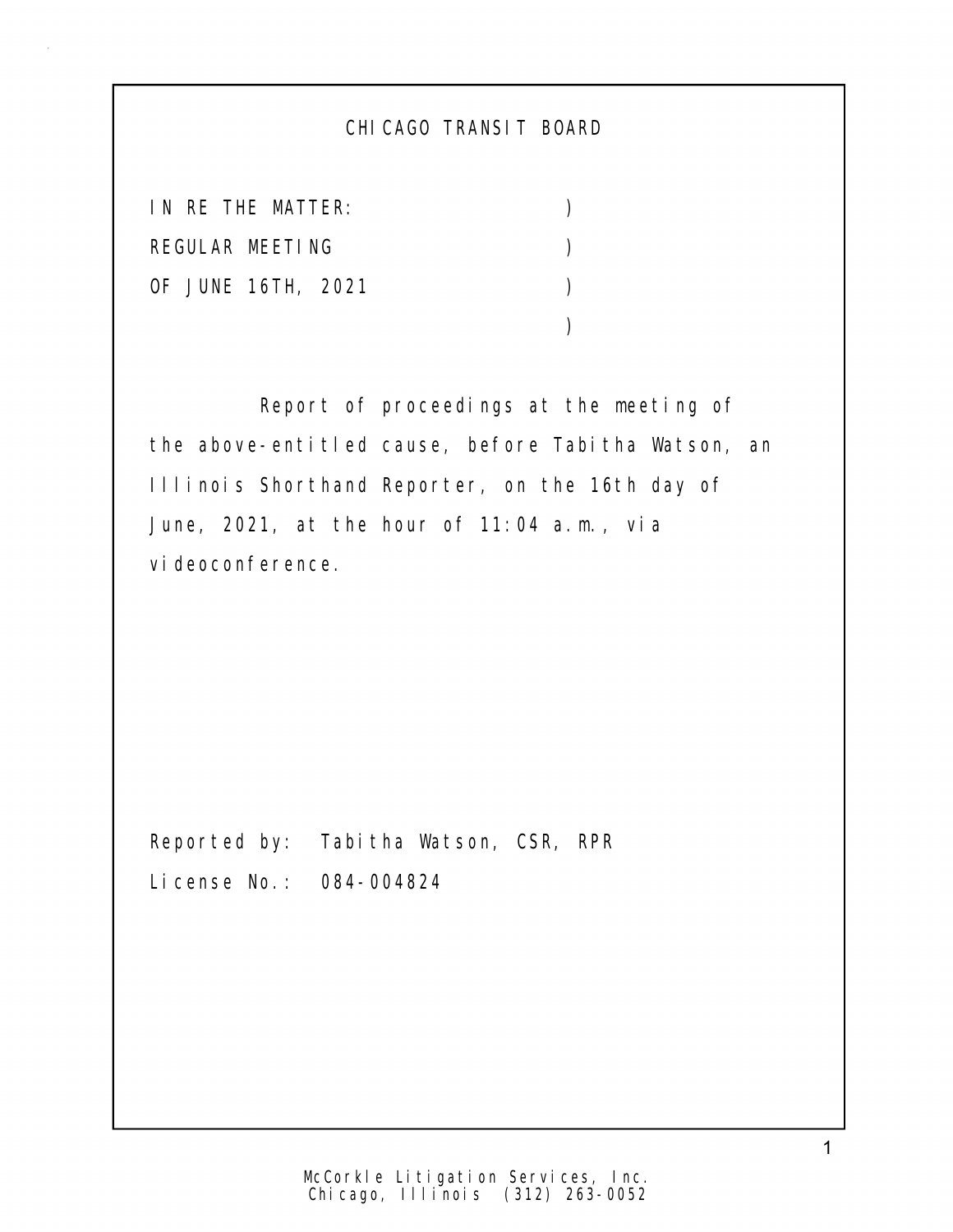# CHICAGO TRANSIT BOARD

IN RE THE MATTER: )
REGULAR MEETING )
OF JUNE 16TH, 2021 )
)

Report of proceedings at the meeting of the above-entitled cause, before Tabitha Watson, an Illinois Shorthand Reporter, on the 16th day of June, 2021, at the hour of 11:04 a.m., via videoconference.

Reported by: Tabitha Watson, CSR, RPR
License No.: 084-004824

McCorkle Litigation Services, Inc.
Chicago, Illinois (312) 263-0052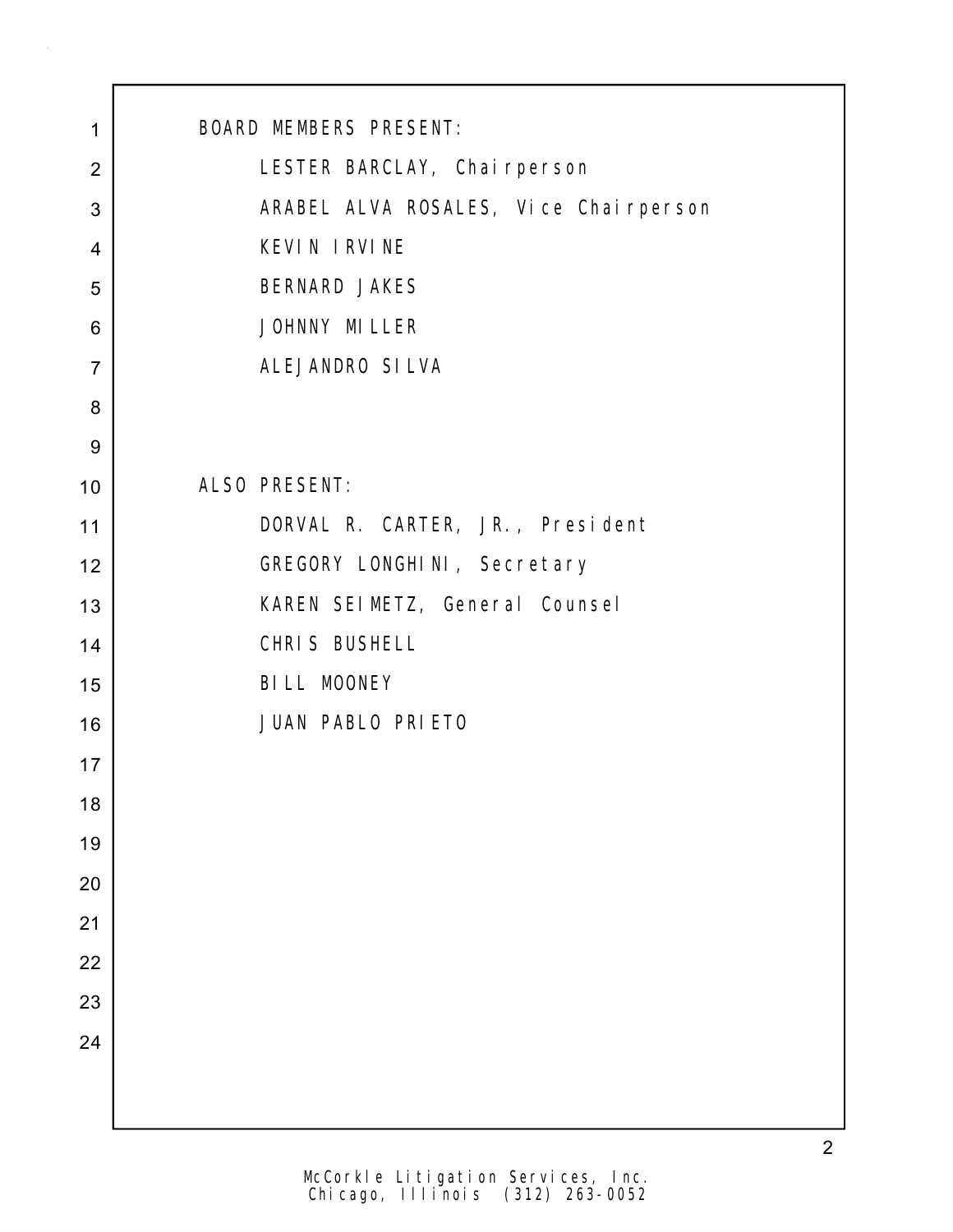BOARD MEMBERS PRESENT:

LESTER BARCLAY, Chairperson
ARABEL ALVA ROSALES, Vice Chairperson
KEVIN IRVINE
BERNARD JAKES
JOHNNY MILLER
ALEJANDRO SILVA

ALSO PRESENT:

DORVAL R. CARTER, JR., President
GREGORY LONGHINI, Secretary
KAREN SEIMETZ, General Counsel
CHRIS BUSHELL
BILL MOONEY
JUAN PABLO PRIETO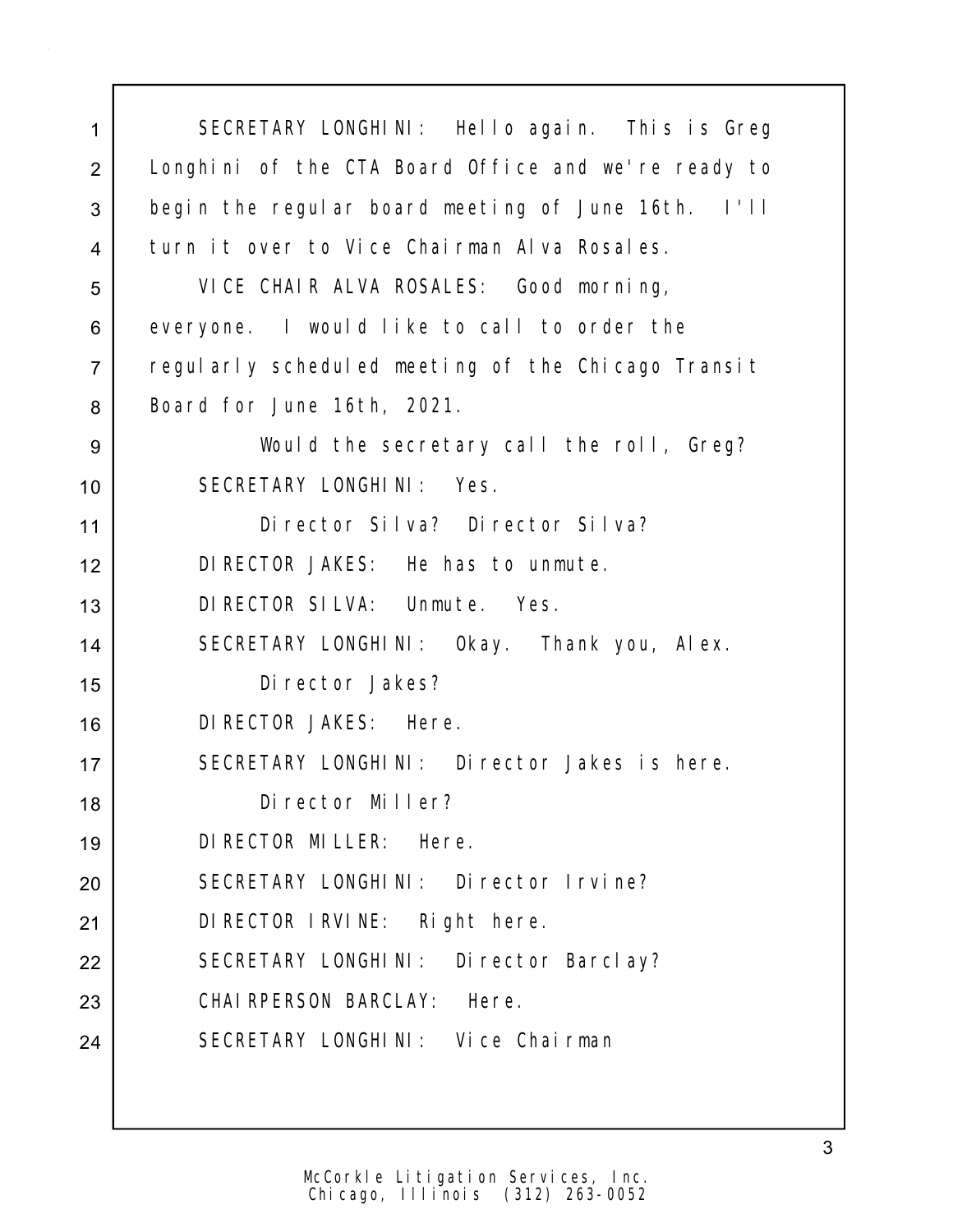SECRETARY LONGHINI: Hello again. This is Greg Longhini of the CTA Board Office and we're ready to begin the regular board meeting of June 16th. I'll turn it over to Vice Chairman Alva Rosales.

VICE CHAIR ALVA ROSALES: Good morning, everyone. I would like to call to order the regularly scheduled meeting of the Chicago Transit Board for June 16th, 2021.

Would the secretary call the roll, Greg?

SECRETARY LONGHINI: Yes.

Director Silva? Director Silva?

DIRECTOR JAKES: He has to unmute.

DIRECTOR SILVA: Unmute. Yes.

SECRETARY LONGHINI: Okay. Thank you, Alex.

Director Jakes?

DIRECTOR JAKES: Here.

SECRETARY LONGHINI: Director Jakes is here.

Director Miller?

DIRECTOR MILLER: Here.

SECRETARY LONGHINI: Director Irvine?

DIRECTOR IRVINE: Right here.

SECRETARY LONGHINI: Director Barclay?

CHAIRPERSON BARCLAY: Here.

SECRETARY LONGHINI: Vice Chairman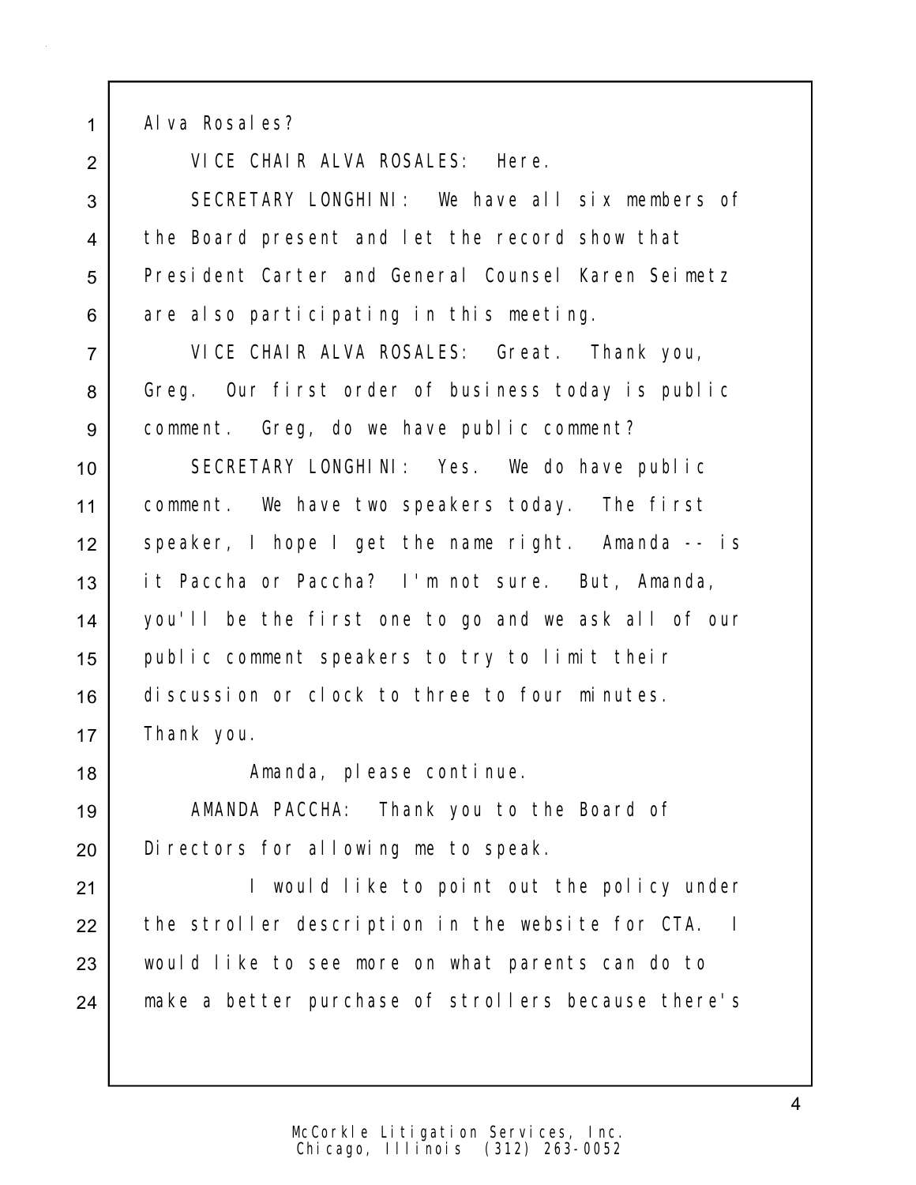Alva Rosales?

VICE CHAIR ALVA ROSALES: Here.

SECRETARY LONGHINI: We have all six members of the Board present and let the record show that President Carter and General Counsel Karen Seimetz are also participating in this meeting.

VICE CHAIR ALVA ROSALES: Great. Thank you, Greg. Our first order of business today is public comment. Greg, do we have public comment?

SECRETARY LONGHINI: Yes. We do have public comment. We have two speakers today. The first speaker, I hope I get the name right. Amanda -- is it Paccha or Paccha? I'm not sure. But, Amanda, you'll be the first one to go and we ask all of our public comment speakers to try to limit their discussion or clock to three to four minutes. Thank you.

Amanda, please continue.

AMANDA PACCHA: Thank you to the Board of Directors for allowing me to speak.

I would like to point out the policy under the stroller description in the website for CTA. I would like to see more on what parents can do to make a better purchase of strollers because there's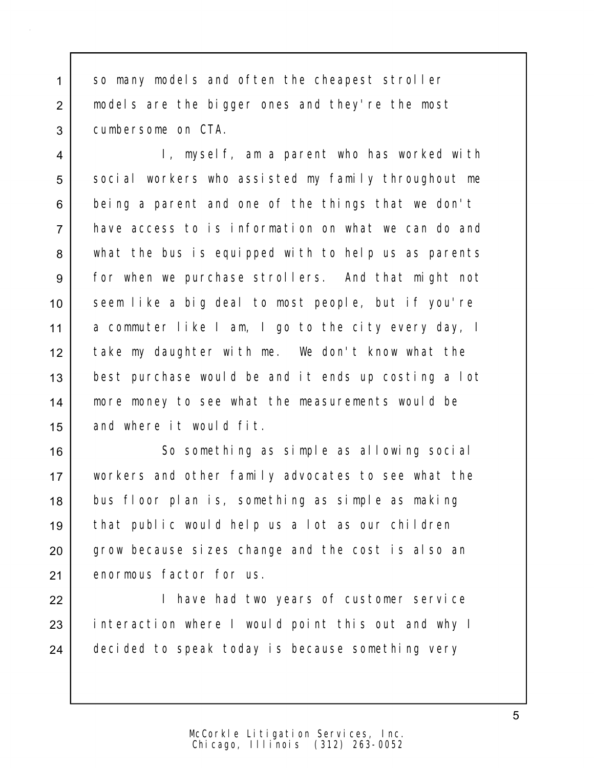so many models and often the cheapest stroller models are the bigger ones and they're the most cumbersome on CTA.

I, myself, am a parent who has worked with social workers who assisted my family throughout me being a parent and one of the things that we don't have access to is information on what we can do and what the bus is equipped with to help us as parents for when we purchase strollers. And that might not seem like a big deal to most people, but if you're a commuter like I am, I go to the city every day, I take my daughter with me. We don't know what the best purchase would be and it ends up costing a lot more money to see what the measurements would be and where it would fit.

So something as simple as allowing social workers and other family advocates to see what the bus floor plan is, something as simple as making that public would help us a lot as our children grow because sizes change and the cost is also an enormous factor for us.

I have had two years of customer service interaction where I would point this out and why I decided to speak today is because something very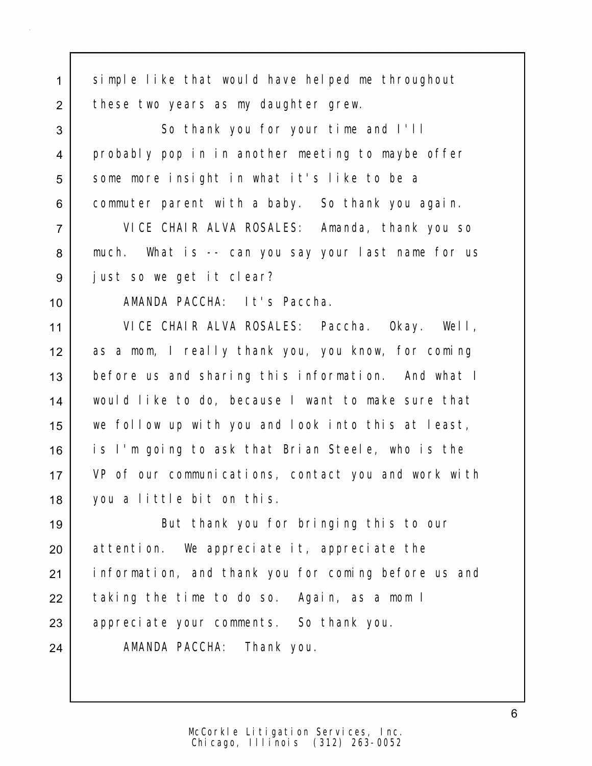simple like that would have helped me throughout these two years as my daughter grew.

So thank you for your time and I'll probably pop in in another meeting to maybe offer some more insight in what it's like to be a commuter parent with a baby. So thank you again.

VICE CHAIR ALVA ROSALES: Amanda, thank you so much. What is -- can you say your last name for us just so we get it clear?

AMANDA PACCHA: It's Paccha.

VICE CHAIR ALVA ROSALES: Paccha. Okay. Well, as a mom, I really thank you, you know, for coming before us and sharing this information. And what I would like to do, because I want to make sure that we follow up with you and look into this at least, is I'm going to ask that Brian Steele, who is the VP of our communications, contact you and work with you a little bit on this.

But thank you for bringing this to our attention. We appreciate it, appreciate the information, and thank you for coming before us and taking the time to do so. Again, as a mom I appreciate your comments. So thank you.

AMANDA PACCHA: Thank you.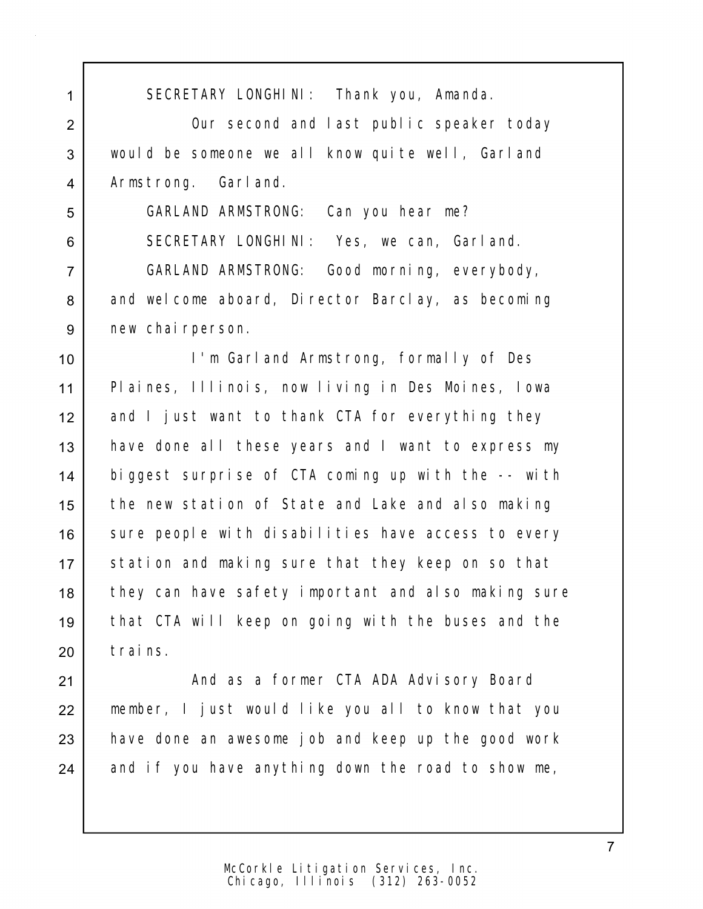SECRETARY LONGHINI: Thank you, Amanda.

Our second and last public speaker today would be someone we all know quite well, Garland Armstrong. Garland.

GARLAND ARMSTRONG: Can you hear me?

SECRETARY LONGHINI: Yes, we can, Garland.

GARLAND ARMSTRONG: Good morning, everybody, and welcome aboard, Director Barclay, as becoming new chairperson.

I'm Garland Armstrong, formally of Des Plaines, Illinois, now living in Des Moines, Iowa and I just want to thank CTA for everything they have done all these years and I want to express my biggest surprise of CTA coming up with the -- with the new station of State and Lake and also making sure people with disabilities have access to every station and making sure that they keep on so that they can have safety important and also making sure that CTA will keep on going with the buses and the trains.

And as a former CTA ADA Advisory Board member, I just would like you all to know that you have done an awesome job and keep up the good work and if you have anything down the road to show me,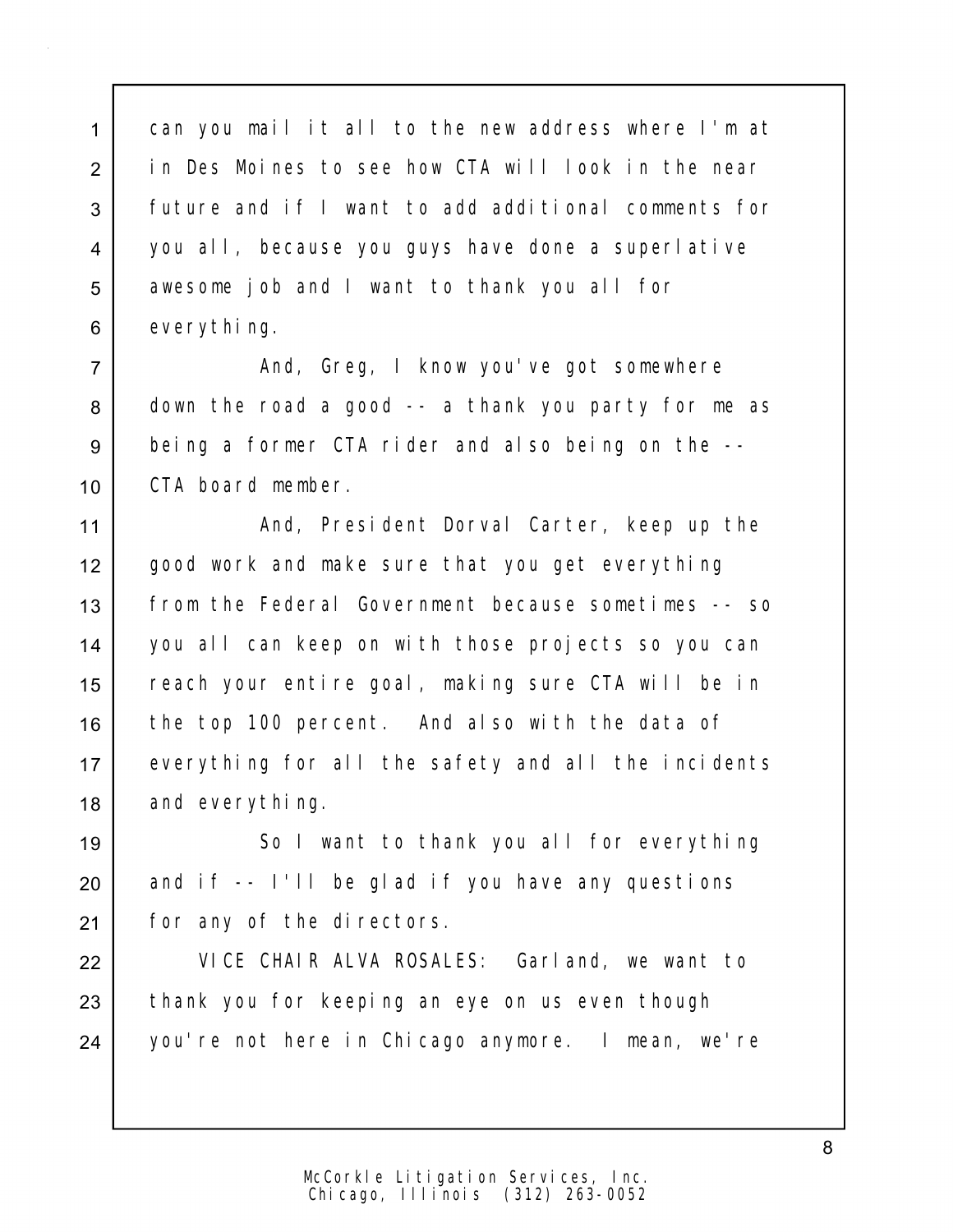can you mail it all to the new address where I'm at in Des Moines to see how CTA will look in the near future and if I want to add additional comments for you all, because you guys have done a superlative awesome job and I want to thank you all for everything.

And, Greg, I know you've got somewhere down the road a good -- a thank you party for me as being a former CTA rider and also being on the -- CTA board member.

And, President Dorval Carter, keep up the good work and make sure that you get everything from the Federal Government because sometimes -- so you all can keep on with those projects so you can reach your entire goal, making sure CTA will be in the top 100 percent. And also with the data of everything for all the safety and all the incidents and everything.

So I want to thank you all for everything and if -- I'll be glad if you have any questions for any of the directors.

VICE CHAIR ALVA ROSALES: Garland, we want to thank you for keeping an eye on us even though you're not here in Chicago anymore. I mean, we're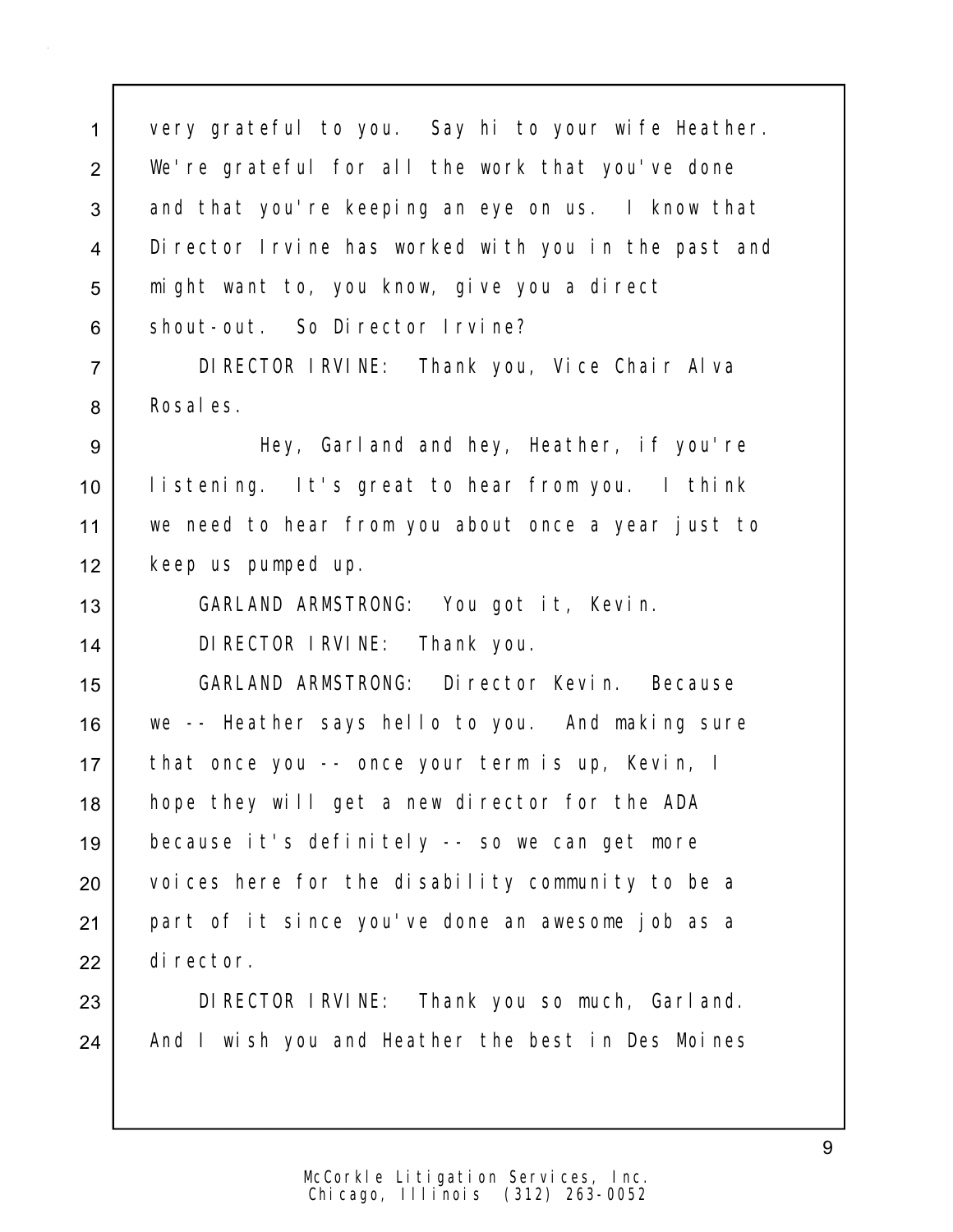very grateful to you. Say hi to your wife Heather. We're grateful for all the work that you've done and that you're keeping an eye on us. I know that Director Irvine has worked with you in the past and might want to, you know, give you a direct shout-out. So Director Irvine?

DIRECTOR IRVINE: Thank you, Vice Chair Alva Rosales.

Hey, Garland and hey, Heather, if you're listening. It's great to hear from you. I think we need to hear from you about once a year just to keep us pumped up.

GARLAND ARMSTRONG: You got it, Kevin.

DIRECTOR IRVINE: Thank you.

GARLAND ARMSTRONG: Director Kevin. Because we -- Heather says hello to you. And making sure that once you -- once your term is up, Kevin, I hope they will get a new director for the ADA because it's definitely -- so we can get more voices here for the disability community to be a part of it since you've done an awesome job as a director.

DIRECTOR IRVINE: Thank you so much, Garland. And I wish you and Heather the best in Des Moines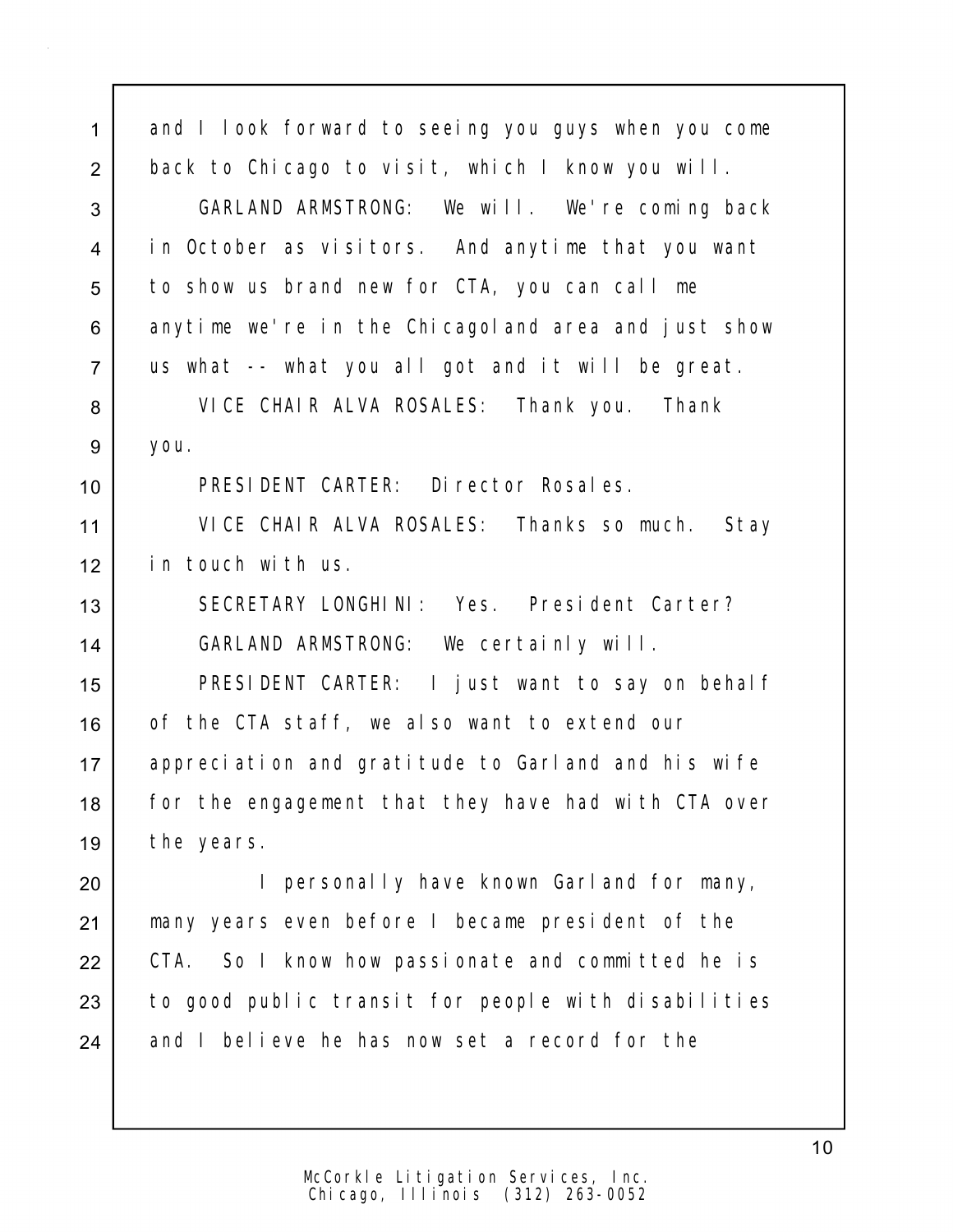and I look forward to seeing you guys when you come back to Chicago to visit, which I know you will.

GARLAND ARMSTRONG: We will. We're coming back in October as visitors. And anytime that you want to show us brand new for CTA, you can call me anytime we're in the Chicagoland area and just show us what -- what you all got and it will be great.

VICE CHAIR ALVA ROSALES: Thank you. Thank you.

PRESIDENT CARTER: Director Rosales.

VICE CHAIR ALVA ROSALES: Thanks so much. Stay in touch with us.

SECRETARY LONGHINI: Yes. President Carter?

GARLAND ARMSTRONG: We certainly will.

PRESIDENT CARTER: I just want to say on behalf of the CTA staff, we also want to extend our appreciation and gratitude to Garland and his wife for the engagement that they have had with CTA over the years.

I personally have known Garland for many, many years even before I became president of the CTA. So I know how passionate and committed he is to good public transit for people with disabilities and I believe he has now set a record for the

McCorkle Litigation Services, Inc.
Chicago, Illinois (312) 263-0052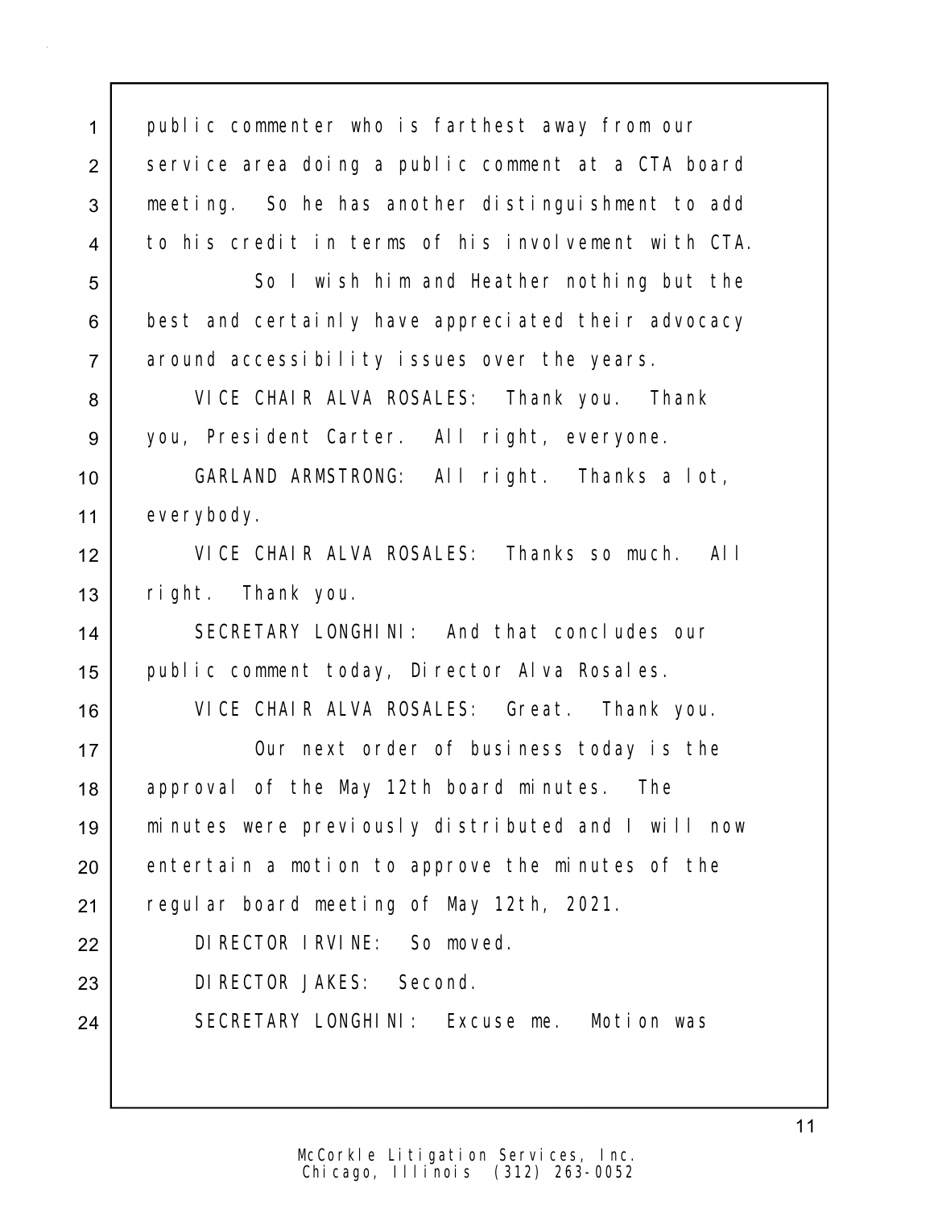public commenter who is farthest away from our service area doing a public comment at a CTA board meeting. So he has another distinguishment to add to his credit in terms of his involvement with CTA.

So I wish him and Heather nothing but the best and certainly have appreciated their advocacy around accessibility issues over the years.

VICE CHAIR ALVA ROSALES: Thank you. Thank you, President Carter. All right, everyone.

GARLAND ARMSTRONG: All right. Thanks a lot, everybody.

VICE CHAIR ALVA ROSALES: Thanks so much. All right. Thank you.

SECRETARY LONGHINI: And that concludes our public comment today, Director Alva Rosales.

VICE CHAIR ALVA ROSALES: Great. Thank you.

Our next order of business today is the approval of the May 12th board minutes. The minutes were previously distributed and I will now entertain a motion to approve the minutes of the regular board meeting of May 12th, 2021.

DIRECTOR IRVINE: So moved.

DIRECTOR JAKES: Second.

SECRETARY LONGHINI: Excuse me. Motion was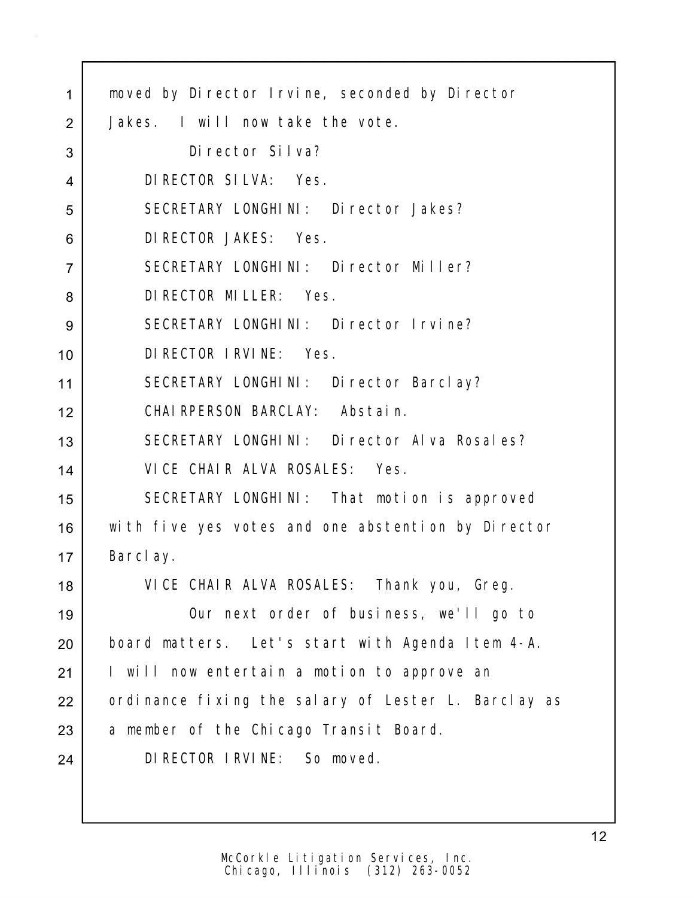moved by Director Irvine, seconded by Director Jakes. I will now take the vote.

Director Silva?

DIRECTOR SILVA: Yes.

SECRETARY LONGHINI: Director Jakes?

DIRECTOR JAKES: Yes.

SECRETARY LONGHINI: Director Miller?

DIRECTOR MILLER: Yes.

SECRETARY LONGHINI: Director Irvine?

DIRECTOR IRVINE: Yes.

SECRETARY LONGHINI: Director Barclay?

CHAIRPERSON BARCLAY: Abstain.

SECRETARY LONGHINI: Director Alva Rosales?

VICE CHAIR ALVA ROSALES: Yes.

SECRETARY LONGHINI: That motion is approved with five yes votes and one abstention by Director Barclay.

VICE CHAIR ALVA ROSALES: Thank you, Greg.

Our next order of business, we'll go to board matters. Let's start with Agenda Item 4-A. I will now entertain a motion to approve an ordinance fixing the salary of Lester L. Barclay as a member of the Chicago Transit Board.

DIRECTOR IRVINE: So moved.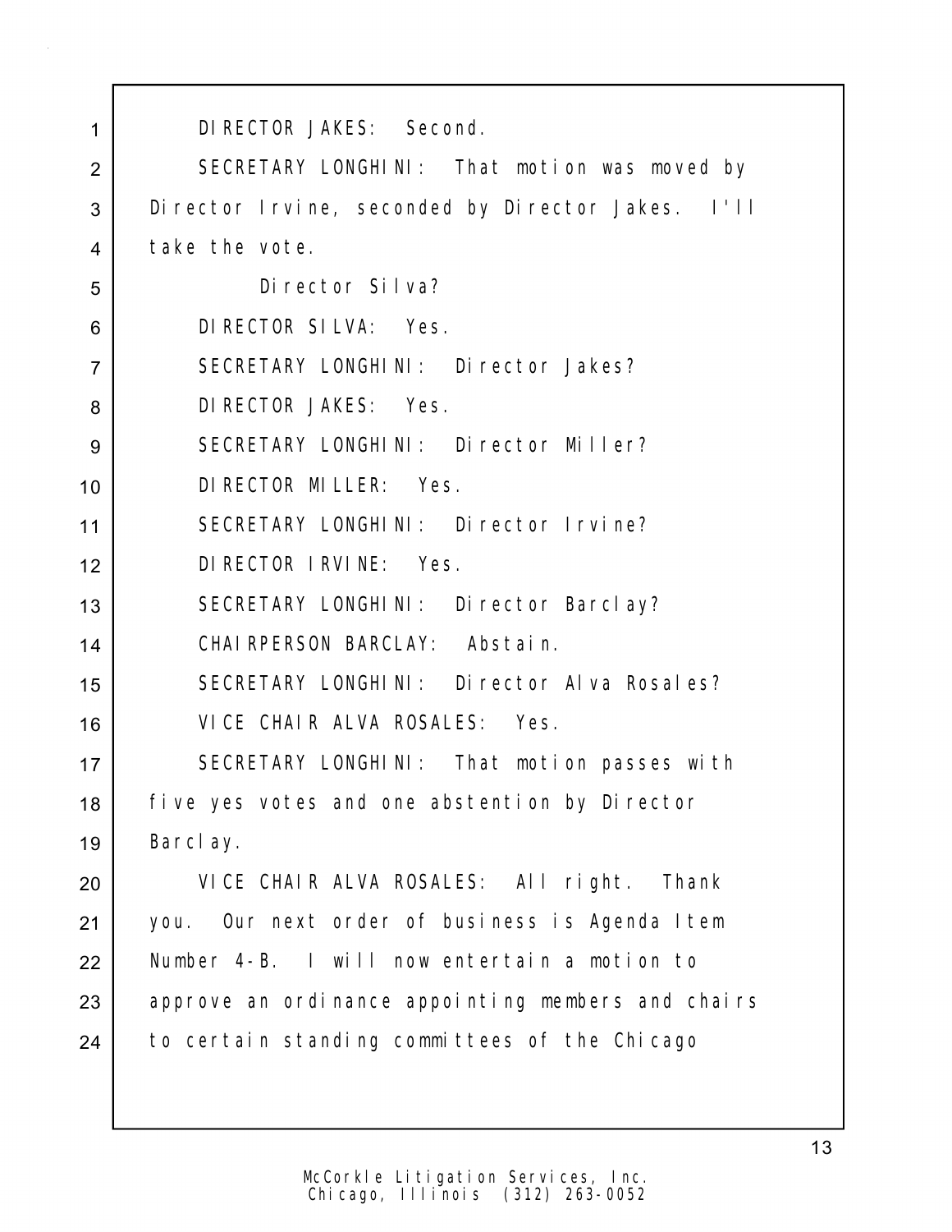DIRECTOR JAKES: Second.

SECRETARY LONGHINI: That motion was moved by Director Irvine, seconded by Director Jakes. I'll take the vote.

Director Silva?

DIRECTOR SILVA: Yes.

SECRETARY LONGHINI: Director Jakes?

DIRECTOR JAKES: Yes.

SECRETARY LONGHINI: Director Miller?

DIRECTOR MILLER: Yes.

SECRETARY LONGHINI: Director Irvine?

DIRECTOR IRVINE: Yes.

SECRETARY LONGHINI: Director Barclay?

CHAIRPERSON BARCLAY: Abstain.

SECRETARY LONGHINI: Director Alva Rosales?

VICE CHAIR ALVA ROSALES: Yes.

SECRETARY LONGHINI: That motion passes with five yes votes and one abstention by Director Barclay.

VICE CHAIR ALVA ROSALES: All right. Thank you. Our next order of business is Agenda Item Number 4-B. I will now entertain a motion to approve an ordinance appointing members and chairs to certain standing committees of the Chicago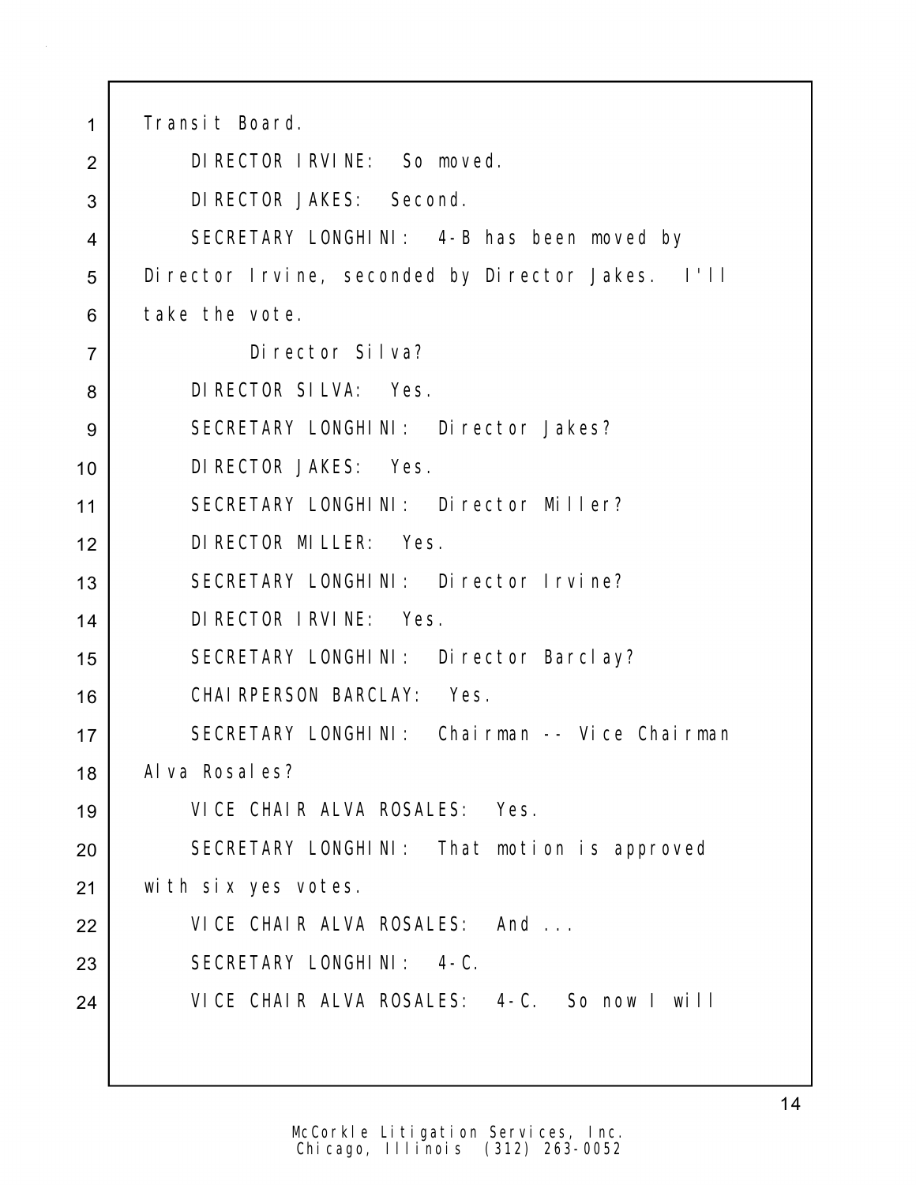Transit Board.

DIRECTOR IRVINE: So moved.

DIRECTOR JAKES: Second.

SECRETARY LONGHINI: 4-B has been moved by Director Irvine, seconded by Director Jakes. I'll take the vote.

Director Silva?

DIRECTOR SILVA: Yes.

SECRETARY LONGHINI: Director Jakes?

DIRECTOR JAKES: Yes.

SECRETARY LONGHINI: Director Miller?

DIRECTOR MILLER: Yes.

SECRETARY LONGHINI: Director Irvine?

DIRECTOR IRVINE: Yes.

SECRETARY LONGHINI: Director Barclay?

CHAIRPERSON BARCLAY: Yes.

SECRETARY LONGHINI: Chairman -- Vice Chairman Alva Rosales?

VICE CHAIR ALVA ROSALES: Yes.

SECRETARY LONGHINI: That motion is approved with six yes votes.

VICE CHAIR ALVA ROSALES: And ...

SECRETARY LONGHINI: 4-C.

VICE CHAIR ALVA ROSALES: 4-C. So now I will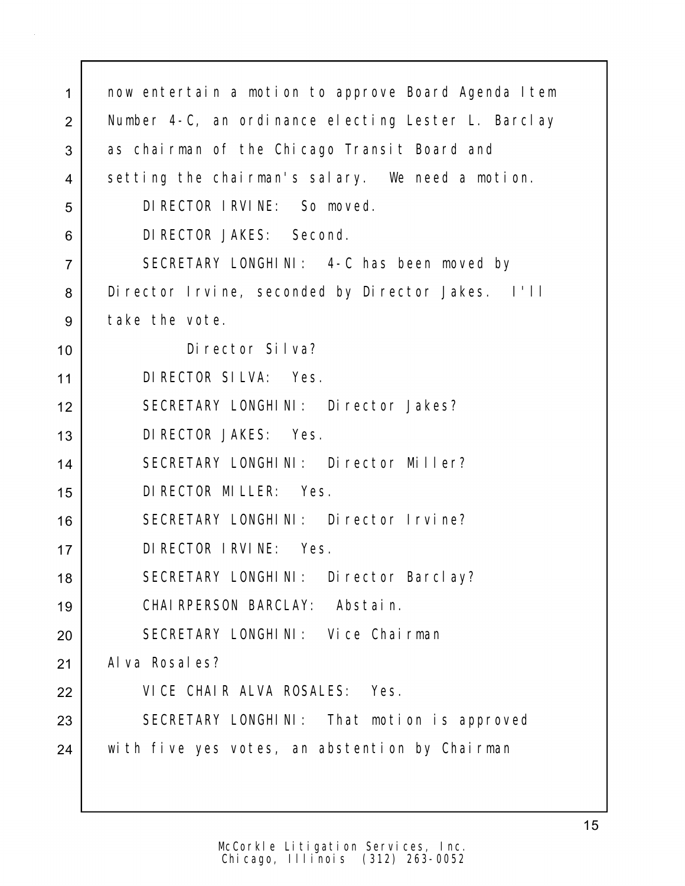now entertain a motion to approve Board Agenda Item Number 4-C, an ordinance electing Lester L. Barclay as chairman of the Chicago Transit Board and setting the chairman's salary. We need a motion.

DIRECTOR IRVINE: So moved.

DIRECTOR JAKES: Second.

SECRETARY LONGHINI: 4-C has been moved by Director Irvine, seconded by Director Jakes. I'll take the vote.

Director Silva?

DIRECTOR SILVA: Yes.

SECRETARY LONGHINI: Director Jakes?

DIRECTOR JAKES: Yes.

SECRETARY LONGHINI: Director Miller?

DIRECTOR MILLER: Yes.

SECRETARY LONGHINI: Director Irvine?

DIRECTOR IRVINE: Yes.

SECRETARY LONGHINI: Director Barclay?

CHAIRPERSON BARCLAY: Abstain.

SECRETARY LONGHINI: Vice Chairman Alva Rosales?

VICE CHAIR ALVA ROSALES: Yes.

SECRETARY LONGHINI: That motion is approved with five yes votes, an abstention by Chairman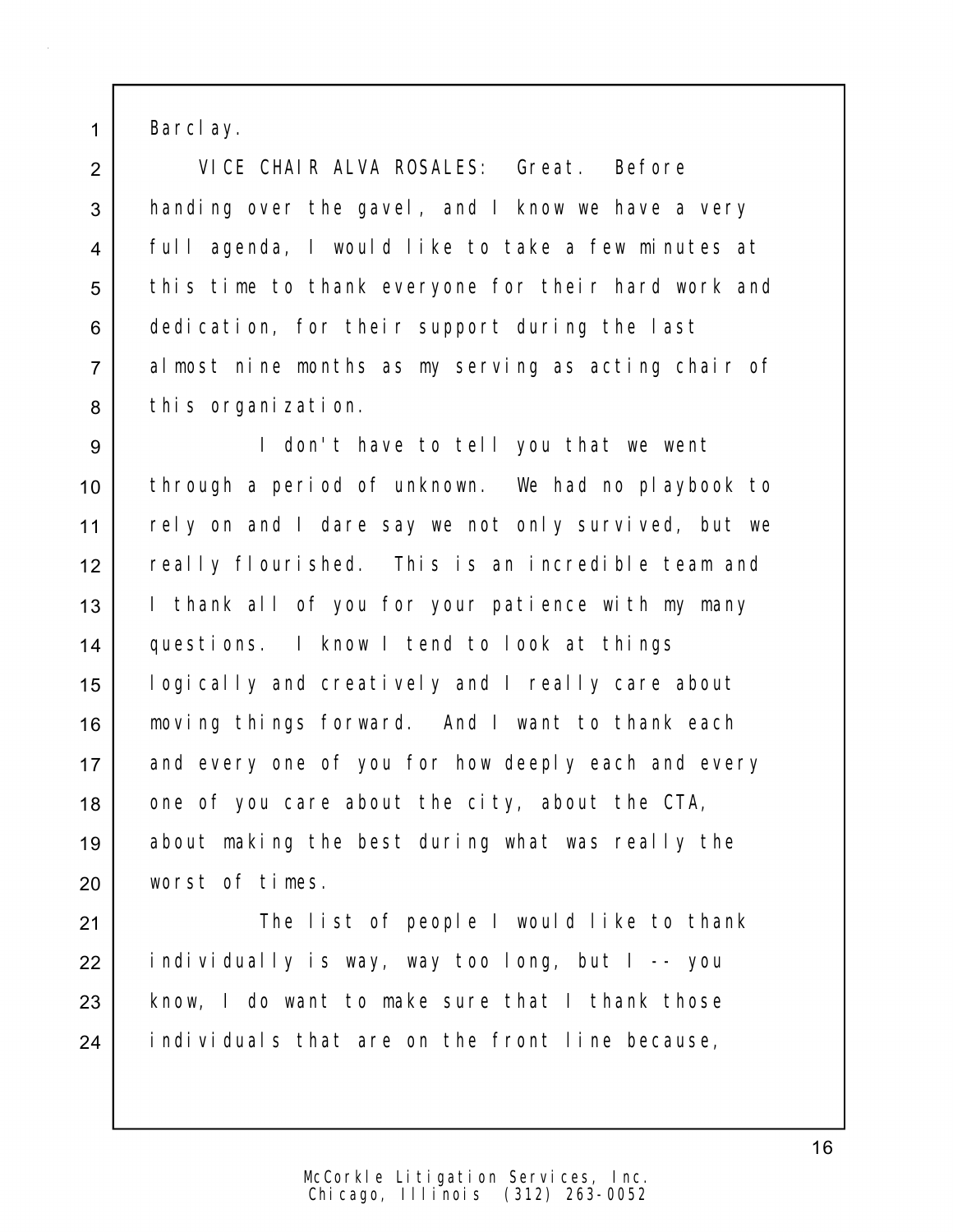Barclay.

VICE CHAIR ALVA ROSALES: Great. Before handing over the gavel, and I know we have a very full agenda, I would like to take a few minutes at this time to thank everyone for their hard work and dedication, for their support during the last almost nine months as my serving as acting chair of this organization.

I don't have to tell you that we went through a period of unknown. We had no playbook to rely on and I dare say we not only survived, but we really flourished. This is an incredible team and I thank all of you for your patience with my many questions. I know I tend to look at things logically and creatively and I really care about moving things forward. And I want to thank each and every one of you for how deeply each and every one of you care about the city, about the CTA, about making the best during what was really the worst of times.

The list of people I would like to thank individually is way, way too long, but I -- you know, I do want to make sure that I thank those individuals that are on the front line because,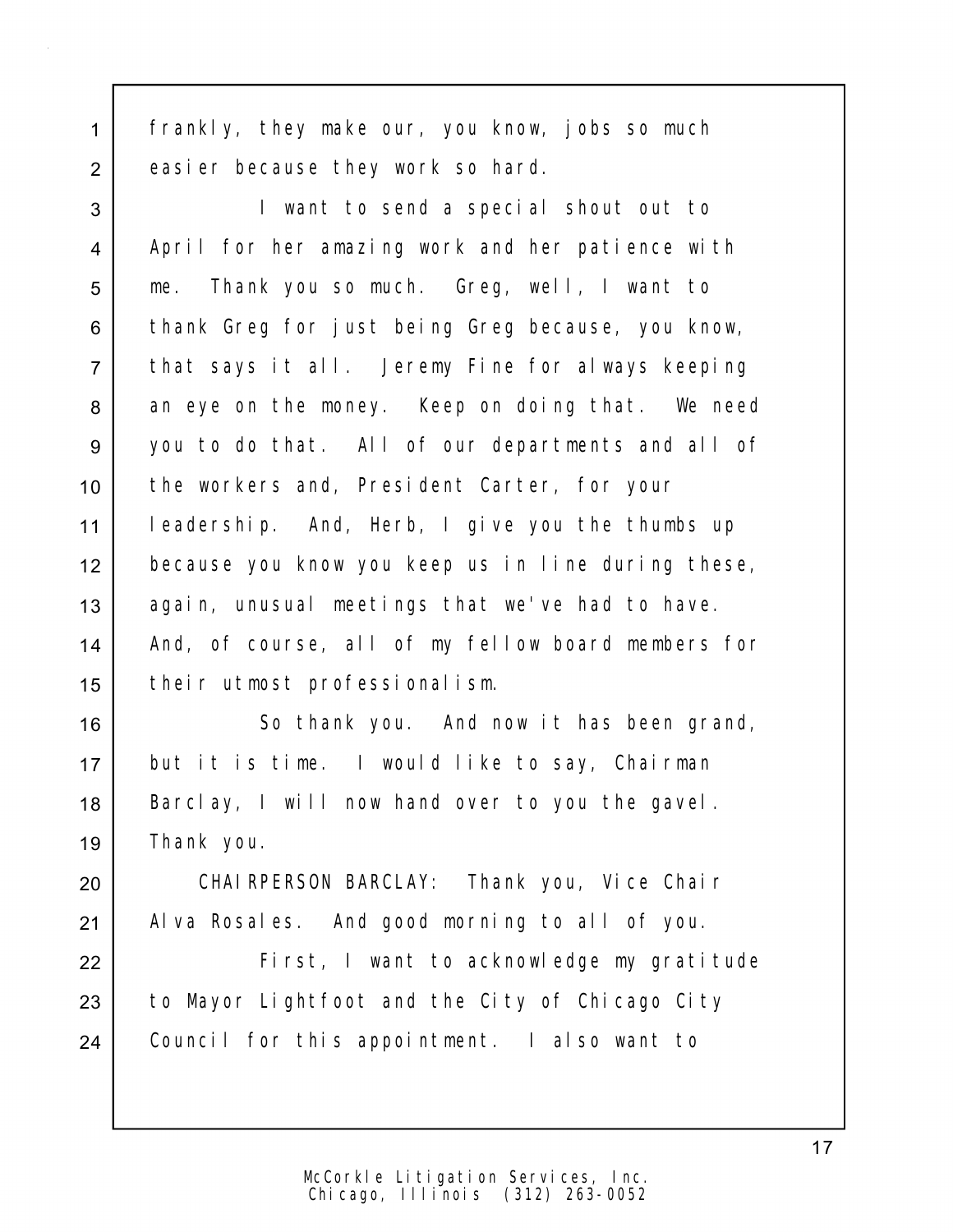frankly, they make our, you know, jobs so much easier because they work so hard.

I want to send a special shout out to April for her amazing work and her patience with me. Thank you so much. Greg, well, I want to thank Greg for just being Greg because, you know, that says it all. Jeremy Fine for always keeping an eye on the money. Keep on doing that. We need you to do that. All of our departments and all of the workers and, President Carter, for your leadership. And, Herb, I give you the thumbs up because you know you keep us in line during these, again, unusual meetings that we've had to have. And, of course, all of my fellow board members for their utmost professionalism.

So thank you. And now it has been grand, but it is time. I would like to say, Chairman Barclay, I will now hand over to you the gavel. Thank you.

CHAIRPERSON BARCLAY: Thank you, Vice Chair Alva Rosales. And good morning to all of you.

First, I want to acknowledge my gratitude to Mayor Lightfoot and the City of Chicago City Council for this appointment. I also want to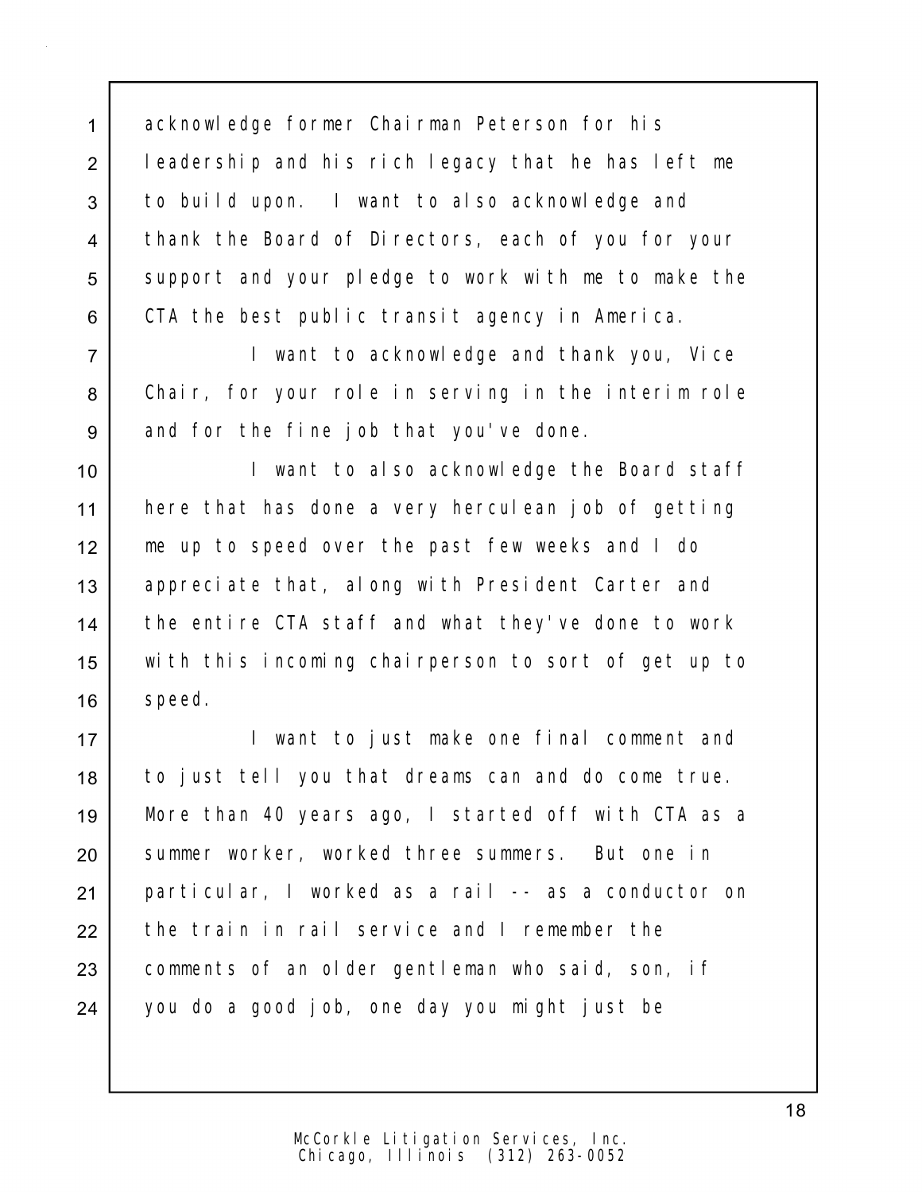acknowledge former Chairman Peterson for his leadership and his rich legacy that he has left me to build upon. I want to also acknowledge and thank the Board of Directors, each of you for your support and your pledge to work with me to make the CTA the best public transit agency in America.

I want to acknowledge and thank you, Vice Chair, for your role in serving in the interim role and for the fine job that you've done.

I want to also acknowledge the Board staff here that has done a very herculean job of getting me up to speed over the past few weeks and I do appreciate that, along with President Carter and the entire CTA staff and what they've done to work with this incoming chairperson to sort of get up to speed.

I want to just make one final comment and to just tell you that dreams can and do come true. More than 40 years ago, I started off with CTA as a summer worker, worked three summers. But one in particular, I worked as a rail -- as a conductor on the train in rail service and I remember the comments of an older gentleman who said, son, if you do a good job, one day you might just be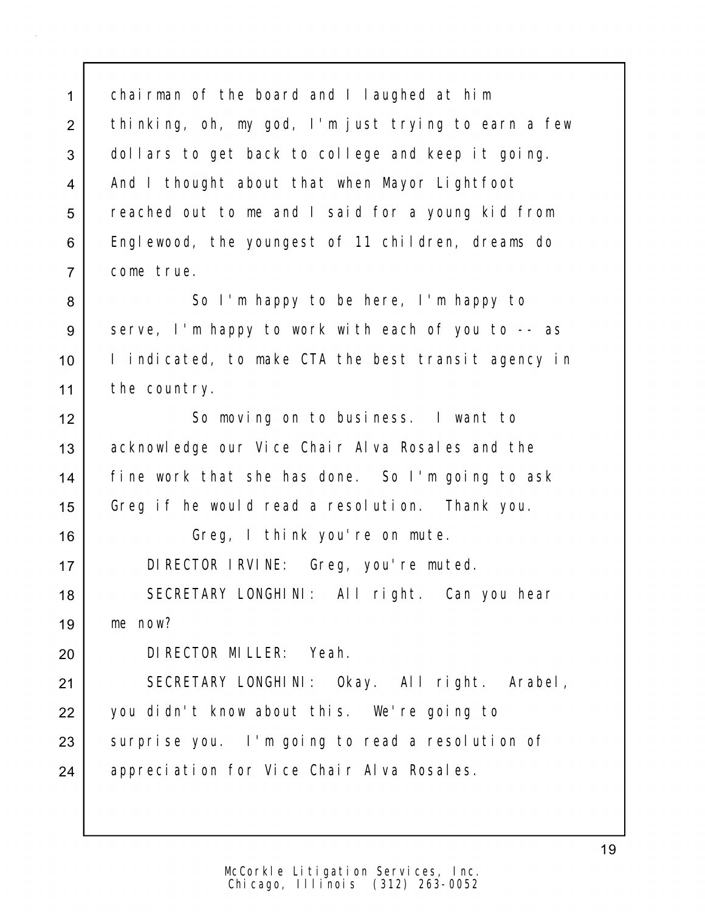chairman of the board and I laughed at him thinking, oh, my god, I'm just trying to earn a few dollars to get back to college and keep it going. And I thought about that when Mayor Lightfoot reached out to me and I said for a young kid from Englewood, the youngest of 11 children, dreams do come true.

So I'm happy to be here, I'm happy to serve, I'm happy to work with each of you to -- as I indicated, to make CTA the best transit agency in the country.

So moving on to business. I want to acknowledge our Vice Chair Alva Rosales and the fine work that she has done. So I'm going to ask Greg if he would read a resolution. Thank you.

Greg, I think you're on mute.

DIRECTOR IRVINE: Greg, you're muted.

SECRETARY LONGHINI: All right. Can you hear me now?

DIRECTOR MILLER: Yeah.

SECRETARY LONGHINI: Okay. All right. Arabel, you didn't know about this. We're going to surprise you. I'm going to read a resolution of appreciation for Vice Chair Alva Rosales.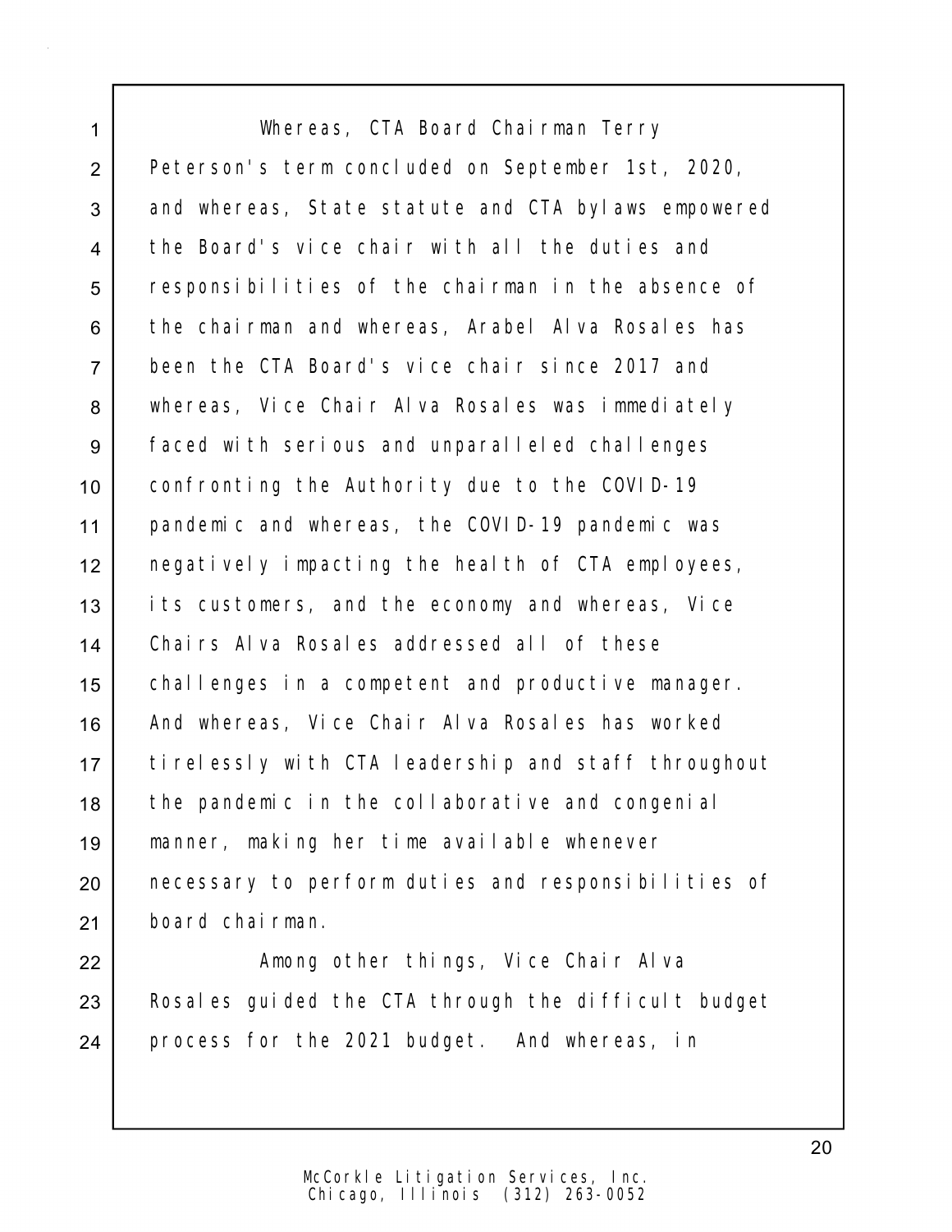Whereas, CTA Board Chairman Terry Peterson's term concluded on September 1st, 2020, and whereas, State statute and CTA bylaws empowered the Board's vice chair with all the duties and responsibilities of the chairman in the absence of the chairman and whereas, Arabel Alva Rosales has been the CTA Board's vice chair since 2017 and whereas, Vice Chair Alva Rosales was immediately faced with serious and unparalleled challenges confronting the Authority due to the COVID-19 pandemic and whereas, the COVID-19 pandemic was negatively impacting the health of CTA employees, its customers, and the economy and whereas, Vice Chairs Alva Rosales addressed all of these challenges in a competent and productive manager. And whereas, Vice Chair Alva Rosales has worked tirelessly with CTA leadership and staff throughout the pandemic in the collaborative and congenial manner, making her time available whenever necessary to perform duties and responsibilities of board chairman.

Among other things, Vice Chair Alva Rosales guided the CTA through the difficult budget process for the 2021 budget. And whereas, in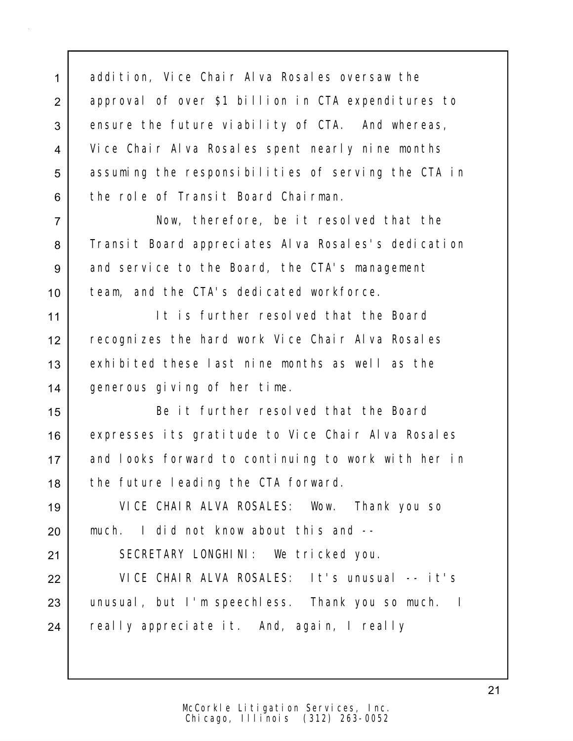addition, Vice Chair Alva Rosales oversaw the approval of over $1 billion in CTA expenditures to ensure the future viability of CTA. And whereas, Vice Chair Alva Rosales spent nearly nine months assuming the responsibilities of serving the CTA in the role of Transit Board Chairman.

Now, therefore, be it resolved that the Transit Board appreciates Alva Rosales's dedication and service to the Board, the CTA's management team, and the CTA's dedicated workforce.

It is further resolved that the Board recognizes the hard work Vice Chair Alva Rosales exhibited these last nine months as well as the generous giving of her time.

Be it further resolved that the Board expresses its gratitude to Vice Chair Alva Rosales and looks forward to continuing to work with her in the future leading the CTA forward.

VICE CHAIR ALVA ROSALES: Wow. Thank you so much. I did not know about this and --

SECRETARY LONGHINI: We tricked you.

VICE CHAIR ALVA ROSALES: It's unusual -- it's unusual, but I'm speechless. Thank you so much. I really appreciate it. And, again, I really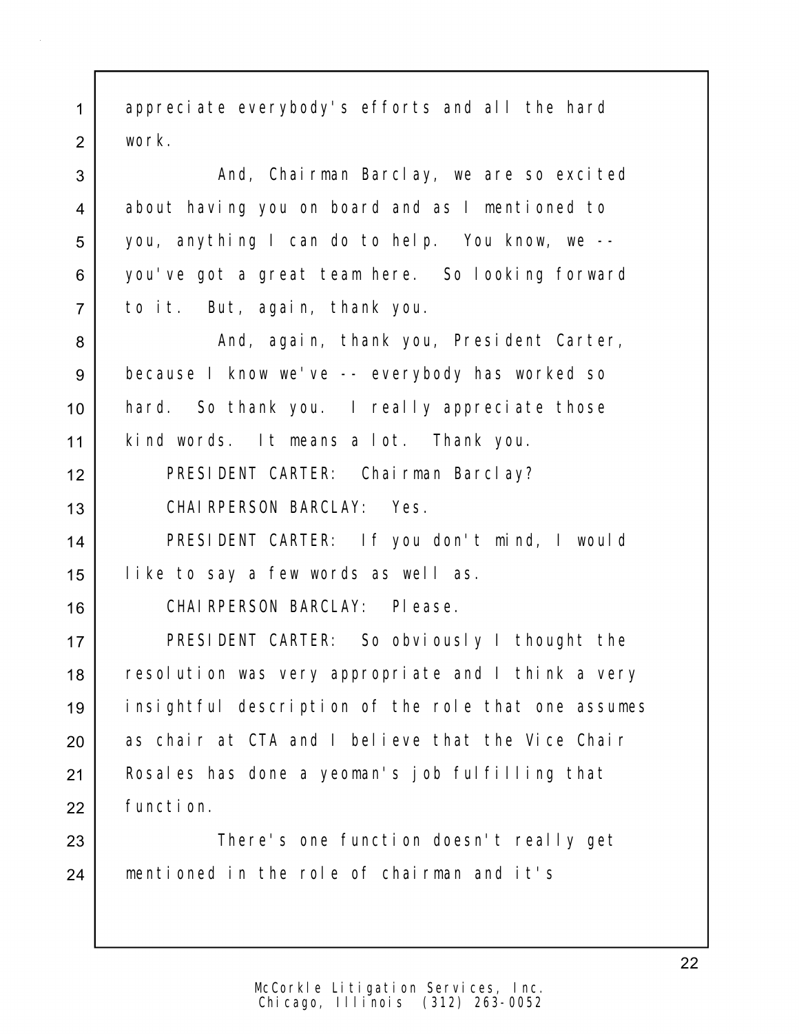appreciate everybody's efforts and all the hard work.

And, Chairman Barclay, we are so excited about having you on board and as I mentioned to you, anything I can do to help. You know, we -- you've got a great team here. So looking forward to it. But, again, thank you.

And, again, thank you, President Carter, because I know we've -- everybody has worked so hard. So thank you. I really appreciate those kind words. It means a lot. Thank you.

PRESIDENT CARTER: Chairman Barclay?

CHAIRPERSON BARCLAY: Yes.

PRESIDENT CARTER: If you don't mind, I would like to say a few words as well as.

CHAIRPERSON BARCLAY: Please.

PRESIDENT CARTER: So obviously I thought the resolution was very appropriate and I think a very insightful description of the role that one assumes as chair at CTA and I believe that the Vice Chair Rosales has done a yeoman's job fulfilling that function.

There's one function doesn't really get mentioned in the role of chairman and it's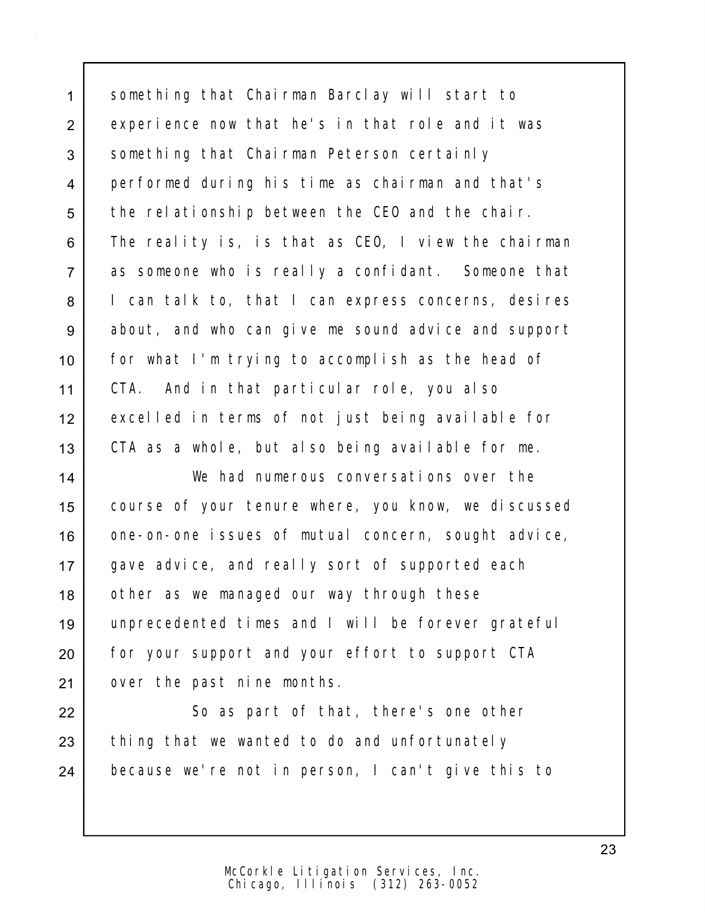something that Chairman Barclay will start to experience now that he's in that role and it was something that Chairman Peterson certainly performed during his time as chairman and that's the relationship between the CEO and the chair. The reality is, is that as CEO, I view the chairman as someone who is really a confidant. Someone that I can talk to, that I can express concerns, desires about, and who can give me sound advice and support for what I'm trying to accomplish as the head of CTA. And in that particular role, you also excelled in terms of not just being available for CTA as a whole, but also being available for me.

We had numerous conversations over the course of your tenure where, you know, we discussed one-on-one issues of mutual concern, sought advice, gave advice, and really sort of supported each other as we managed our way through these unprecedented times and I will be forever grateful for your support and your effort to support CTA over the past nine months.

So as part of that, there's one other thing that we wanted to do and unfortunately because we're not in person, I can't give this to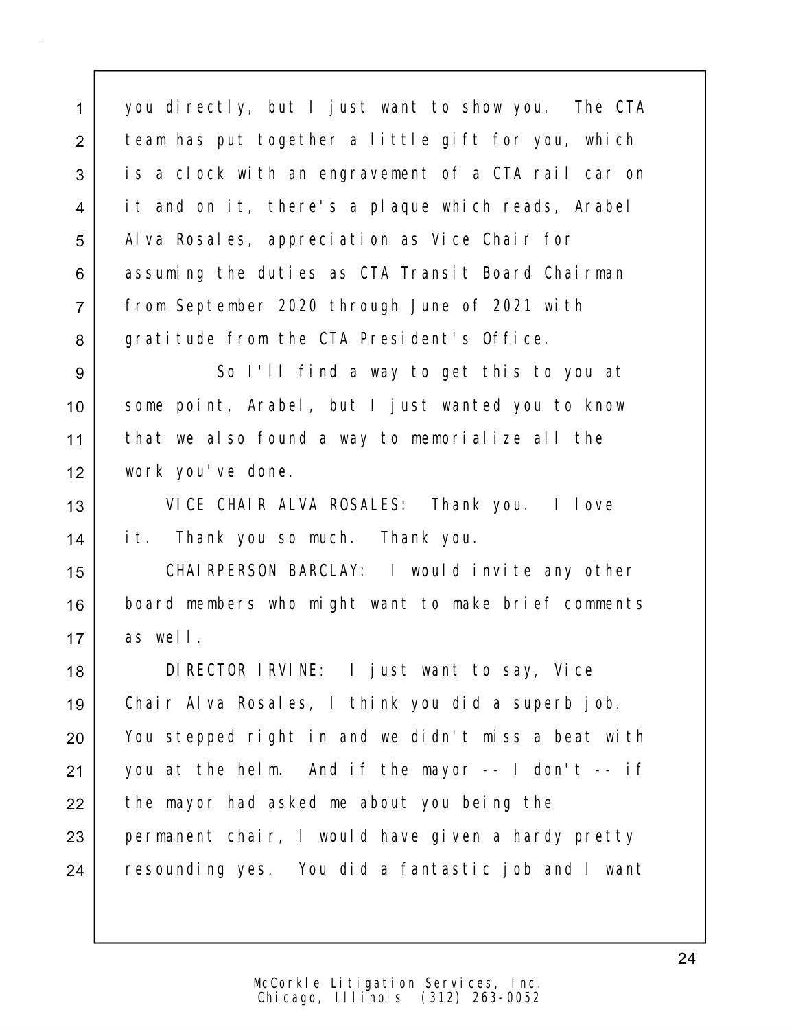1 you directly, but I just want to show you. The CTA
2 team has put together a little gift for you, which
3 is a clock with an engravement of a CTA rail car on
4 it and on it, there's a plaque which reads, Arabel
5 Alva Rosales, appreciation as Vice Chair for
6 assuming the duties as CTA Transit Board Chairman
7 from September 2020 through June of 2021 with
8 gratitude from the CTA President's Office.

9 So I'll find a way to get this to you at
10 some point, Arabel, but I just wanted you to know
11 that we also found a way to memorialize all the
12 work you've done.

13 VICE CHAIR ALVA ROSALES: Thank you. I love
14 it. Thank you so much. Thank you.

15 CHAIRPERSON BARCLAY: I would invite any other
16 board members who might want to make brief comments
17 as well.

18 DIRECTOR IRVINE: I just want to say, Vice
19 Chair Alva Rosales, I think you did a superb job.
20 You stepped right in and we didn't miss a beat with
21 you at the helm. And if the mayor -- I don't -- if
22 the mayor had asked me about you being the
23 permanent chair, I would have given a hardy pretty
24 resounding yes. You did a fantastic job and I want

McCorkle Litigation Services, Inc.
Chicago, Illinois (312) 263-0052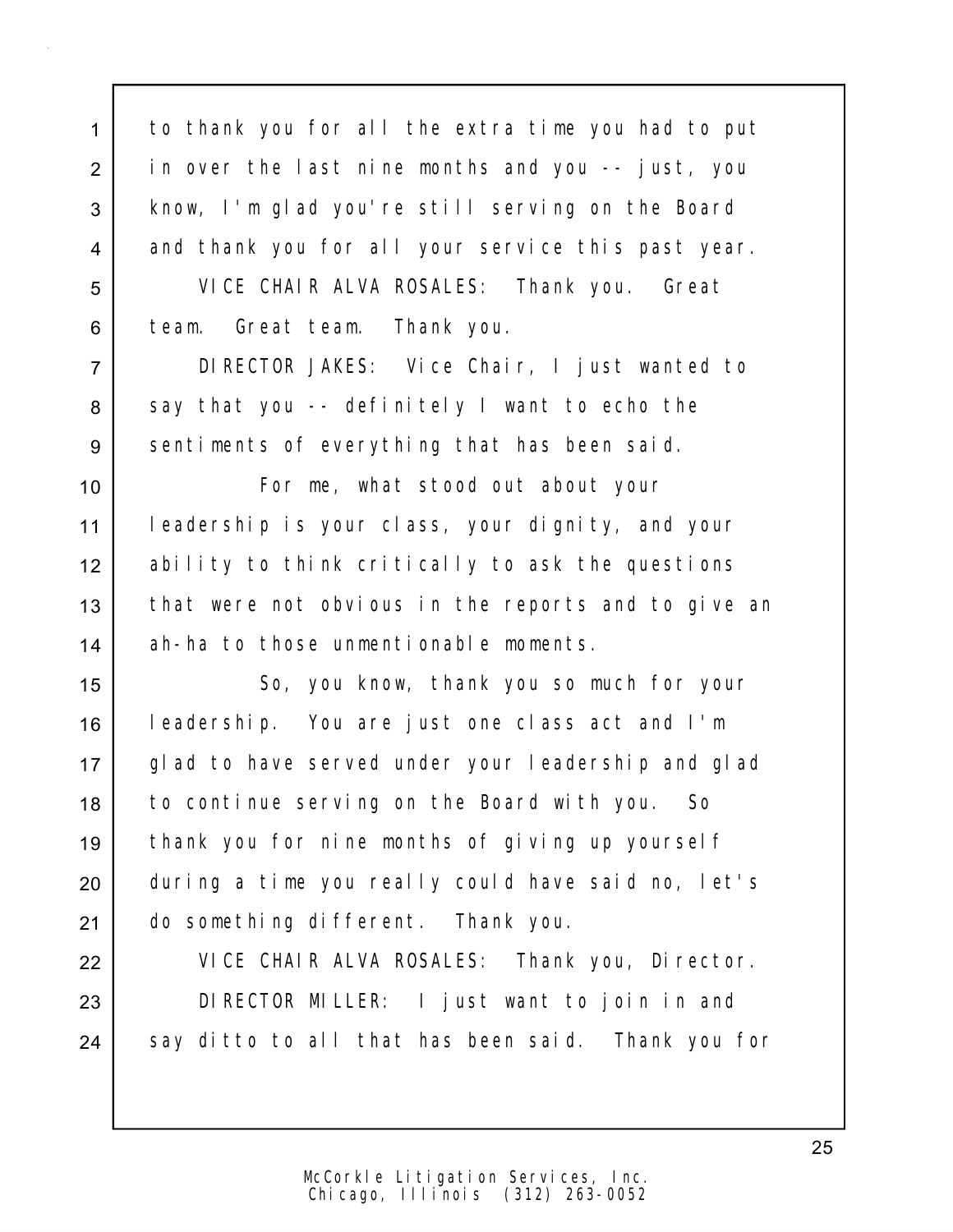to thank you for all the extra time you had to put in over the last nine months and you -- just, you know, I'm glad you're still serving on the Board and thank you for all your service this past year.

VICE CHAIR ALVA ROSALES: Thank you. Great team. Great team. Thank you.

DIRECTOR JAKES: Vice Chair, I just wanted to say that you -- definitely I want to echo the sentiments of everything that has been said.

For me, what stood out about your leadership is your class, your dignity, and your ability to think critically to ask the questions that were not obvious in the reports and to give an ah-ha to those unmentionable moments.

So, you know, thank you so much for your leadership. You are just one class act and I'm glad to have served under your leadership and glad to continue serving on the Board with you. So thank you for nine months of giving up yourself during a time you really could have said no, let's do something different. Thank you.

VICE CHAIR ALVA ROSALES: Thank you, Director.

DIRECTOR MILLER: I just want to join in and say ditto to all that has been said. Thank you for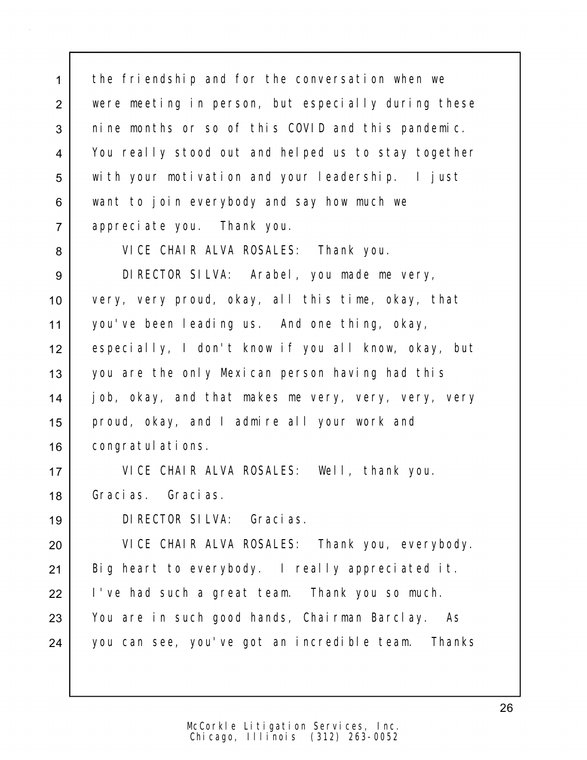the friendship and for the conversation when we were meeting in person, but especially during these nine months or so of this COVID and this pandemic. You really stood out and helped us to stay together with your motivation and your leadership. I just want to join everybody and say how much we appreciate you. Thank you.

VICE CHAIR ALVA ROSALES: Thank you.

DIRECTOR SILVA: Arabel, you made me very, very, very proud, okay, all this time, okay, that you've been leading us. And one thing, okay, especially, I don't know if you all know, okay, but you are the only Mexican person having had this job, okay, and that makes me very, very, very, very proud, okay, and I admire all your work and congratulations.

VICE CHAIR ALVA ROSALES: Well, thank you. Gracias. Gracias.

DIRECTOR SILVA: Gracias.

VICE CHAIR ALVA ROSALES: Thank you, everybody. Big heart to everybody. I really appreciated it. I've had such a great team. Thank you so much. You are in such good hands, Chairman Barclay. As you can see, you've got an incredible team. Thanks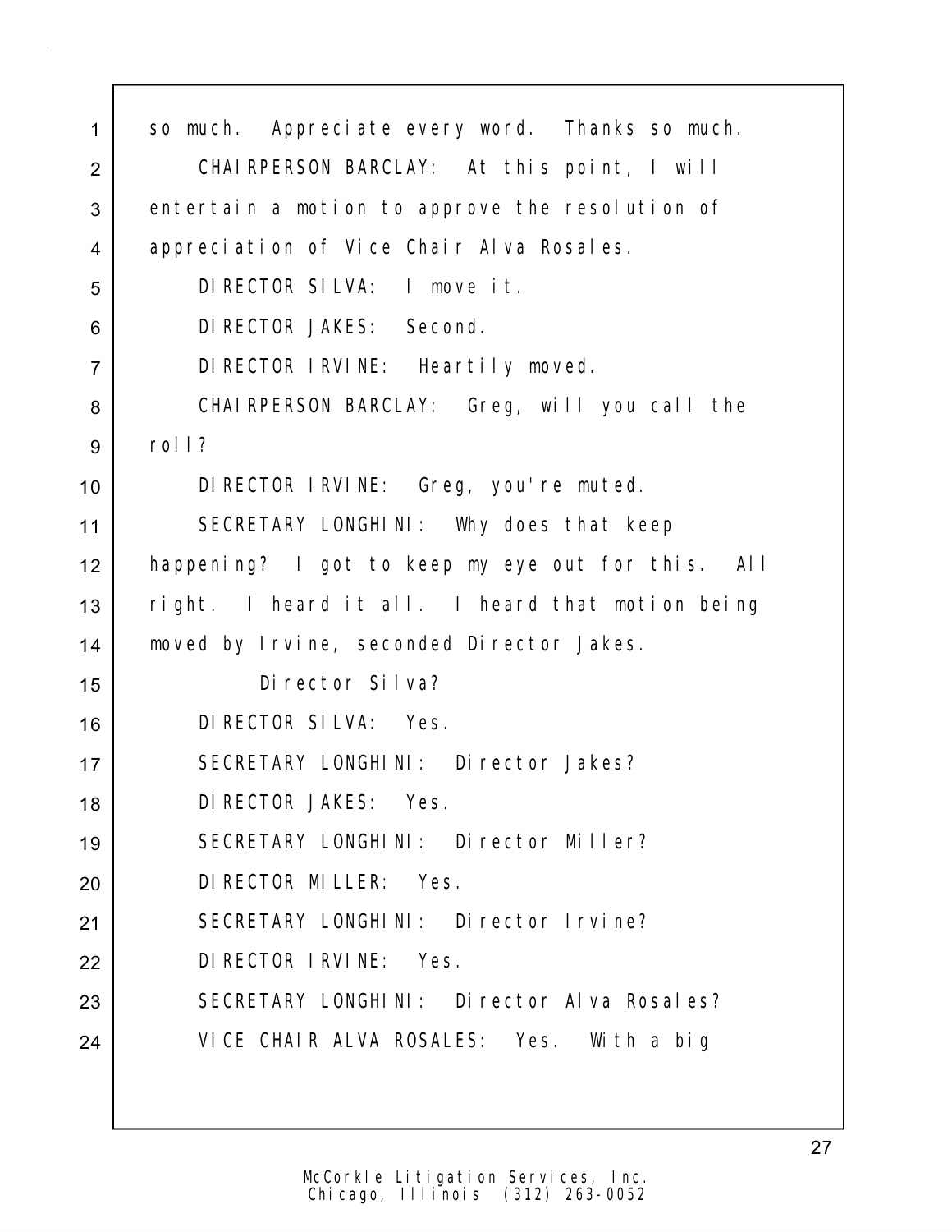so much. Appreciate every word. Thanks so much.

CHAIRPERSON BARCLAY: At this point, I will entertain a motion to approve the resolution of appreciation of Vice Chair Alva Rosales.

DIRECTOR SILVA: I move it.

DIRECTOR JAKES: Second.

DIRECTOR IRVINE: Heartily moved.

CHAIRPERSON BARCLAY: Greg, will you call the roll?

DIRECTOR IRVINE: Greg, you're muted.

SECRETARY LONGHINI: Why does that keep happening? I got to keep my eye out for this. All right. I heard it all. I heard that motion being moved by Irvine, seconded Director Jakes.

Director Silva?

DIRECTOR SILVA: Yes.

SECRETARY LONGHINI: Director Jakes?

DIRECTOR JAKES: Yes.

SECRETARY LONGHINI: Director Miller?

DIRECTOR MILLER: Yes.

SECRETARY LONGHINI: Director Irvine?

DIRECTOR IRVINE: Yes.

SECRETARY LONGHINI: Director Alva Rosales?

VICE CHAIR ALVA ROSALES: Yes. With a big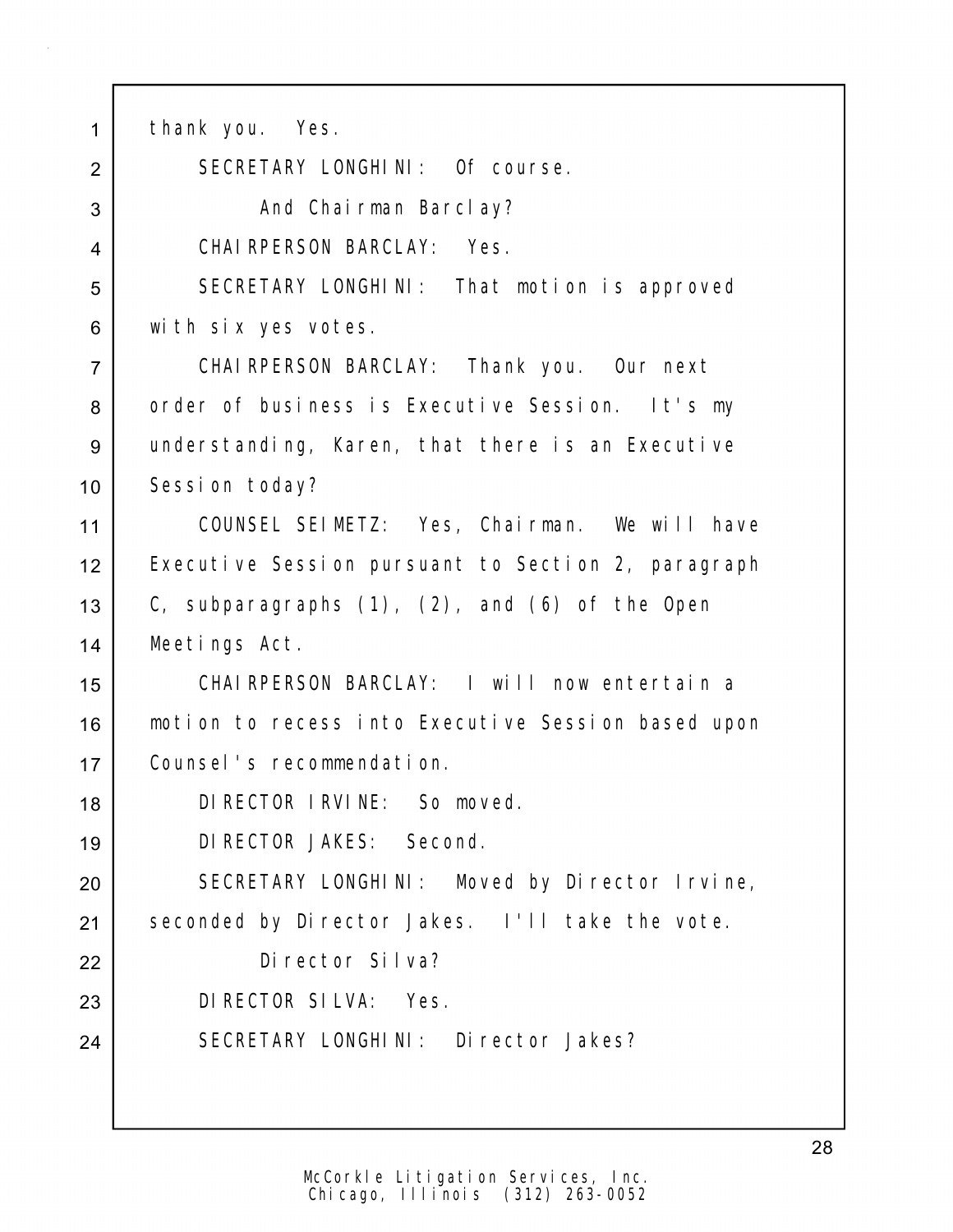1 thank you. Yes.

2 SECRETARY LONGHINI: Of course.

3 And Chairman Barclay?

4 CHAIRPERSON BARCLAY: Yes.

5 SECRETARY LONGHINI: That motion is approved

6 with six yes votes.

7 CHAIRPERSON BARCLAY: Thank you. Our next

8 order of business is Executive Session. It's my

9 understanding, Karen, that there is an Executive

10 Session today?

11 COUNSEL SEIMETZ: Yes, Chairman. We will have

12 Executive Session pursuant to Section 2, paragraph

13 C, subparagraphs (1), (2), and (6) of the Open

14 Meetings Act.

15 CHAIRPERSON BARCLAY: I will now entertain a

16 motion to recess into Executive Session based upon

17 Counsel's recommendation.

18 DIRECTOR IRVINE: So moved.

19 DIRECTOR JAKES: Second.

20 SECRETARY LONGHINI: Moved by Director Irvine,

21 seconded by Director Jakes. I'll take the vote.

22 Director Silva?

23 DIRECTOR SILVA: Yes.

24 SECRETARY LONGHINI: Director Jakes?

McCorkle Litigation Services, Inc.
Chicago, Illinois (312) 263-0052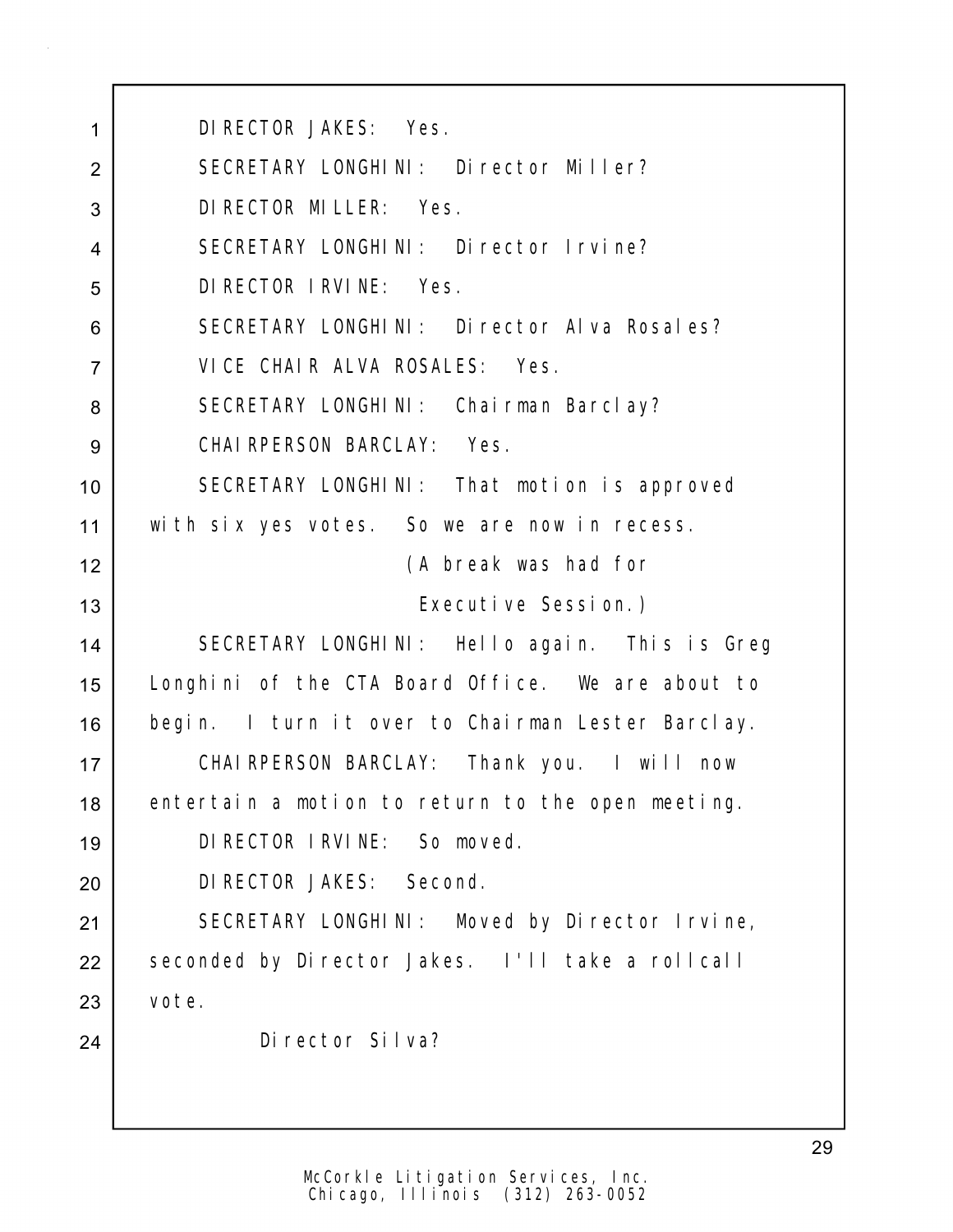DIRECTOR JAKES: Yes.

SECRETARY LONGHINI: Director Miller?

DIRECTOR MILLER: Yes.

SECRETARY LONGHINI: Director Irvine?

DIRECTOR IRVINE: Yes.

SECRETARY LONGHINI: Director Alva Rosales?

VICE CHAIR ALVA ROSALES: Yes.

SECRETARY LONGHINI: Chairman Barclay?

CHAIRPERSON BARCLAY: Yes.

SECRETARY LONGHINI: That motion is approved with six yes votes. So we are now in recess.

(A break was had for Executive Session.)

SECRETARY LONGHINI: Hello again. This is Greg Longhini of the CTA Board Office. We are about to begin. I turn it over to Chairman Lester Barclay.

CHAIRPERSON BARCLAY: Thank you. I will now entertain a motion to return to the open meeting.

DIRECTOR IRVINE: So moved.

DIRECTOR JAKES: Second.

SECRETARY LONGHINI: Moved by Director Irvine, seconded by Director Jakes. I'll take a rollcall vote.

Director Silva?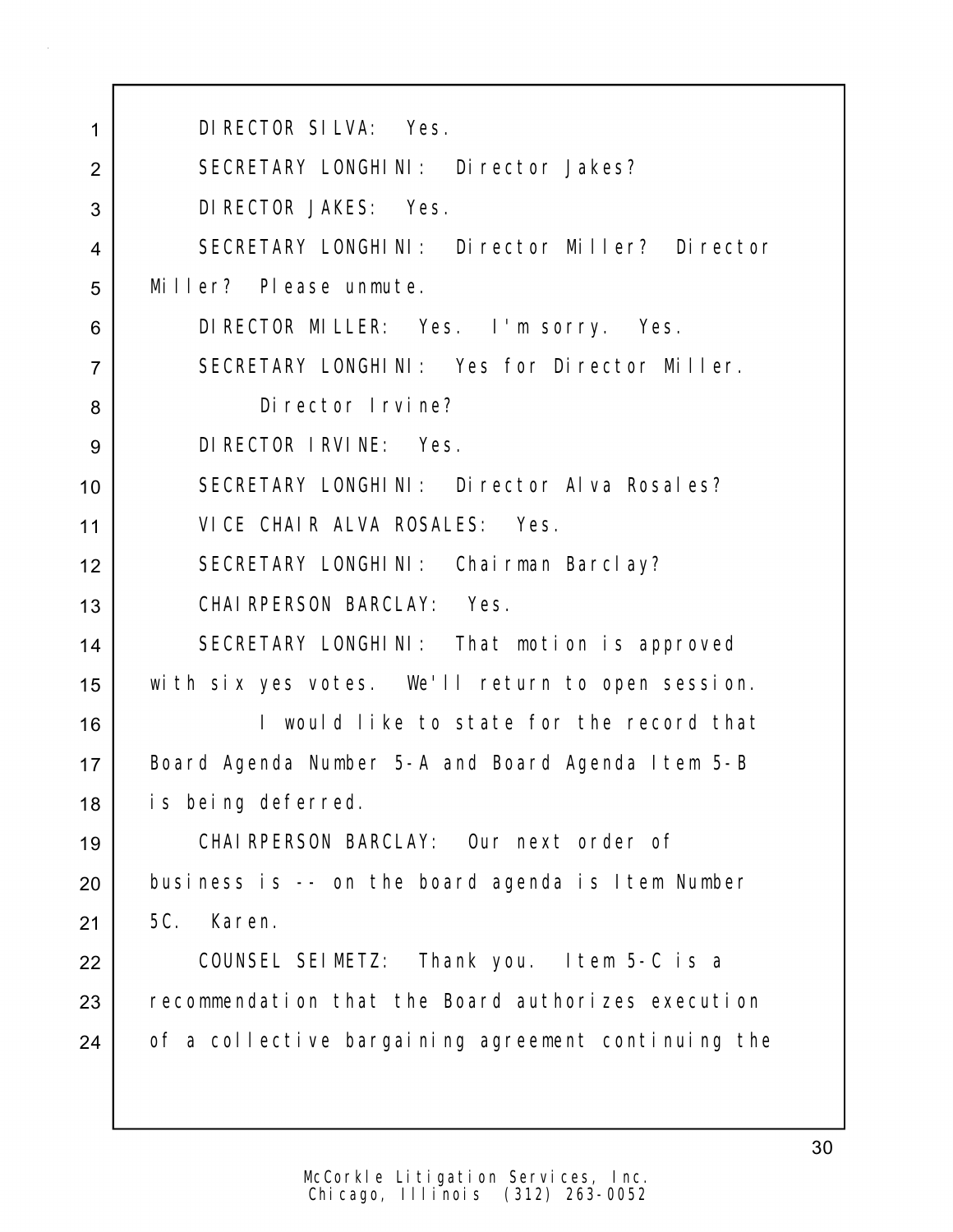DIRECTOR SILVA: Yes.

SECRETARY LONGHINI: Director Jakes?

DIRECTOR JAKES: Yes.

SECRETARY LONGHINI: Director Miller? Director Miller? Please unmute.

DIRECTOR MILLER: Yes. I'm sorry. Yes.

SECRETARY LONGHINI: Yes for Director Miller.

Director Irvine?

DIRECTOR IRVINE: Yes.

SECRETARY LONGHINI: Director Alva Rosales?

VICE CHAIR ALVA ROSALES: Yes.

SECRETARY LONGHINI: Chairman Barclay?

CHAIRPERSON BARCLAY: Yes.

SECRETARY LONGHINI: That motion is approved with six yes votes. We'll return to open session.

I would like to state for the record that Board Agenda Number 5-A and Board Agenda Item 5-B is being deferred.

CHAIRPERSON BARCLAY: Our next order of business is -- on the board agenda is Item Number 5C. Karen.

COUNSEL SEIMETZ: Thank you. Item 5-C is a recommendation that the Board authorizes execution of a collective bargaining agreement continuing the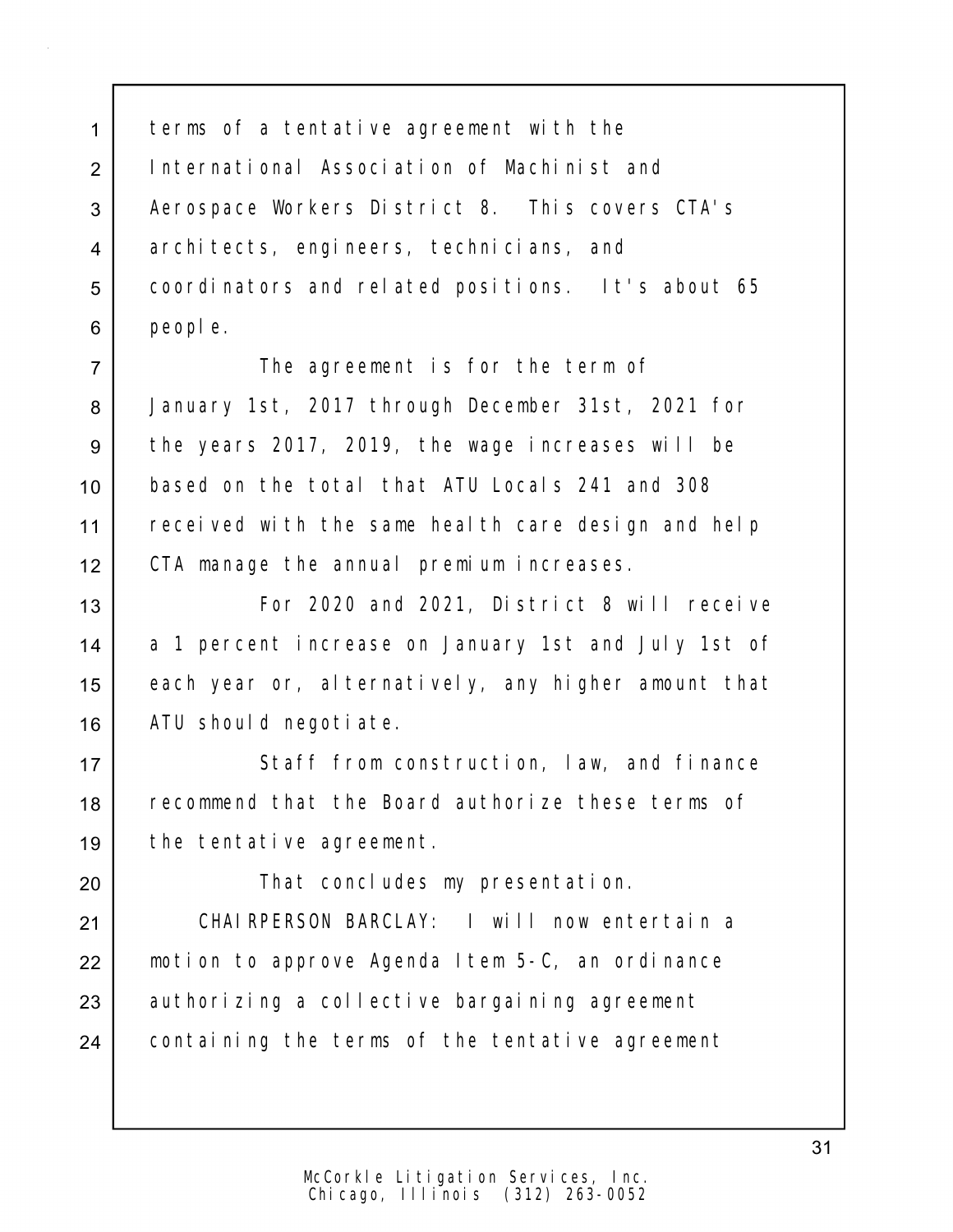terms of a tentative agreement with the International Association of Machinist and Aerospace Workers District 8. This covers CTA's architects, engineers, technicians, and coordinators and related positions. It's about 65 people.

The agreement is for the term of January 1st, 2017 through December 31st, 2021 for the years 2017, 2019, the wage increases will be based on the total that ATU Locals 241 and 308 received with the same health care design and help CTA manage the annual premium increases.

For 2020 and 2021, District 8 will receive a 1 percent increase on January 1st and July 1st of each year or, alternatively, any higher amount that ATU should negotiate.

Staff from construction, law, and finance recommend that the Board authorize these terms of the tentative agreement.

That concludes my presentation.

CHAIRPERSON BARCLAY: I will now entertain a motion to approve Agenda Item 5-C, an ordinance authorizing a collective bargaining agreement containing the terms of the tentative agreement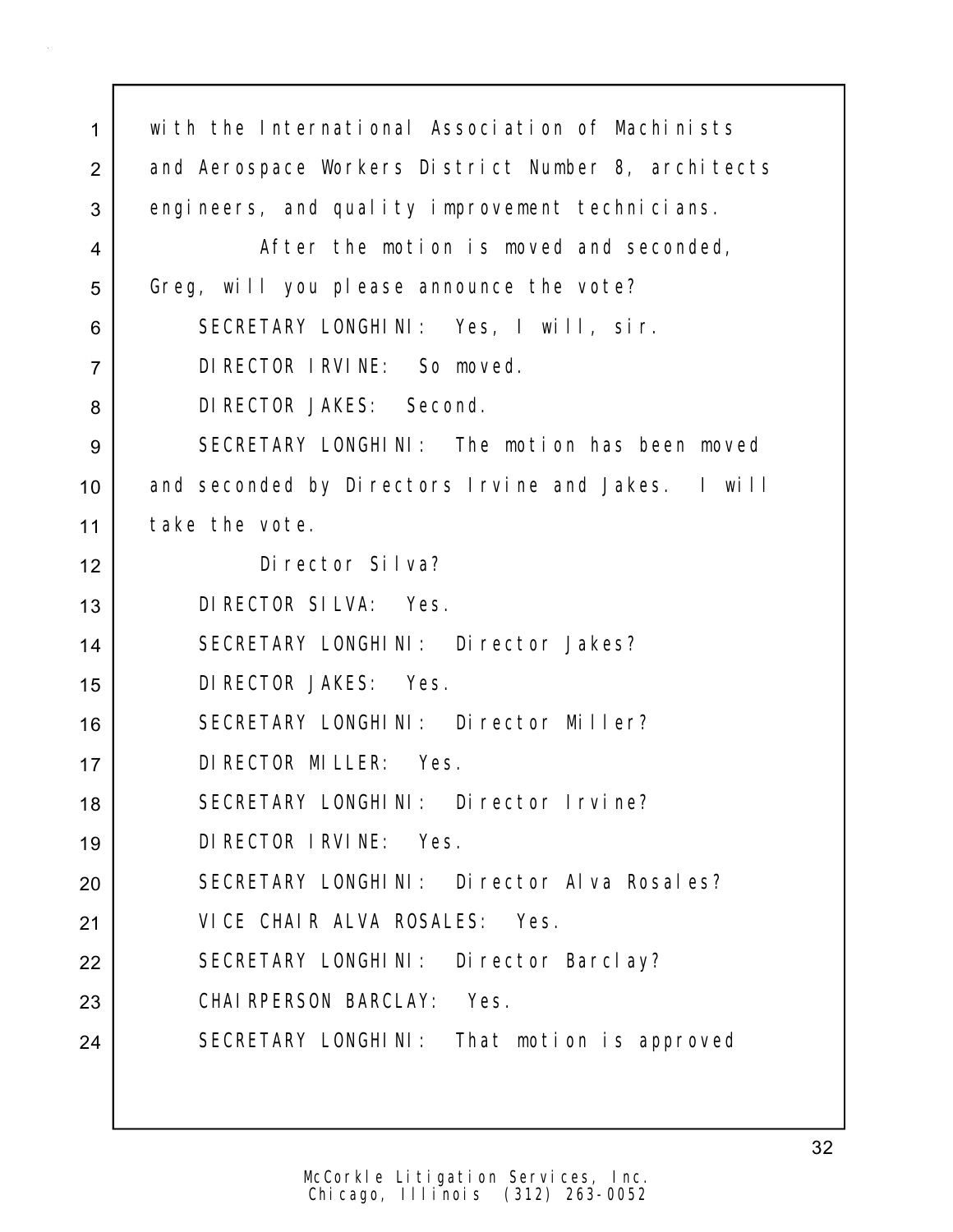with the International Association of Machinists and Aerospace Workers District Number 8, architects engineers, and quality improvement technicians.

After the motion is moved and seconded, Greg, will you please announce the vote?

SECRETARY LONGHINI: Yes, I will, sir.

DIRECTOR IRVINE: So moved.

DIRECTOR JAKES: Second.

SECRETARY LONGHINI: The motion has been moved and seconded by Directors Irvine and Jakes. I will take the vote.

Director Silva?

DIRECTOR SILVA: Yes.

SECRETARY LONGHINI: Director Jakes?

DIRECTOR JAKES: Yes.

SECRETARY LONGHINI: Director Miller?

DIRECTOR MILLER: Yes.

SECRETARY LONGHINI: Director Irvine?

DIRECTOR IRVINE: Yes.

SECRETARY LONGHINI: Director Alva Rosales?

VICE CHAIR ALVA ROSALES: Yes.

SECRETARY LONGHINI: Director Barclay?

CHAIRPERSON BARCLAY: Yes.

SECRETARY LONGHINI: That motion is approved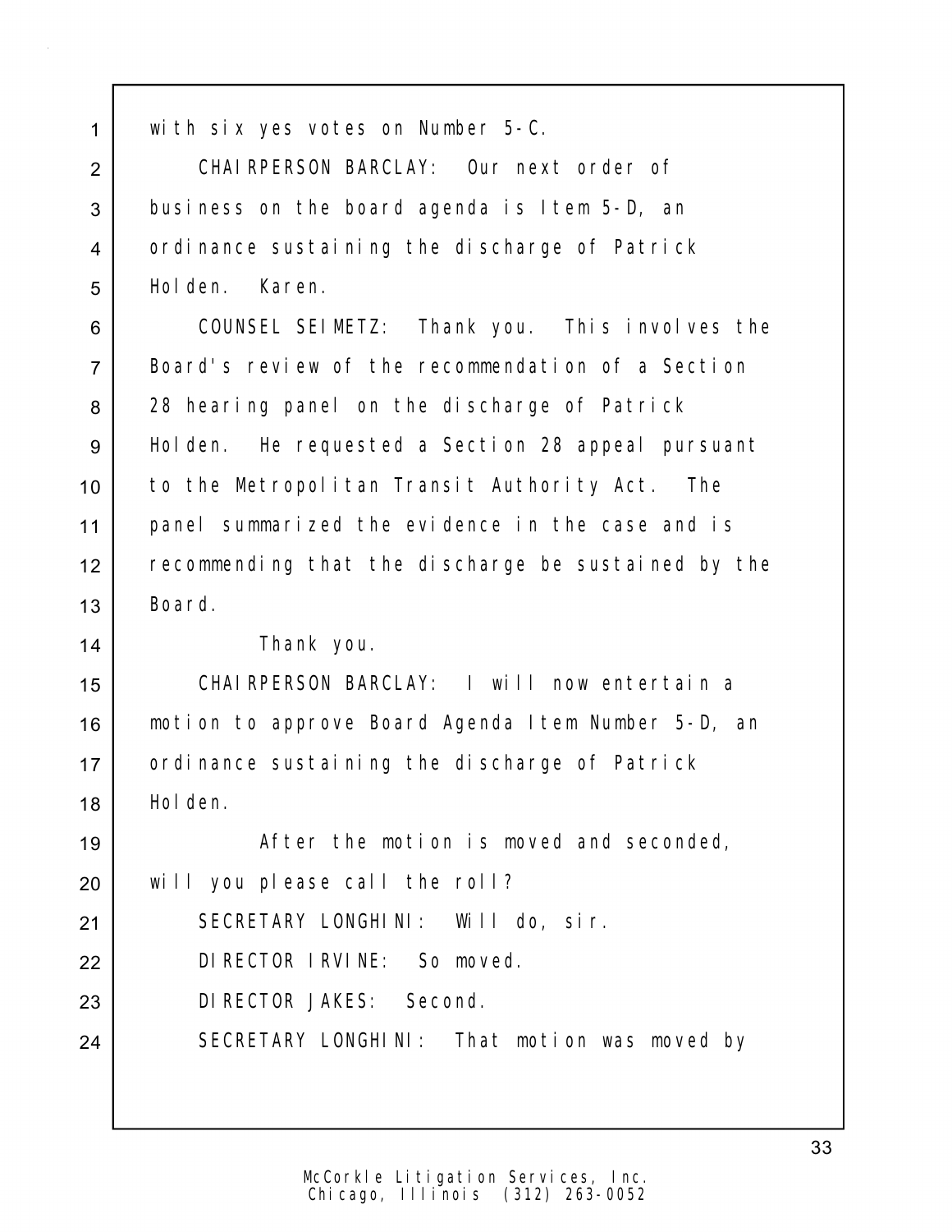with six yes votes on Number 5-C.

CHAIRPERSON BARCLAY: Our next order of business on the board agenda is Item 5-D, an ordinance sustaining the discharge of Patrick Holden. Karen.

COUNSEL SEIMETZ: Thank you. This involves the Board's review of the recommendation of a Section 28 hearing panel on the discharge of Patrick Holden. He requested a Section 28 appeal pursuant to the Metropolitan Transit Authority Act. The panel summarized the evidence in the case and is recommending that the discharge be sustained by the Board.

Thank you.

CHAIRPERSON BARCLAY: I will now entertain a motion to approve Board Agenda Item Number 5-D, an ordinance sustaining the discharge of Patrick Holden.

After the motion is moved and seconded, will you please call the roll?

SECRETARY LONGHINI: Will do, sir.

DIRECTOR IRVINE: So moved.

DIRECTOR JAKES: Second.

SECRETARY LONGHINI: That motion was moved by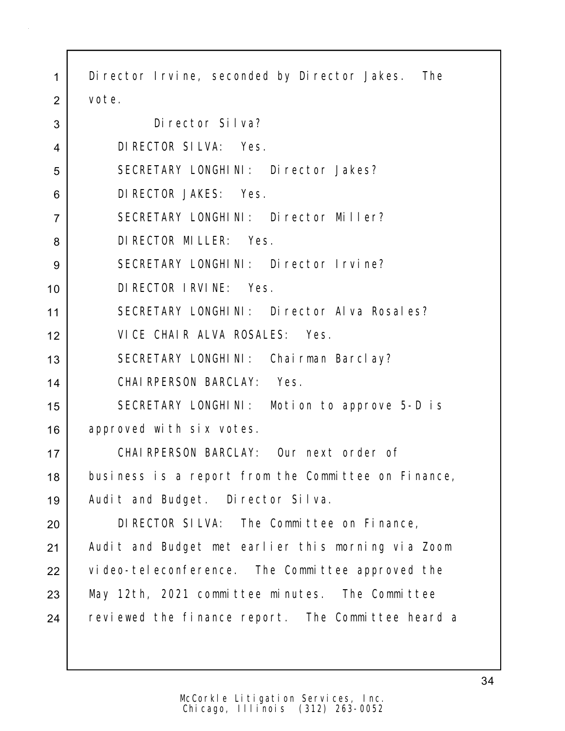Director Irvine, seconded by Director Jakes. The vote.

Director Silva?

DIRECTOR SILVA: Yes.

SECRETARY LONGHINI: Director Jakes?

DIRECTOR JAKES: Yes.

SECRETARY LONGHINI: Director Miller?

DIRECTOR MILLER: Yes.

SECRETARY LONGHINI: Director Irvine?

DIRECTOR IRVINE: Yes.

SECRETARY LONGHINI: Director Alva Rosales?

VICE CHAIR ALVA ROSALES: Yes.

SECRETARY LONGHINI: Chairman Barclay?

CHAIRPERSON BARCLAY: Yes.

SECRETARY LONGHINI: Motion to approve 5-D is approved with six votes.

CHAIRPERSON BARCLAY: Our next order of business is a report from the Committee on Finance, Audit and Budget. Director Silva.

DIRECTOR SILVA: The Committee on Finance, Audit and Budget met earlier this morning via Zoom video-teleconference. The Committee approved the May 12th, 2021 committee minutes. The Committee reviewed the finance report. The Committee heard a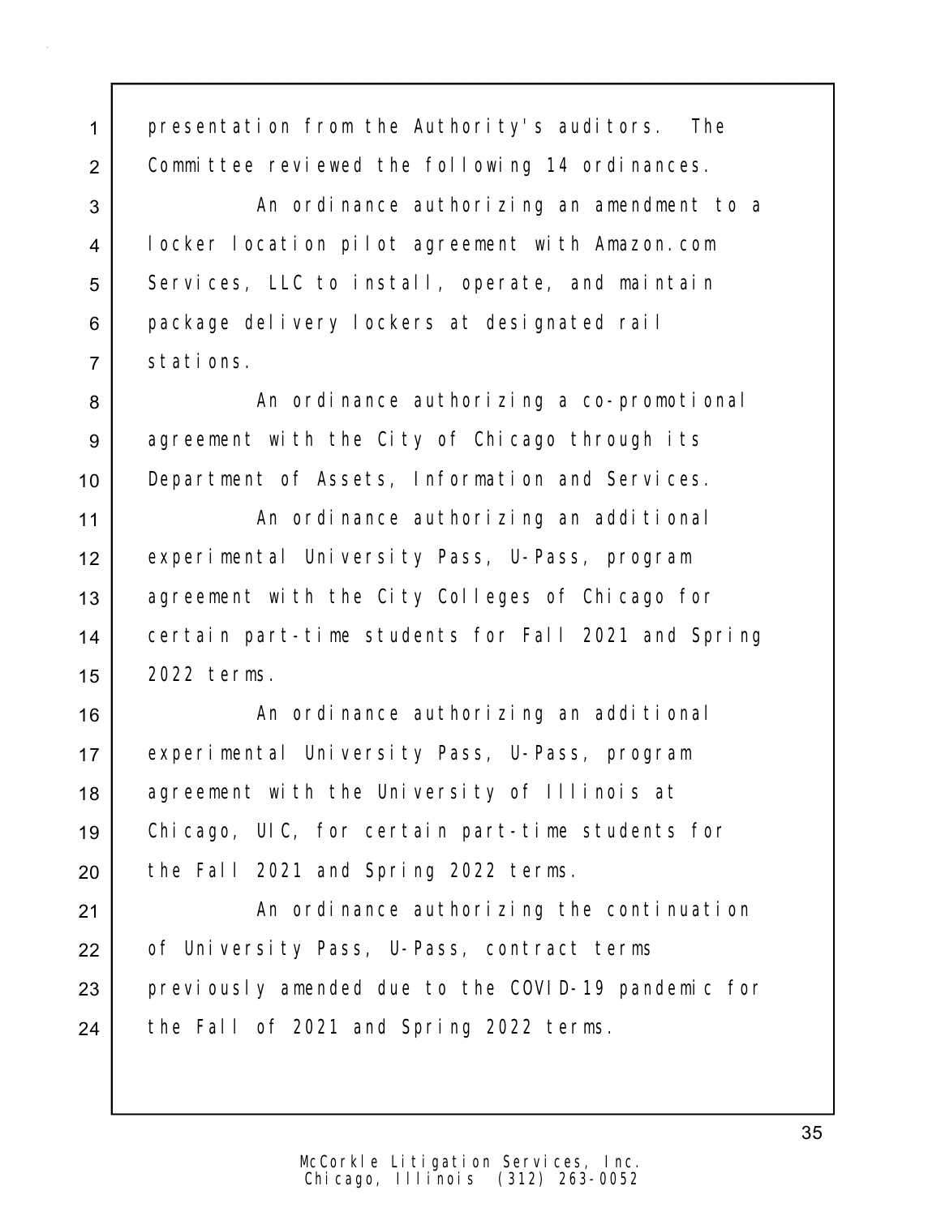presentation from the Authority's auditors. The Committee reviewed the following 14 ordinances.

An ordinance authorizing an amendment to a locker location pilot agreement with Amazon.com Services, LLC to install, operate, and maintain package delivery lockers at designated rail stations.

An ordinance authorizing a co-promotional agreement with the City of Chicago through its Department of Assets, Information and Services.

An ordinance authorizing an additional experimental University Pass, U-Pass, program agreement with the City Colleges of Chicago for certain part-time students for Fall 2021 and Spring 2022 terms.

An ordinance authorizing an additional experimental University Pass, U-Pass, program agreement with the University of Illinois at Chicago, UIC, for certain part-time students for the Fall 2021 and Spring 2022 terms.

An ordinance authorizing the continuation of University Pass, U-Pass, contract terms previously amended due to the COVID-19 pandemic for the Fall of 2021 and Spring 2022 terms.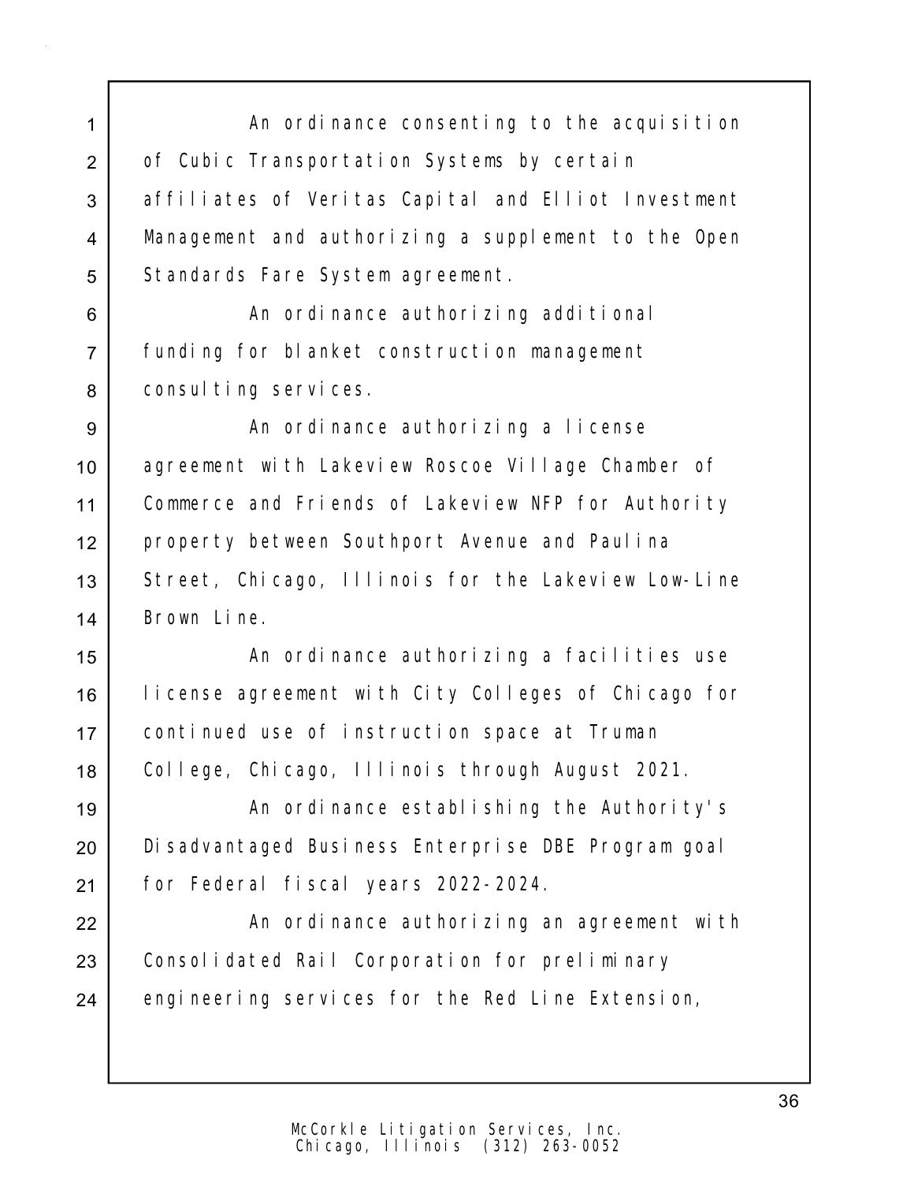An ordinance consenting to the acquisition of Cubic Transportation Systems by certain affiliates of Veritas Capital and Elliot Investment Management and authorizing a supplement to the Open Standards Fare System agreement.

An ordinance authorizing additional funding for blanket construction management consulting services.

An ordinance authorizing a license agreement with Lakeview Roscoe Village Chamber of Commerce and Friends of Lakeview NFP for Authority property between Southport Avenue and Paulina Street, Chicago, Illinois for the Lakeview Low-Line Brown Line.

An ordinance authorizing a facilities use license agreement with City Colleges of Chicago for continued use of instruction space at Truman College, Chicago, Illinois through August 2021.

An ordinance establishing the Authority's Disadvantaged Business Enterprise DBE Program goal for Federal fiscal years 2022-2024.

An ordinance authorizing an agreement with Consolidated Rail Corporation for preliminary engineering services for the Red Line Extension,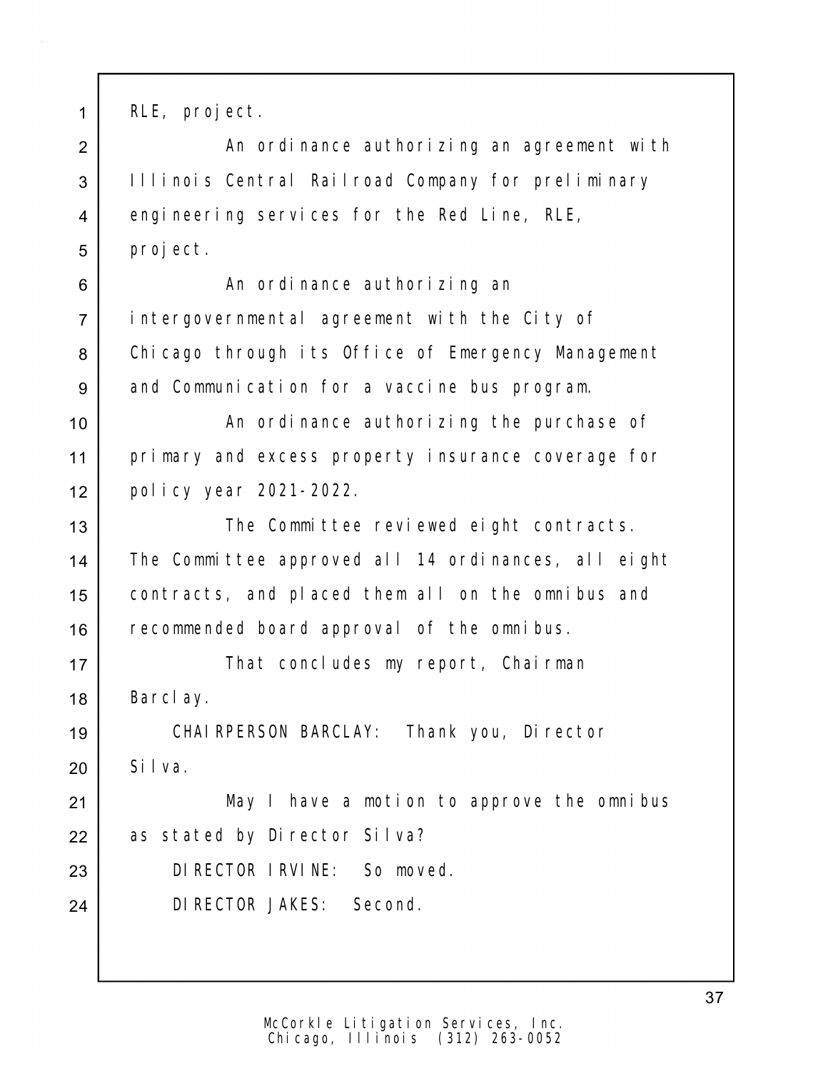RLE, project.

An ordinance authorizing an agreement with Illinois Central Railroad Company for preliminary engineering services for the Red Line, RLE, project.

An ordinance authorizing an intergovernmental agreement with the City of Chicago through its Office of Emergency Management and Communication for a vaccine bus program.

An ordinance authorizing the purchase of primary and excess property insurance coverage for policy year 2021-2022.

The Committee reviewed eight contracts. The Committee approved all 14 ordinances, all eight contracts, and placed them all on the omnibus and recommended board approval of the omnibus.

That concludes my report, Chairman Barclay.

CHAIRPERSON BARCLAY: Thank you, Director Silva.

May I have a motion to approve the omnibus as stated by Director Silva?

DIRECTOR IRVINE: So moved.

DIRECTOR JAKES: Second.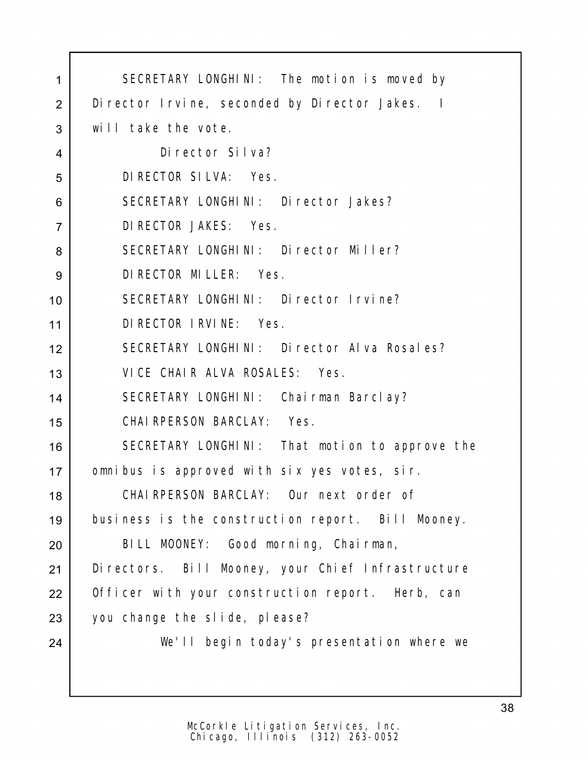SECRETARY LONGHINI: The motion is moved by Director Irvine, seconded by Director Jakes. I will take the vote.

Director Silva?

DIRECTOR SILVA: Yes.

SECRETARY LONGHINI: Director Jakes?

DIRECTOR JAKES: Yes.

SECRETARY LONGHINI: Director Miller?

DIRECTOR MILLER: Yes.

SECRETARY LONGHINI: Director Irvine?

DIRECTOR IRVINE: Yes.

SECRETARY LONGHINI: Director Alva Rosales?

VICE CHAIR ALVA ROSALES: Yes.

SECRETARY LONGHINI: Chairman Barclay?

CHAIRPERSON BARCLAY: Yes.

SECRETARY LONGHINI: That motion to approve the omnibus is approved with six yes votes, sir.

CHAIRPERSON BARCLAY: Our next order of business is the construction report. Bill Mooney.

BILL MOONEY: Good morning, Chairman, Directors. Bill Mooney, your Chief Infrastructure Officer with your construction report. Herb, can you change the slide, please?

We'll begin today's presentation where we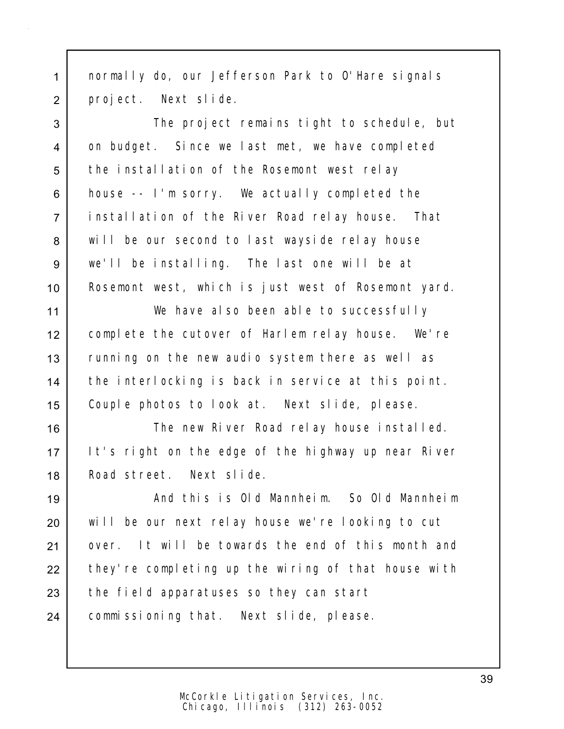normally do, our Jefferson Park to O'Hare signals project. Next slide.

The project remains tight to schedule, but on budget. Since we last met, we have completed the installation of the Rosemont west relay house -- I'm sorry. We actually completed the installation of the River Road relay house. That will be our second to last wayside relay house we'll be installing. The last one will be at Rosemont west, which is just west of Rosemont yard.

We have also been able to successfully complete the cutover of Harlem relay house. We're running on the new audio system there as well as the interlocking is back in service at this point. Couple photos to look at. Next slide, please.

The new River Road relay house installed. It's right on the edge of the highway up near River Road street. Next slide.

And this is Old Mannheim. So Old Mannheim will be our next relay house we're looking to cut over. It will be towards the end of this month and they're completing up the wiring of that house with the field apparatuses so they can start commissioning that. Next slide, please.

McCorkle Litigation Services, Inc.
Chicago, Illinois (312) 263-0052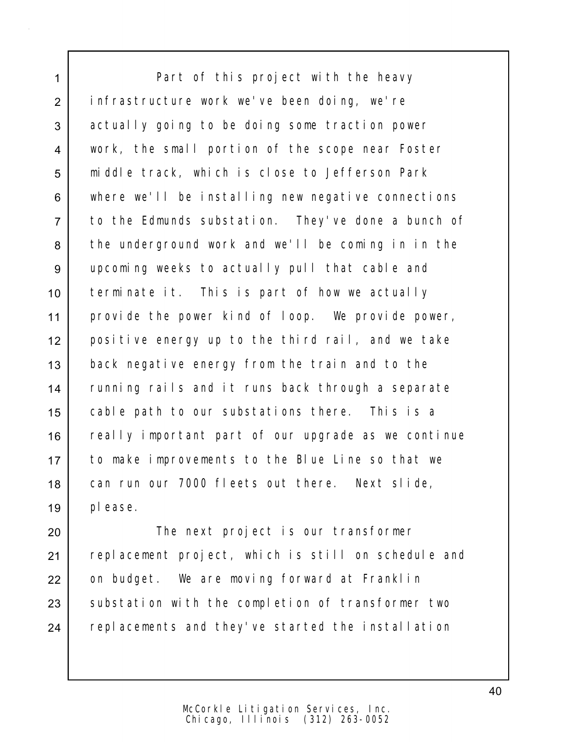Part of this project with the heavy infrastructure work we've been doing, we're actually going to be doing some traction power work, the small portion of the scope near Foster middle track, which is close to Jefferson Park where we'll be installing new negative connections to the Edmunds substation. They've done a bunch of the underground work and we'll be coming in in the upcoming weeks to actually pull that cable and terminate it. This is part of how we actually provide the power kind of loop. We provide power, positive energy up to the third rail, and we take back negative energy from the train and to the running rails and it runs back through a separate cable path to our substations there. This is a really important part of our upgrade as we continue to make improvements to the Blue Line so that we can run our 7000 fleets out there. Next slide, please.

The next project is our transformer replacement project, which is still on schedule and on budget. We are moving forward at Franklin substation with the completion of transformer two replacements and they've started the installation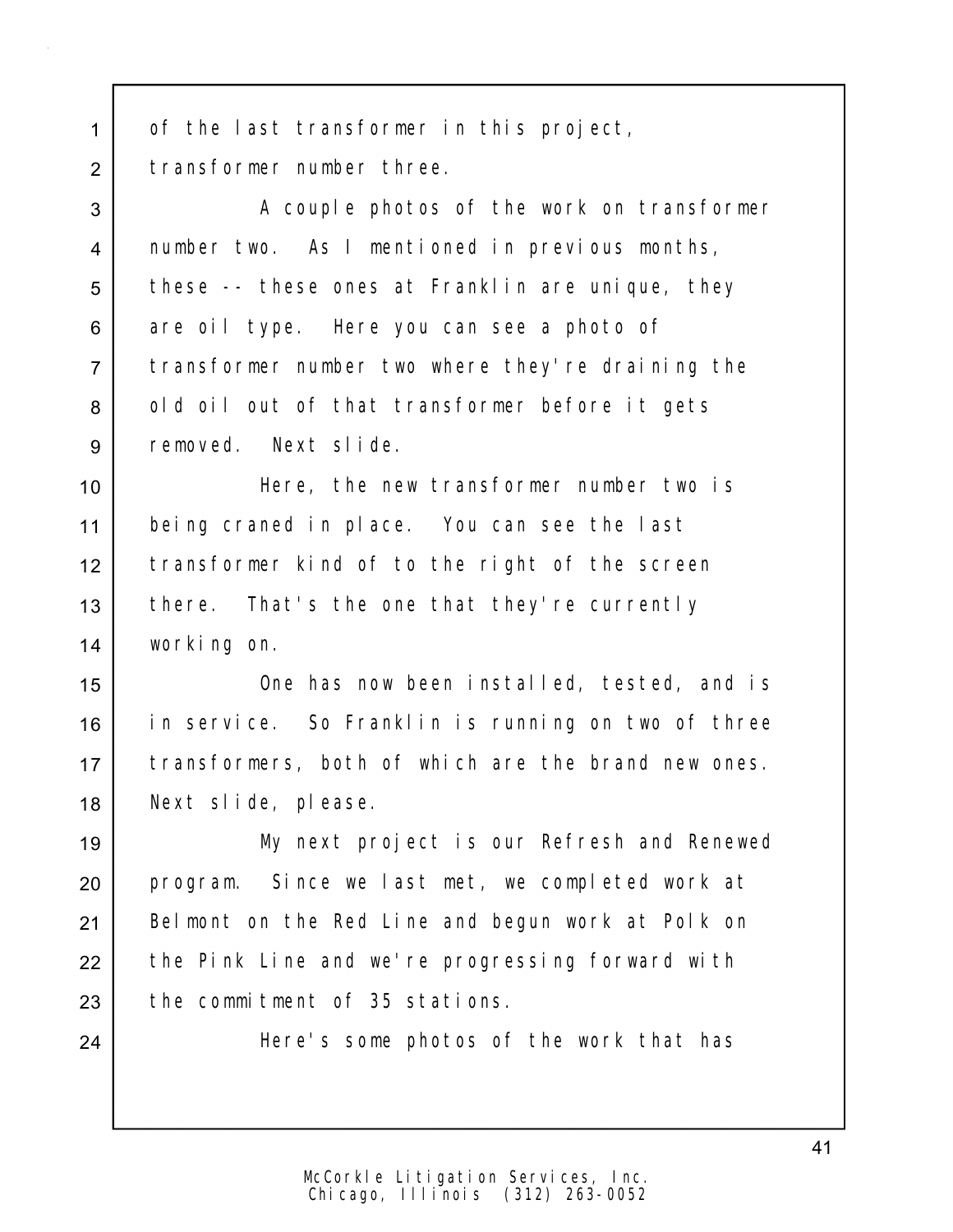of the last transformer in this project, transformer number three.

A couple photos of the work on transformer number two. As I mentioned in previous months, these -- these ones at Franklin are unique, they are oil type. Here you can see a photo of transformer number two where they're draining the old oil out of that transformer before it gets removed. Next slide.

Here, the new transformer number two is being craned in place. You can see the last transformer kind of to the right of the screen there. That's the one that they're currently working on.

One has now been installed, tested, and is in service. So Franklin is running on two of three transformers, both of which are the brand new ones. Next slide, please.

My next project is our Refresh and Renewed program. Since we last met, we completed work at Belmont on the Red Line and begun work at Polk on the Pink Line and we're progressing forward with the commitment of 35 stations.

Here's some photos of the work that has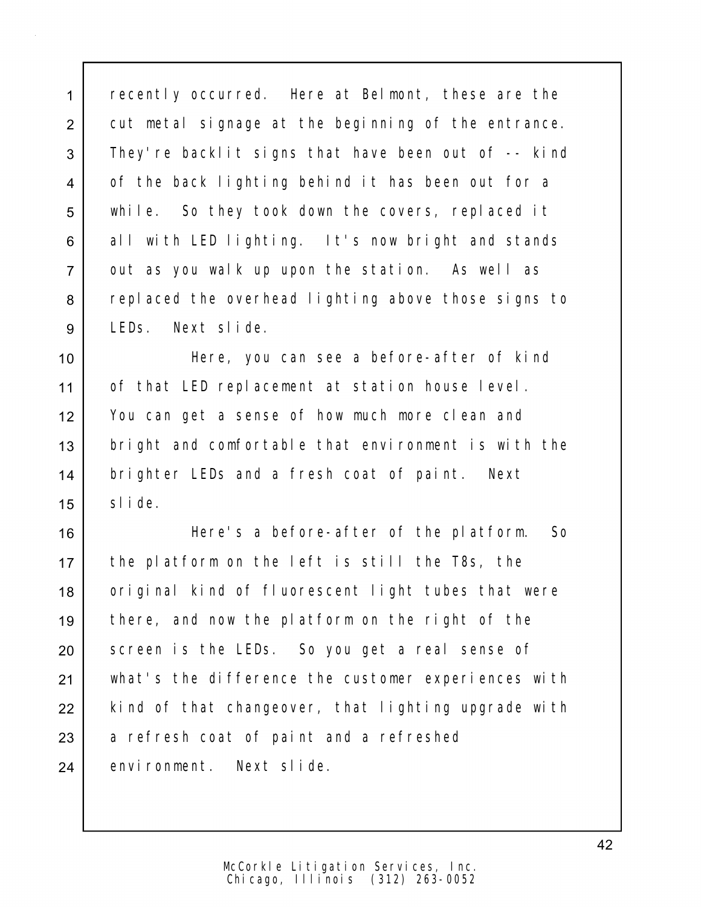recently occurred. Here at Belmont, these are the cut metal signage at the beginning of the entrance. They're backlit signs that have been out of -- kind of the back lighting behind it has been out for a while. So they took down the covers, replaced it all with LED lighting. It's now bright and stands out as you walk up upon the station. As well as replaced the overhead lighting above those signs to LEDs. Next slide.

Here, you can see a before-after of kind of that LED replacement at station house level. You can get a sense of how much more clean and bright and comfortable that environment is with the brighter LEDs and a fresh coat of paint. Next slide.

Here's a before-after of the platform. So the platform on the left is still the T8s, the original kind of fluorescent light tubes that were there, and now the platform on the right of the screen is the LEDs. So you get a real sense of what's the difference the customer experiences with kind of that changeover, that lighting upgrade with a refresh coat of paint and a refreshed environment. Next slide.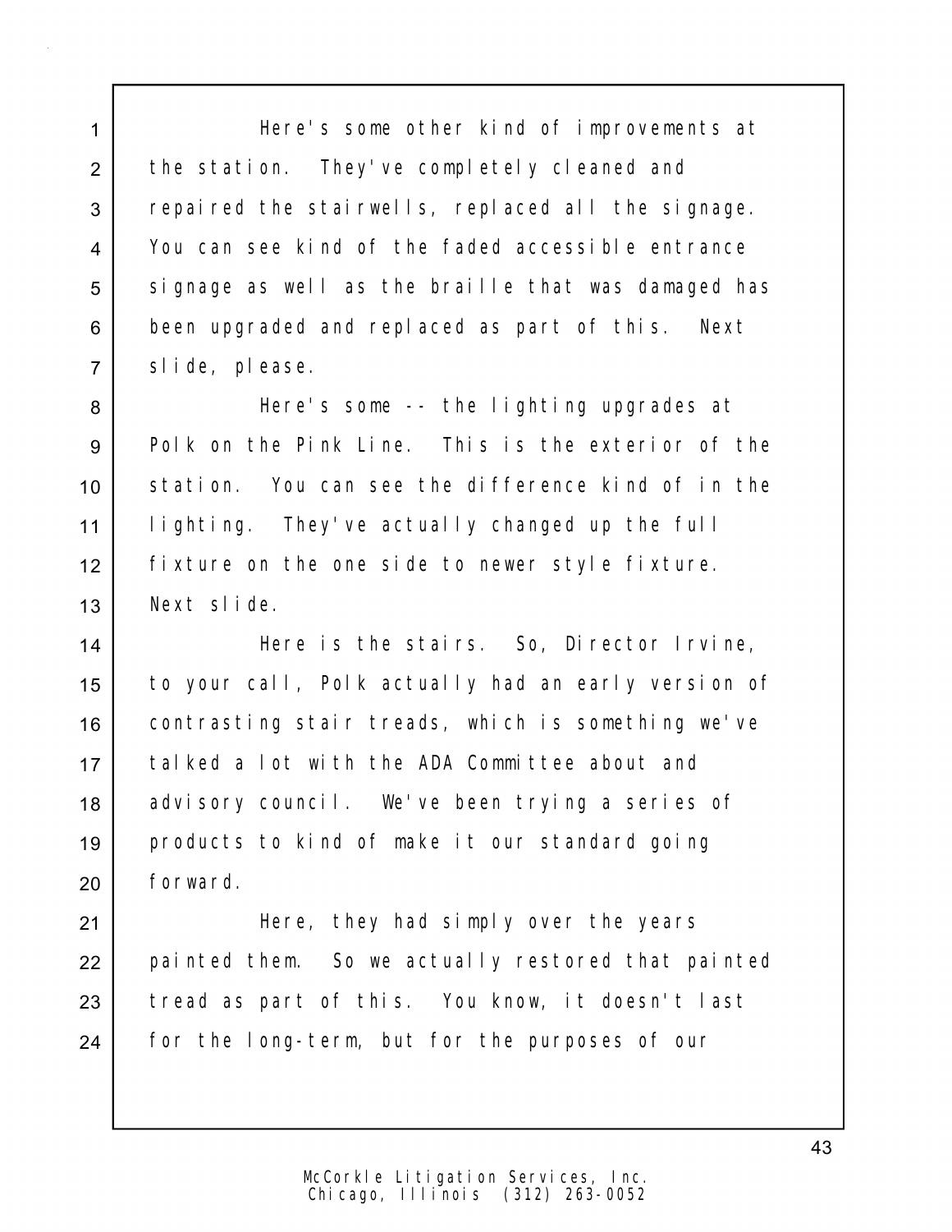Here's some other kind of improvements at the station. They've completely cleaned and repaired the stairwells, replaced all the signage. You can see kind of the faded accessible entrance signage as well as the braille that was damaged has been upgraded and replaced as part of this. Next slide, please.

Here's some -- the lighting upgrades at Polk on the Pink Line. This is the exterior of the station. You can see the difference kind of in the lighting. They've actually changed up the full fixture on the one side to newer style fixture. Next slide.

Here is the stairs. So, Director Irvine, to your call, Polk actually had an early version of contrasting stair treads, which is something we've talked a lot with the ADA Committee about and advisory council. We've been trying a series of products to kind of make it our standard going forward.

Here, they had simply over the years painted them. So we actually restored that painted tread as part of this. You know, it doesn't last for the long-term, but for the purposes of our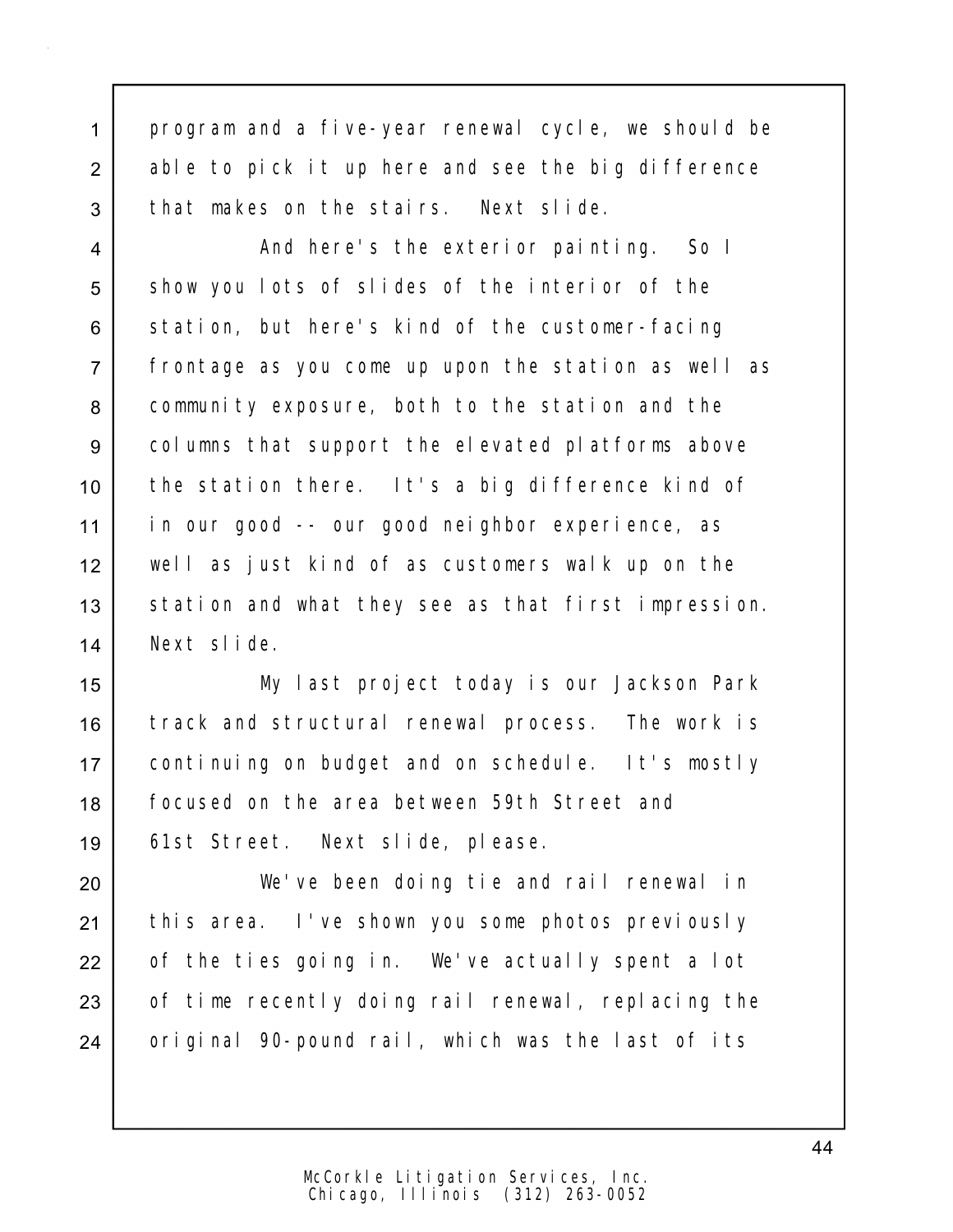program and a five-year renewal cycle, we should be able to pick it up here and see the big difference that makes on the stairs. Next slide.

And here's the exterior painting. So I show you lots of slides of the interior of the station, but here's kind of the customer-facing frontage as you come up upon the station as well as community exposure, both to the station and the columns that support the elevated platforms above the station there. It's a big difference kind of in our good -- our good neighbor experience, as well as just kind of as customers walk up on the station and what they see as that first impression. Next slide.

My last project today is our Jackson Park track and structural renewal process. The work is continuing on budget and on schedule. It's mostly focused on the area between 59th Street and 61st Street. Next slide, please.

We've been doing tie and rail renewal in this area. I've shown you some photos previously of the ties going in. We've actually spent a lot of time recently doing rail renewal, replacing the original 90-pound rail, which was the last of its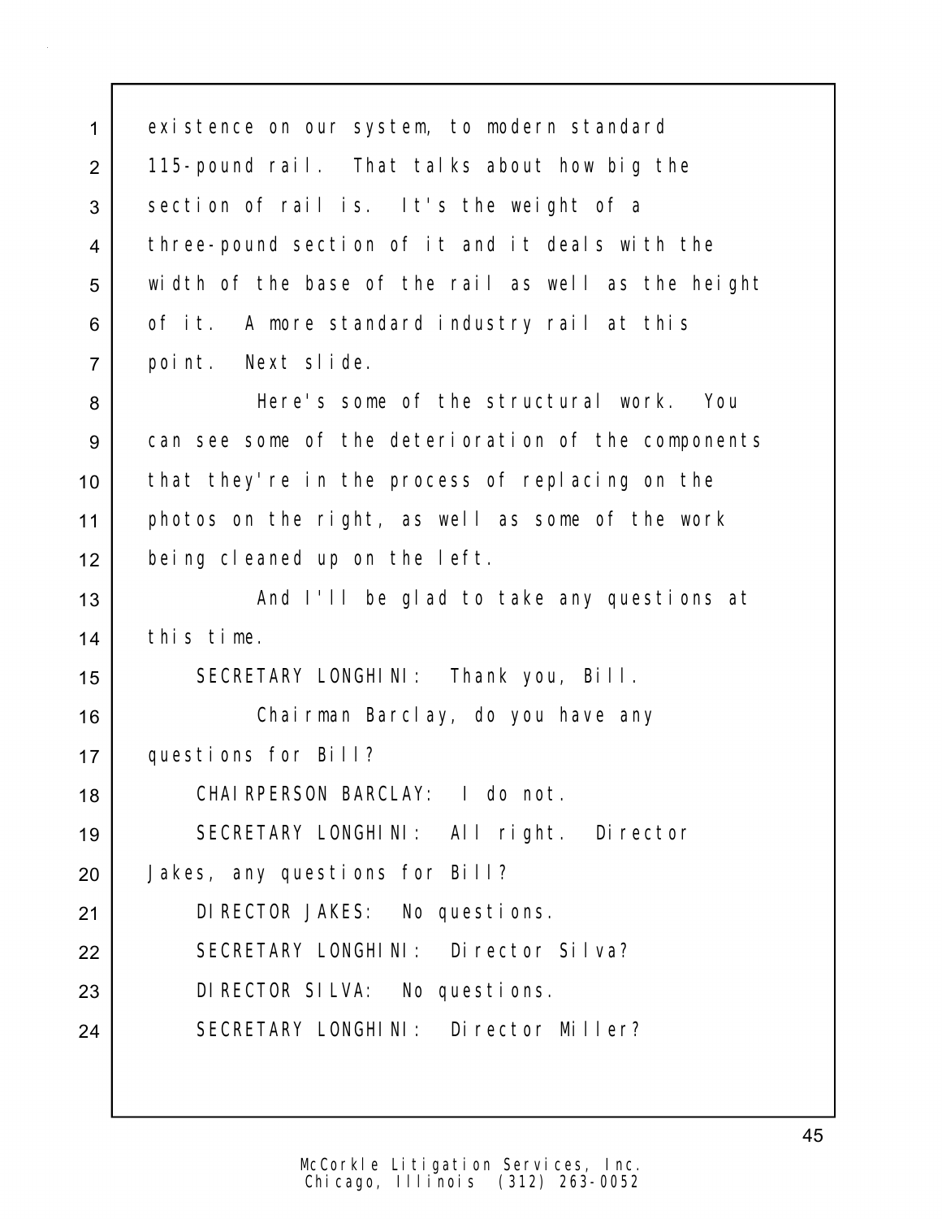existence on our system, to modern standard
115-pound rail. That talks about how big the
section of rail is. It's the weight of a
three-pound section of it and it deals with the
width of the base of the rail as well as the height
of it. A more standard industry rail at this
point. Next slide.

Here's some of the structural work. You
can see some of the deterioration of the components
that they're in the process of replacing on the
photos on the right, as well as some of the work
being cleaned up on the left.

And I'll be glad to take any questions at
this time.

SECRETARY LONGHINI: Thank you, Bill.

Chairman Barclay, do you have any
questions for Bill?

CHAIRPERSON BARCLAY: I do not.

SECRETARY LONGHINI: All right. Director
Jakes, any questions for Bill?

DIRECTOR JAKES: No questions.

SECRETARY LONGHINI: Director Silva?

DIRECTOR SILVA: No questions.

SECRETARY LONGHINI: Director Miller?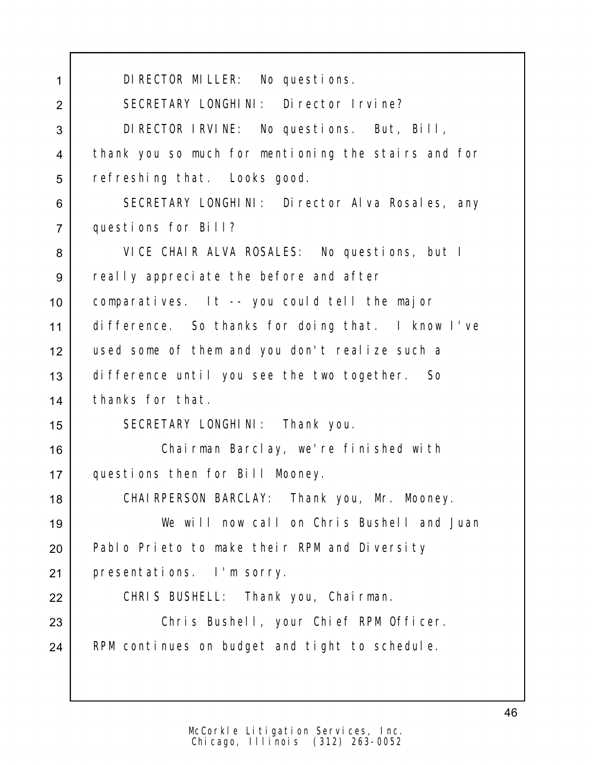1 DIRECTOR MILLER: No questions.

2 SECRETARY LONGHINI: Director Irvine?

3 DIRECTOR IRVINE: No questions. But, Bill,

4 thank you so much for mentioning the stairs and for

5 refreshing that. Looks good.

6 SECRETARY LONGHINI: Director Alva Rosales, any

7 questions for Bill?

8 VICE CHAIR ALVA ROSALES: No questions, but I

9 really appreciate the before and after

10 comparatives. It -- you could tell the major

11 difference. So thanks for doing that. I know I've

12 used some of them and you don't realize such a

13 difference until you see the two together. So

14 thanks for that.

15 SECRETARY LONGHINI: Thank you.

16 Chairman Barclay, we're finished with

17 questions then for Bill Mooney.

18 CHAIRPERSON BARCLAY: Thank you, Mr. Mooney.

19 We will now call on Chris Bushell and Juan

20 Pablo Prieto to make their RPM and Diversity

21 presentations. I'm sorry.

22 CHRIS BUSHELL: Thank you, Chairman.

23 Chris Bushell, your Chief RPM Officer.

24 RPM continues on budget and tight to schedule.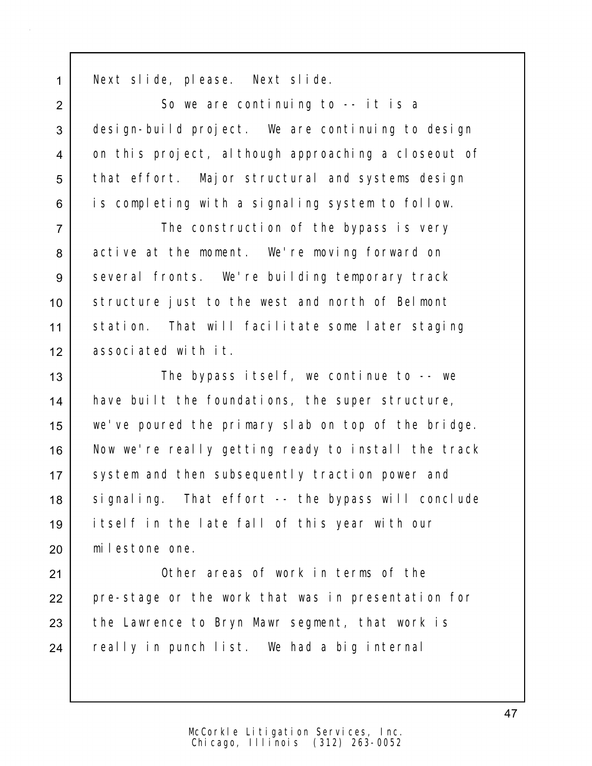Next slide, please. Next slide.

So we are continuing to -- it is a design-build project. We are continuing to design on this project, although approaching a closeout of that effort. Major structural and systems design is completing with a signaling system to follow.

The construction of the bypass is very active at the moment. We're moving forward on several fronts. We're building temporary track structure just to the west and north of Belmont station. That will facilitate some later staging associated with it.

The bypass itself, we continue to -- we have built the foundations, the super structure, we've poured the primary slab on top of the bridge. Now we're really getting ready to install the track system and then subsequently traction power and signaling. That effort -- the bypass will conclude itself in the late fall of this year with our milestone one.

Other areas of work in terms of the pre-stage or the work that was in presentation for the Lawrence to Bryn Mawr segment, that work is really in punch list. We had a big internal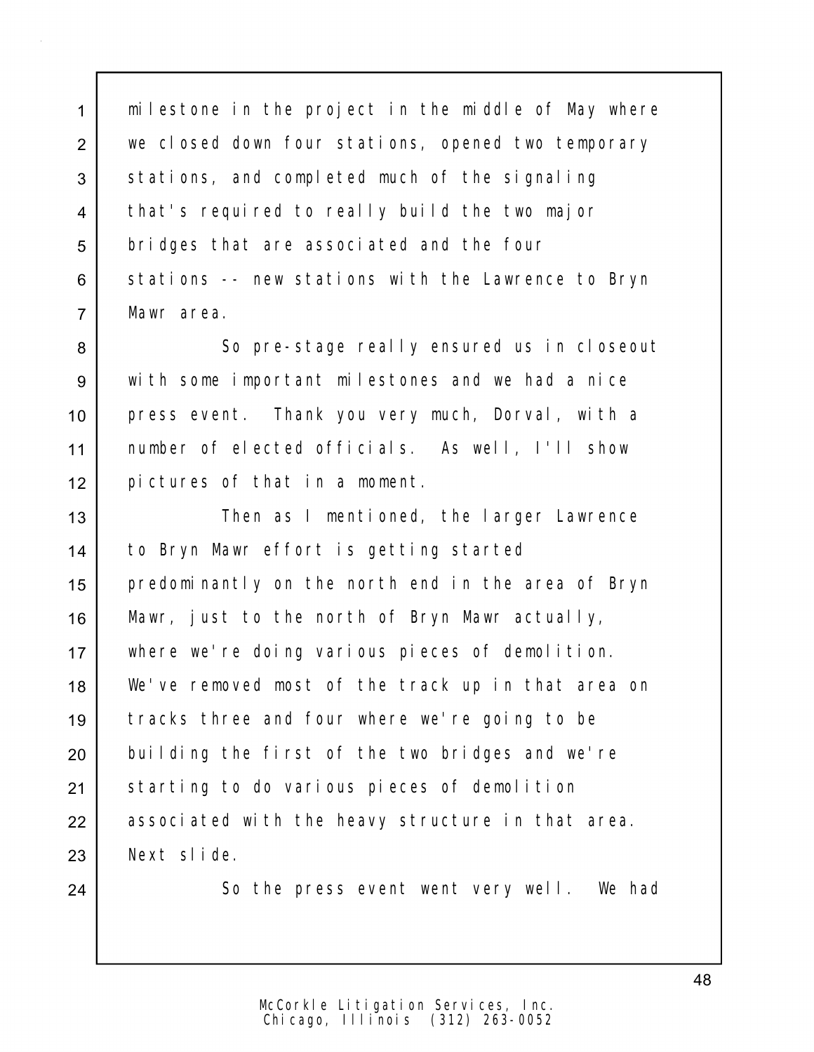milestone in the project in the middle of May where we closed down four stations, opened two temporary stations, and completed much of the signaling that's required to really build the two major bridges that are associated and the four stations -- new stations with the Lawrence to Bryn Mawr area.

So pre-stage really ensured us in closeout with some important milestones and we had a nice press event. Thank you very much, Dorval, with a number of elected officials. As well, I'll show pictures of that in a moment.

Then as I mentioned, the larger Lawrence to Bryn Mawr effort is getting started predominantly on the north end in the area of Bryn Mawr, just to the north of Bryn Mawr actually, where we're doing various pieces of demolition. We've removed most of the track up in that area on tracks three and four where we're going to be building the first of the two bridges and we're starting to do various pieces of demolition associated with the heavy structure in that area. Next slide.

So the press event went very well. We had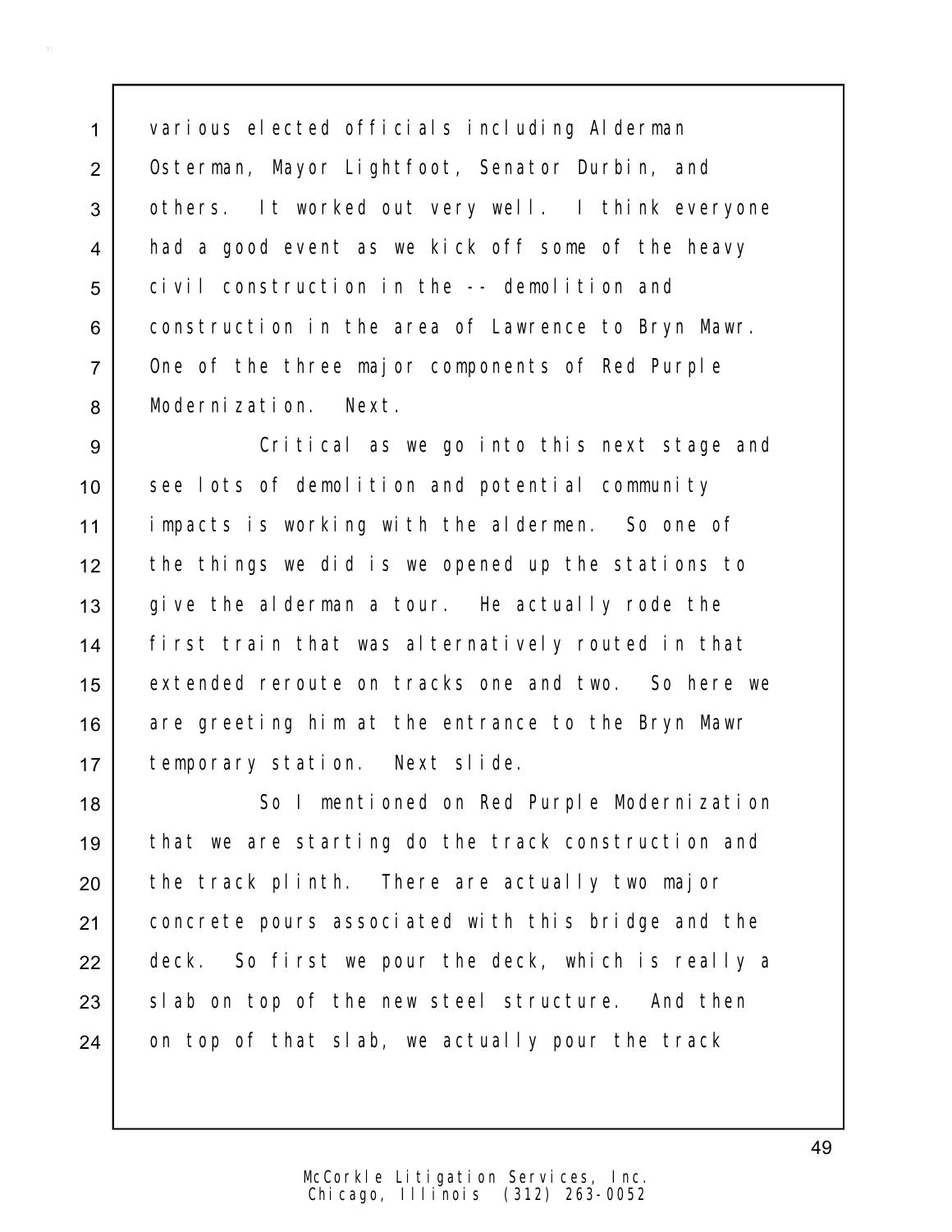various elected officials including Alderman Osterman, Mayor Lightfoot, Senator Durbin, and others. It worked out very well. I think everyone had a good event as we kick off some of the heavy civil construction in the -- demolition and construction in the area of Lawrence to Bryn Mawr. One of the three major components of Red Purple Modernization. Next.

Critical as we go into this next stage and see lots of demolition and potential community impacts is working with the aldermen. So one of the things we did is we opened up the stations to give the alderman a tour. He actually rode the first train that was alternatively routed in that extended reroute on tracks one and two. So here we are greeting him at the entrance to the Bryn Mawr temporary station. Next slide.

So I mentioned on Red Purple Modernization that we are starting do the track construction and the track plinth. There are actually two major concrete pours associated with this bridge and the deck. So first we pour the deck, which is really a slab on top of the new steel structure. And then on top of that slab, we actually pour the track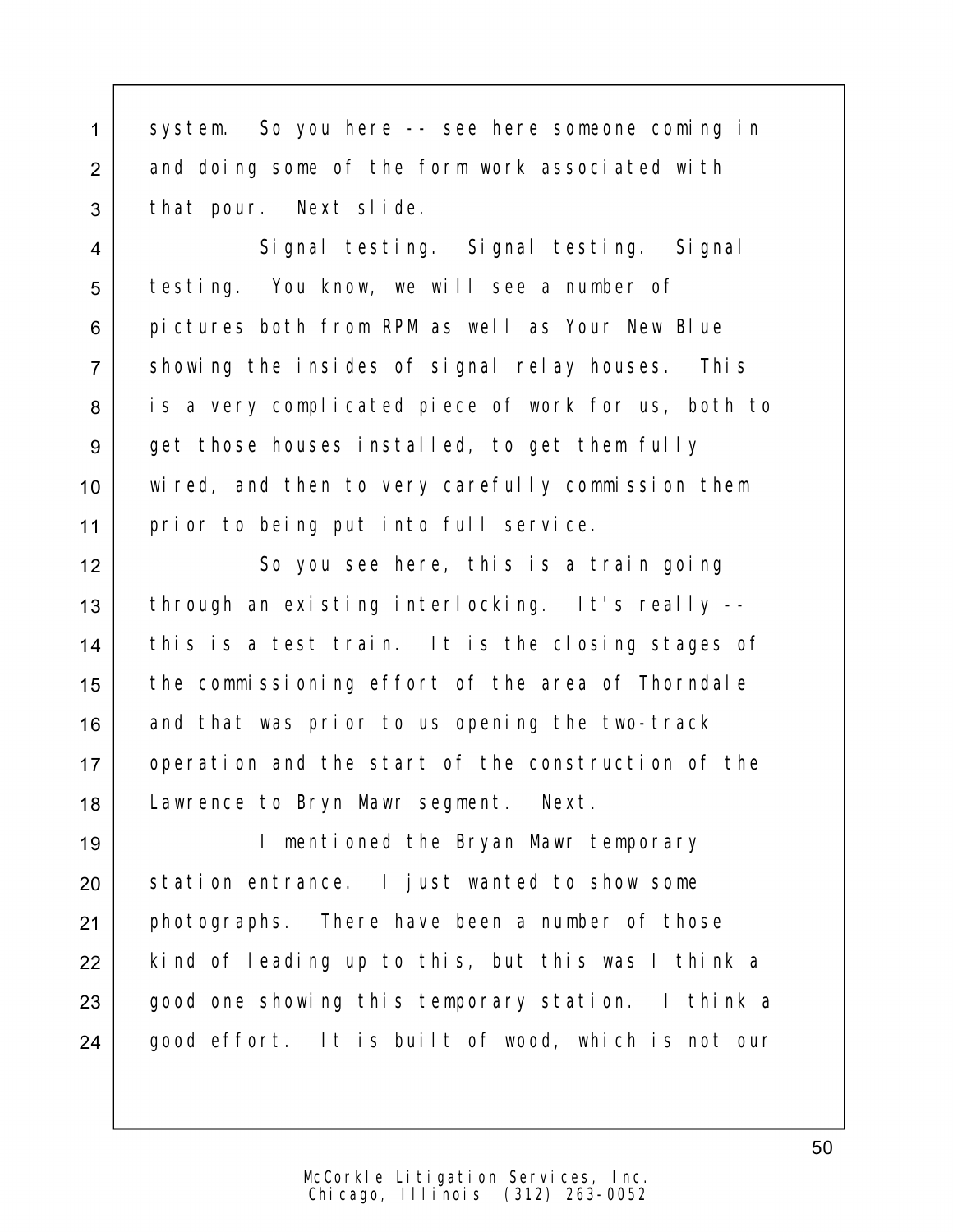system. So you here -- see here someone coming in and doing some of the form work associated with that pour. Next slide.

Signal testing. Signal testing. Signal testing. You know, we will see a number of pictures both from RPM as well as Your New Blue showing the insides of signal relay houses. This is a very complicated piece of work for us, both to get those houses installed, to get them fully wired, and then to very carefully commission them prior to being put into full service.

So you see here, this is a train going through an existing interlocking. It's really -- this is a test train. It is the closing stages of the commissioning effort of the area of Thorndale and that was prior to us opening the two-track operation and the start of the construction of the Lawrence to Bryn Mawr segment. Next.

I mentioned the Bryan Mawr temporary station entrance. I just wanted to show some photographs. There have been a number of those kind of leading up to this, but this was I think a good one showing this temporary station. I think a good effort. It is built of wood, which is not our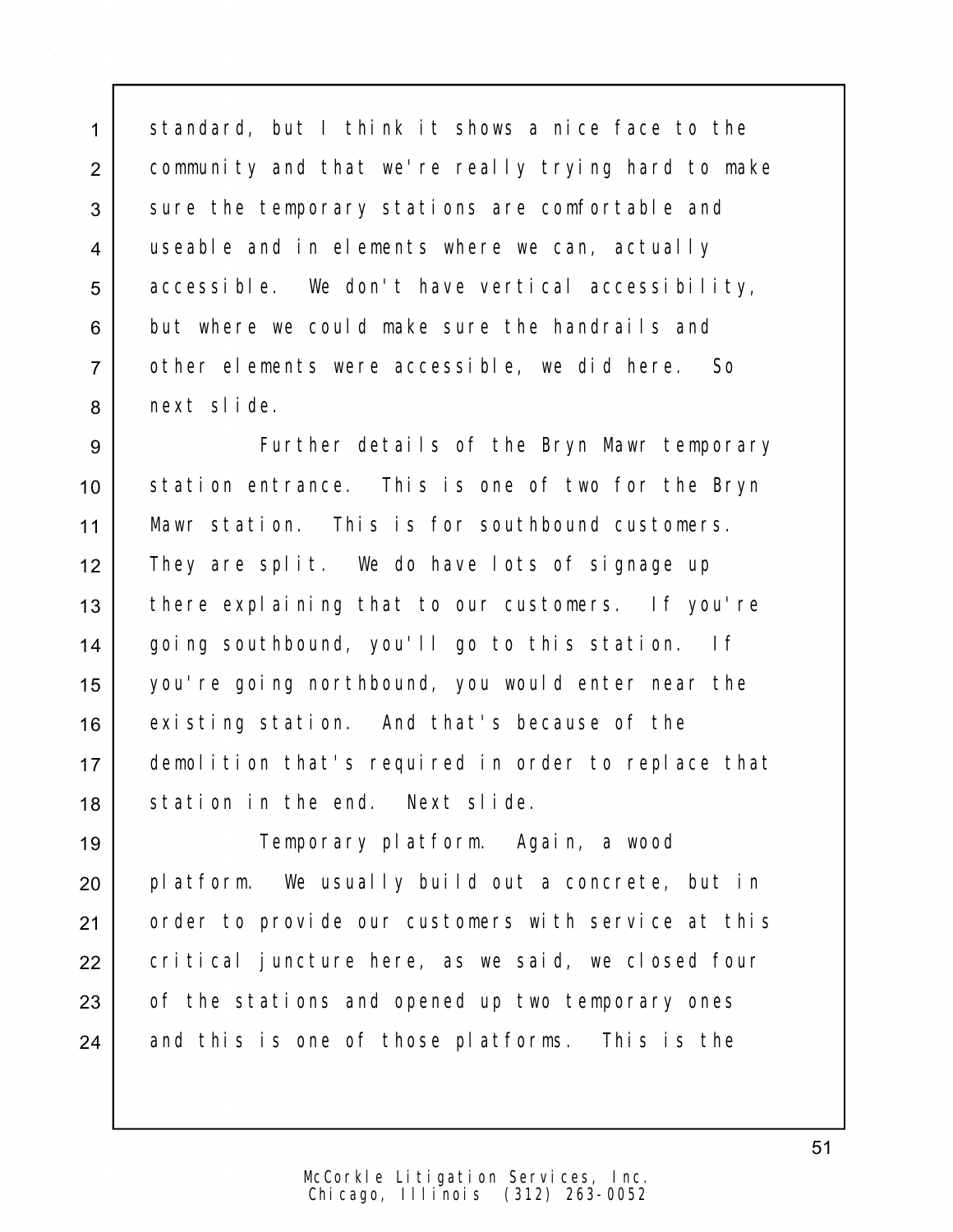standard, but I think it shows a nice face to the community and that we're really trying hard to make sure the temporary stations are comfortable and useable and in elements where we can, actually accessible. We don't have vertical accessibility, but where we could make sure the handrails and other elements were accessible, we did here. So next slide.

Further details of the Bryn Mawr temporary station entrance. This is one of two for the Bryn Mawr station. This is for southbound customers. They are split. We do have lots of signage up there explaining that to our customers. If you're going southbound, you'll go to this station. If you're going northbound, you would enter near the existing station. And that's because of the demolition that's required in order to replace that station in the end. Next slide.

Temporary platform. Again, a wood platform. We usually build out a concrete, but in order to provide our customers with service at this critical juncture here, as we said, we closed four of the stations and opened up two temporary ones and this is one of those platforms. This is the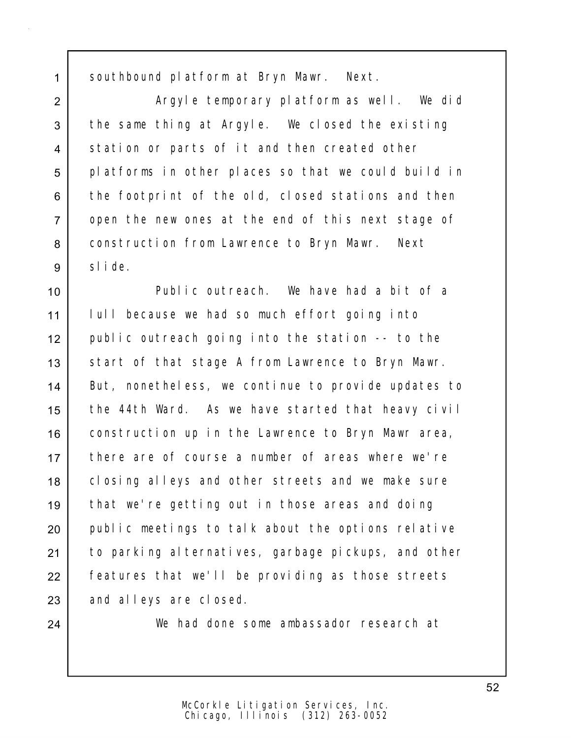southbound platform at Bryn Mawr. Next.

Argyle temporary platform as well. We did the same thing at Argyle. We closed the existing station or parts of it and then created other platforms in other places so that we could build in the footprint of the old, closed stations and then open the new ones at the end of this next stage of construction from Lawrence to Bryn Mawr. Next slide.

Public outreach. We have had a bit of a lull because we had so much effort going into public outreach going into the station -- to the start of that stage A from Lawrence to Bryn Mawr. But, nonetheless, we continue to provide updates to the 44th Ward. As we have started that heavy civil construction up in the Lawrence to Bryn Mawr area, there are of course a number of areas where we're closing alleys and other streets and we make sure that we're getting out in those areas and doing public meetings to talk about the options relative to parking alternatives, garbage pickups, and other features that we'll be providing as those streets and alleys are closed.

We had done some ambassador research at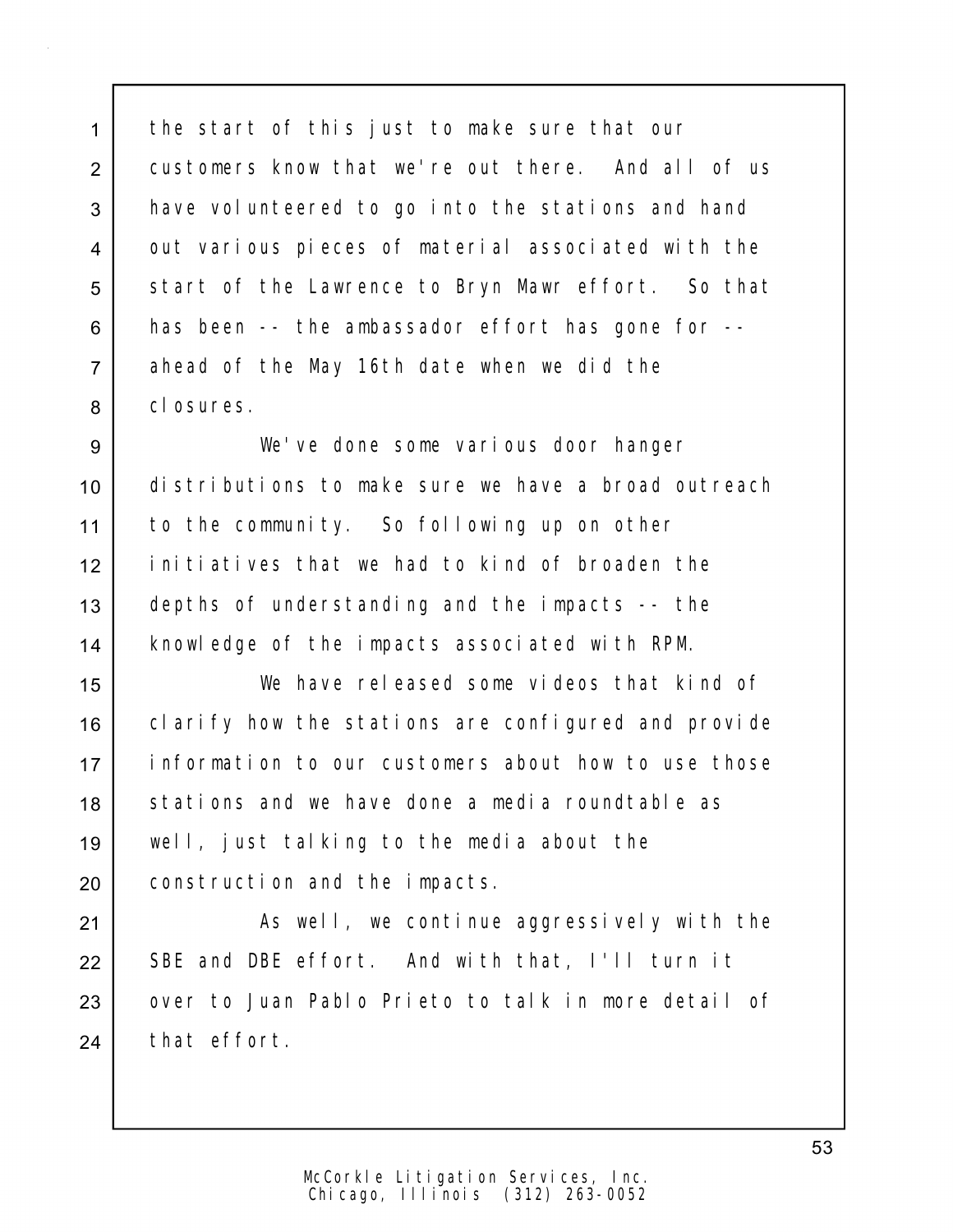the start of this just to make sure that our customers know that we're out there. And all of us have volunteered to go into the stations and hand out various pieces of material associated with the start of the Lawrence to Bryn Mawr effort. So that has been -- the ambassador effort has gone for -- ahead of the May 16th date when we did the closures.

We've done some various door hanger distributions to make sure we have a broad outreach to the community. So following up on other initiatives that we had to kind of broaden the depths of understanding and the impacts -- the knowledge of the impacts associated with RPM.

We have released some videos that kind of clarify how the stations are configured and provide information to our customers about how to use those stations and we have done a media roundtable as well, just talking to the media about the construction and the impacts.

As well, we continue aggressively with the SBE and DBE effort. And with that, I'll turn it over to Juan Pablo Prieto to talk in more detail of that effort.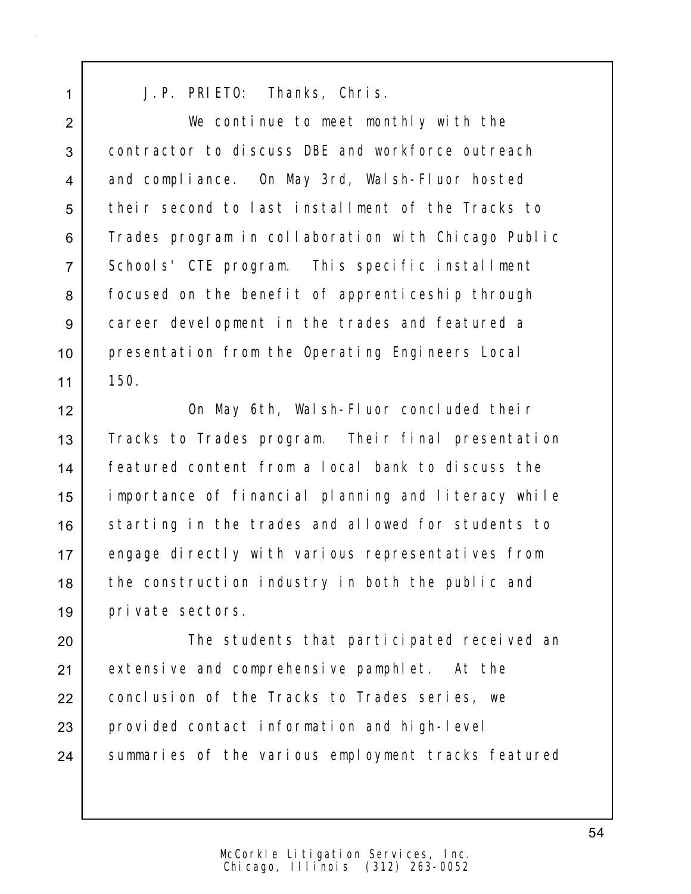J.P. PRIETO: Thanks, Chris.

We continue to meet monthly with the contractor to discuss DBE and workforce outreach and compliance. On May 3rd, Walsh-Fluor hosted their second to last installment of the Tracks to Trades program in collaboration with Chicago Public Schools' CTE program. This specific installment focused on the benefit of apprenticeship through career development in the trades and featured a presentation from the Operating Engineers Local 150.

On May 6th, Walsh-Fluor concluded their Tracks to Trades program. Their final presentation featured content from a local bank to discuss the importance of financial planning and literacy while starting in the trades and allowed for students to engage directly with various representatives from the construction industry in both the public and private sectors.

The students that participated received an extensive and comprehensive pamphlet. At the conclusion of the Tracks to Trades series, we provided contact information and high-level summaries of the various employment tracks featured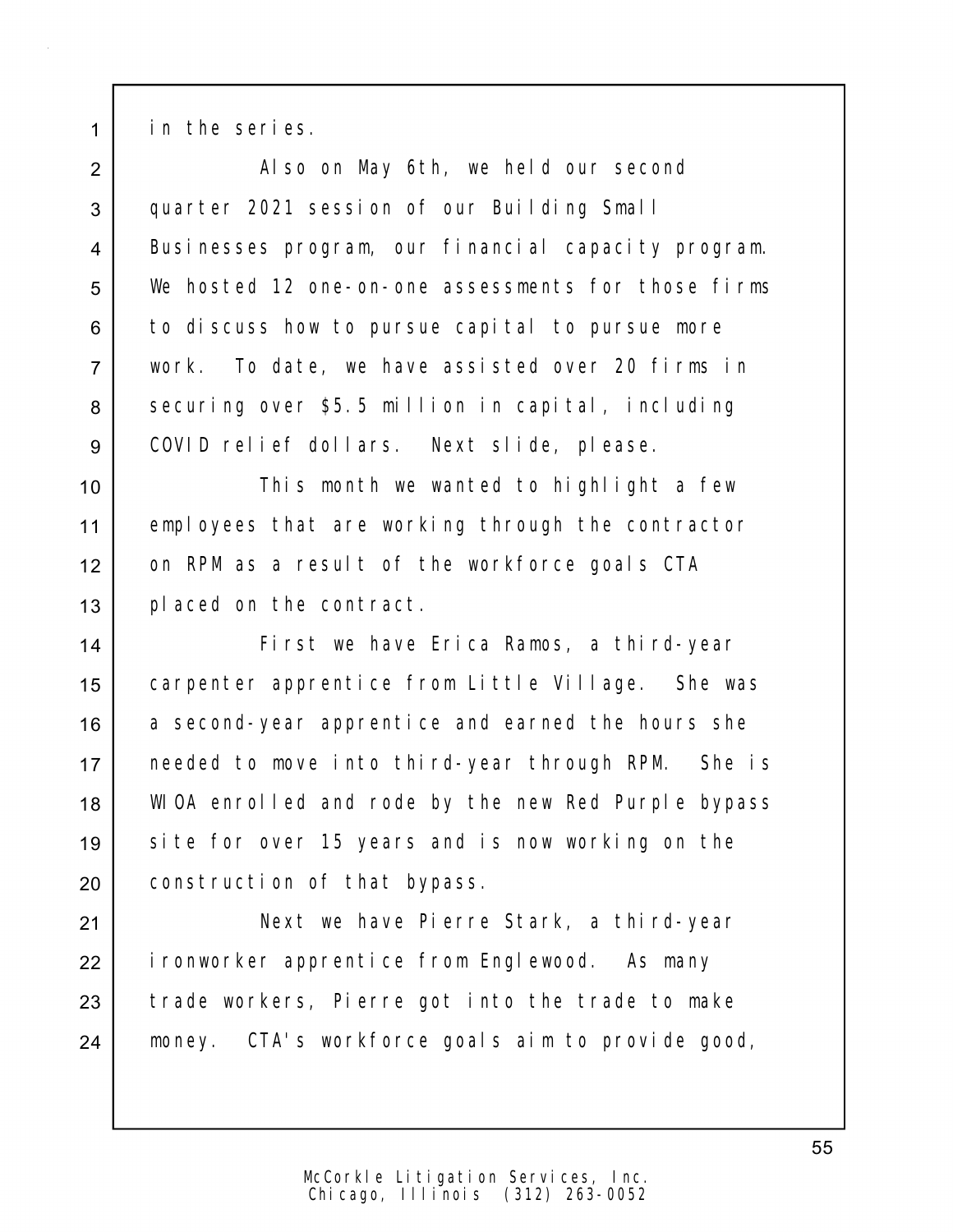in the series.

Also on May 6th, we held our second quarter 2021 session of our Building Small Businesses program, our financial capacity program. We hosted 12 one-on-one assessments for those firms to discuss how to pursue capital to pursue more work. To date, we have assisted over 20 firms in securing over $5.5 million in capital, including COVID relief dollars. Next slide, please.

This month we wanted to highlight a few employees that are working through the contractor on RPM as a result of the workforce goals CTA placed on the contract.

First we have Erica Ramos, a third-year carpenter apprentice from Little Village. She was a second-year apprentice and earned the hours she needed to move into third-year through RPM. She is WIOA enrolled and rode by the new Red Purple bypass site for over 15 years and is now working on the construction of that bypass.

Next we have Pierre Stark, a third-year ironworker apprentice from Englewood. As many trade workers, Pierre got into the trade to make money. CTA's workforce goals aim to provide good,

McCorkle Litigation Services, Inc.
Chicago, Illinois (312) 263-0052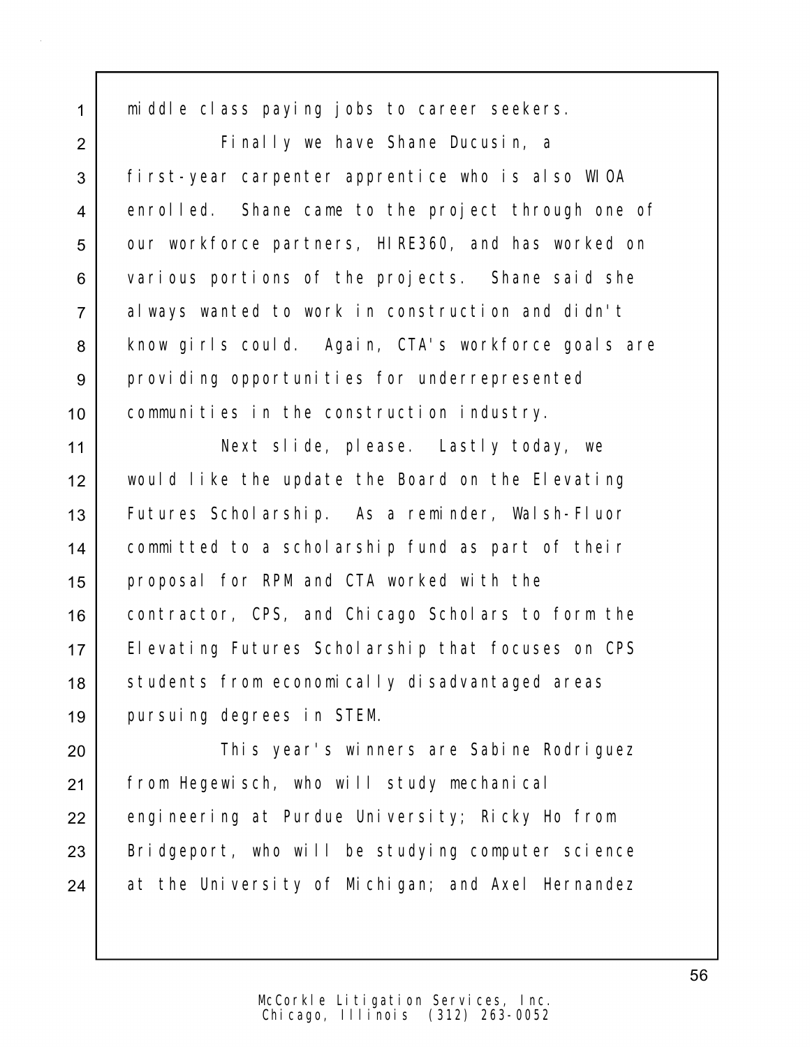middle class paying jobs to career seekers.

Finally we have Shane Ducusin, a first-year carpenter apprentice who is also WIOA enrolled. Shane came to the project through one of our workforce partners, HIRE360, and has worked on various portions of the projects. Shane said she always wanted to work in construction and didn't know girls could. Again, CTA's workforce goals are providing opportunities for underrepresented communities in the construction industry.

Next slide, please. Lastly today, we would like the update the Board on the Elevating Futures Scholarship. As a reminder, Walsh-Fluor committed to a scholarship fund as part of their proposal for RPM and CTA worked with the contractor, CPS, and Chicago Scholars to form the Elevating Futures Scholarship that focuses on CPS students from economically disadvantaged areas pursuing degrees in STEM.

This year's winners are Sabine Rodriguez from Hegewisch, who will study mechanical engineering at Purdue University; Ricky Ho from Bridgeport, who will be studying computer science at the University of Michigan; and Axel Hernandez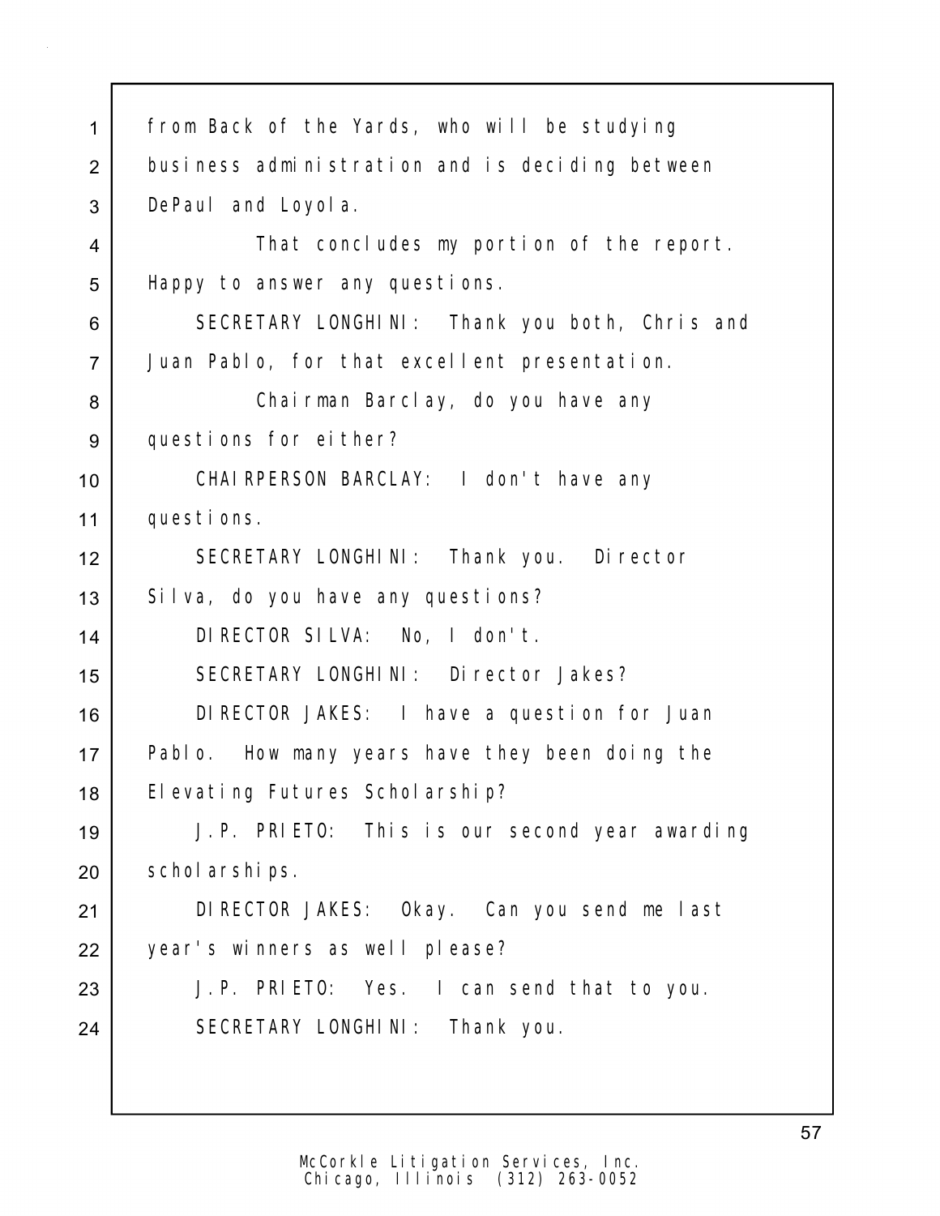from Back of the Yards, who will be studying business administration and is deciding between DePaul and Loyola.

That concludes my portion of the report. Happy to answer any questions.

SECRETARY LONGHINI: Thank you both, Chris and Juan Pablo, for that excellent presentation.

Chairman Barclay, do you have any questions for either?

CHAIRPERSON BARCLAY: I don't have any questions.

SECRETARY LONGHINI: Thank you. Director Silva, do you have any questions?

DIRECTOR SILVA: No, I don't.

SECRETARY LONGHINI: Director Jakes?

DIRECTOR JAKES: I have a question for Juan Pablo. How many years have they been doing the Elevating Futures Scholarship?

J.P. PRIETO: This is our second year awarding scholarships.

DIRECTOR JAKES: Okay. Can you send me last year's winners as well please?

J.P. PRIETO: Yes. I can send that to you.

SECRETARY LONGHINI: Thank you.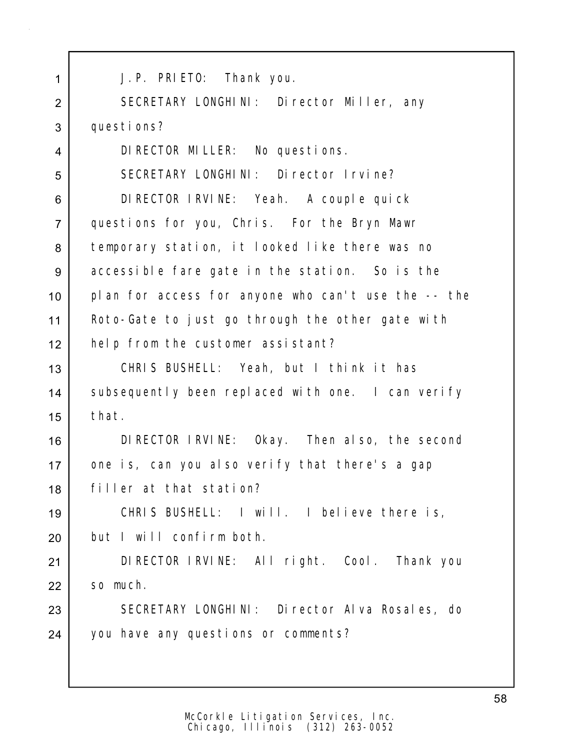J.P. PRIETO: Thank you.

SECRETARY LONGHINI: Director Miller, any questions?

DIRECTOR MILLER: No questions.

SECRETARY LONGHINI: Director Irvine?

DIRECTOR IRVINE: Yeah. A couple quick questions for you, Chris. For the Bryn Mawr temporary station, it looked like there was no accessible fare gate in the station. So is the plan for access for anyone who can't use the -- the Roto-Gate to just go through the other gate with help from the customer assistant?

CHRIS BUSHELL: Yeah, but I think it has subsequently been replaced with one. I can verify that.

DIRECTOR IRVINE: Okay. Then also, the second one is, can you also verify that there's a gap filler at that station?

CHRIS BUSHELL: I will. I believe there is, but I will confirm both.

DIRECTOR IRVINE: All right. Cool. Thank you so much.

SECRETARY LONGHINI: Director Alva Rosales, do you have any questions or comments?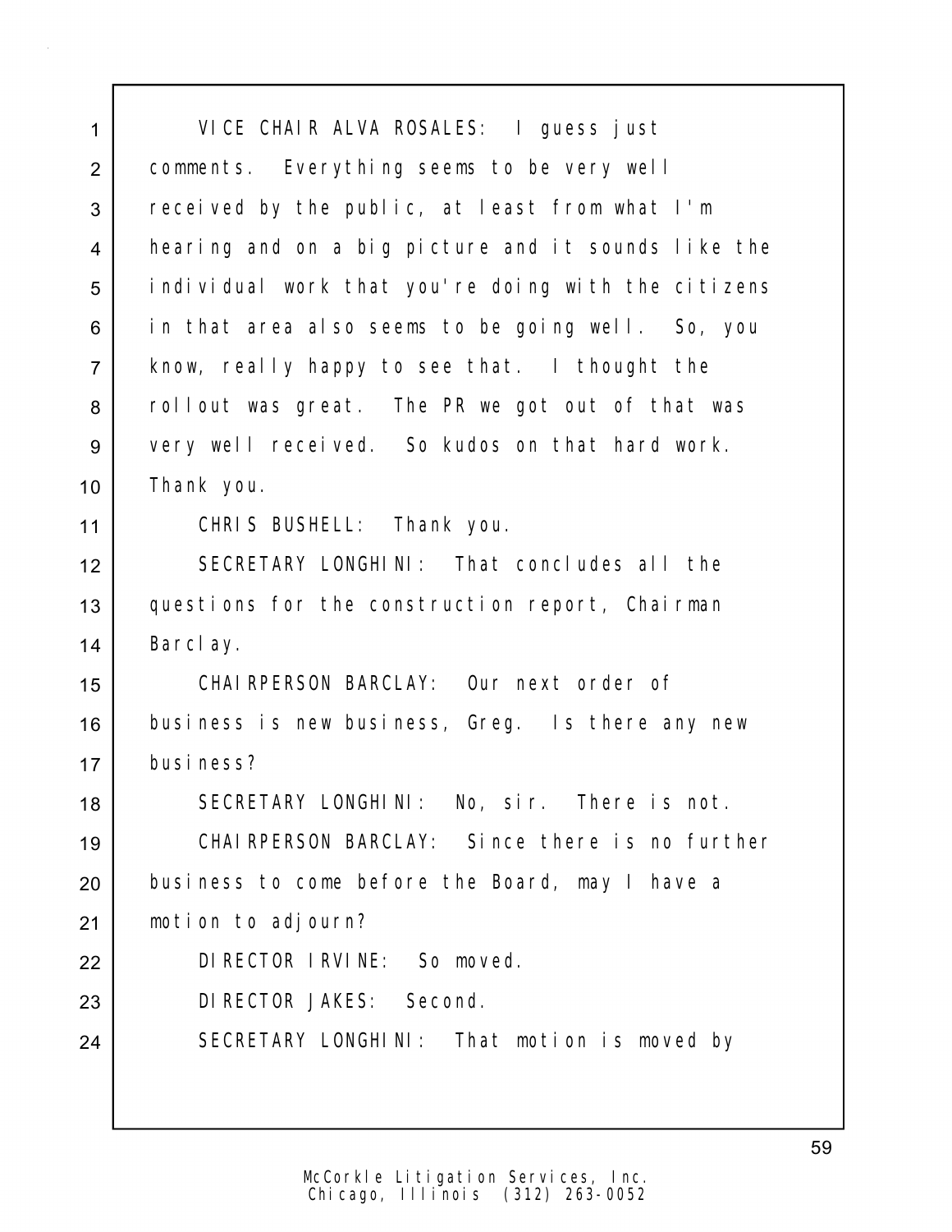VICE CHAIR ALVA ROSALES: I guess just comments. Everything seems to be very well received by the public, at least from what I'm hearing and on a big picture and it sounds like the individual work that you're doing with the citizens in that area also seems to be going well. So, you know, really happy to see that. I thought the rollout was great. The PR we got out of that was very well received. So kudos on that hard work. Thank you.

CHRIS BUSHELL: Thank you.

SECRETARY LONGHINI: That concludes all the questions for the construction report, Chairman Barclay.

CHAIRPERSON BARCLAY: Our next order of business is new business, Greg. Is there any new business?

SECRETARY LONGHINI: No, sir. There is not.

CHAIRPERSON BARCLAY: Since there is no further business to come before the Board, may I have a motion to adjourn?

DIRECTOR IRVINE: So moved.

DIRECTOR JAKES: Second.

SECRETARY LONGHINI: That motion is moved by

McCorkle Litigation Services, Inc.
Chicago, Illinois (312) 263-0052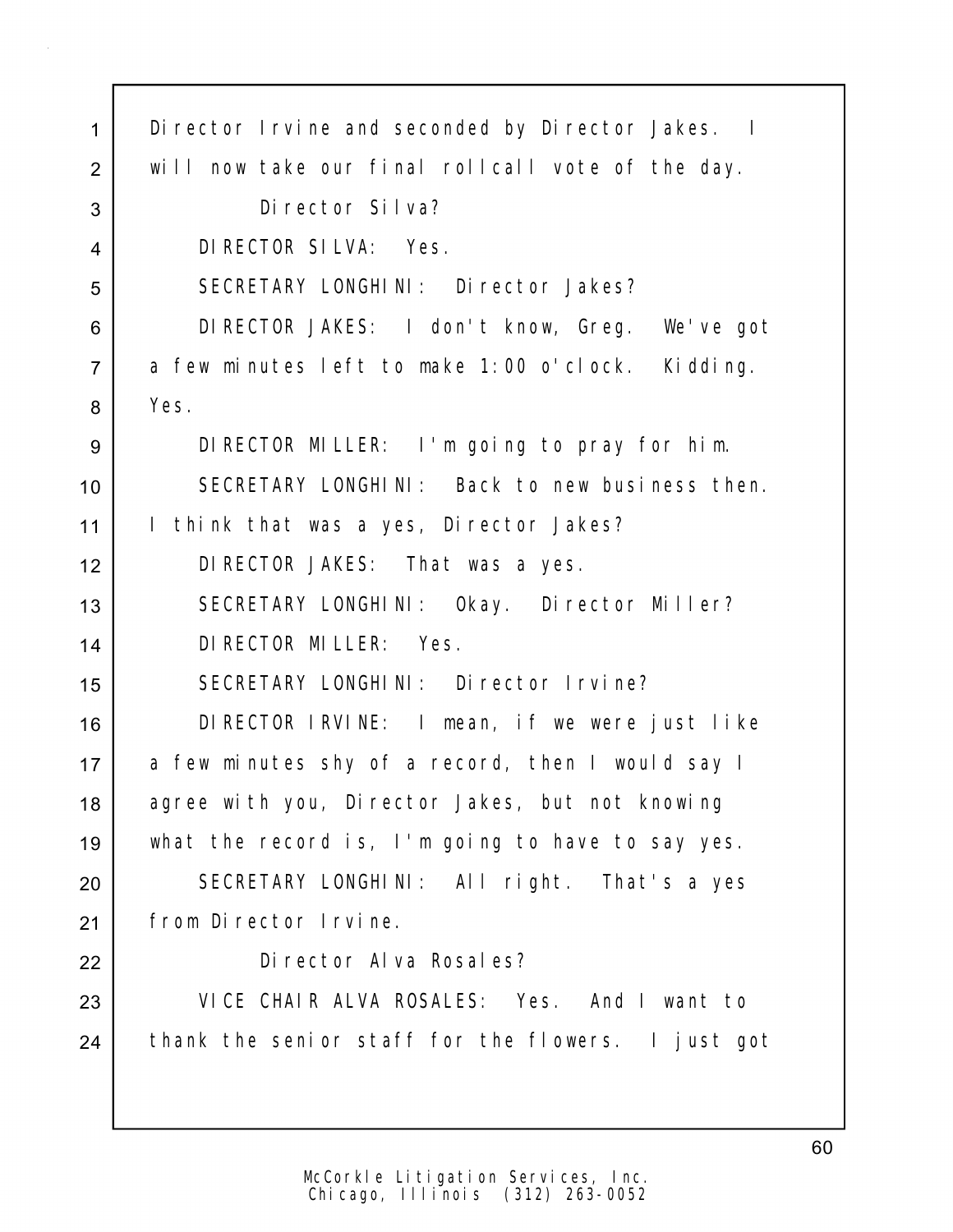Director Irvine and seconded by Director Jakes. I will now take our final rollcall vote of the day.

Director Silva?

DIRECTOR SILVA: Yes.

SECRETARY LONGHINI: Director Jakes?

DIRECTOR JAKES: I don't know, Greg. We've got a few minutes left to make 1:00 o'clock. Kidding. Yes.

DIRECTOR MILLER: I'm going to pray for him.

SECRETARY LONGHINI: Back to new business then. I think that was a yes, Director Jakes?

DIRECTOR JAKES: That was a yes.

SECRETARY LONGHINI: Okay. Director Miller?

DIRECTOR MILLER: Yes.

SECRETARY LONGHINI: Director Irvine?

DIRECTOR IRVINE: I mean, if we were just like a few minutes shy of a record, then I would say I agree with you, Director Jakes, but not knowing what the record is, I'm going to have to say yes.

SECRETARY LONGHINI: All right. That's a yes from Director Irvine.

Director Alva Rosales?

VICE CHAIR ALVA ROSALES: Yes. And I want to thank the senior staff for the flowers. I just got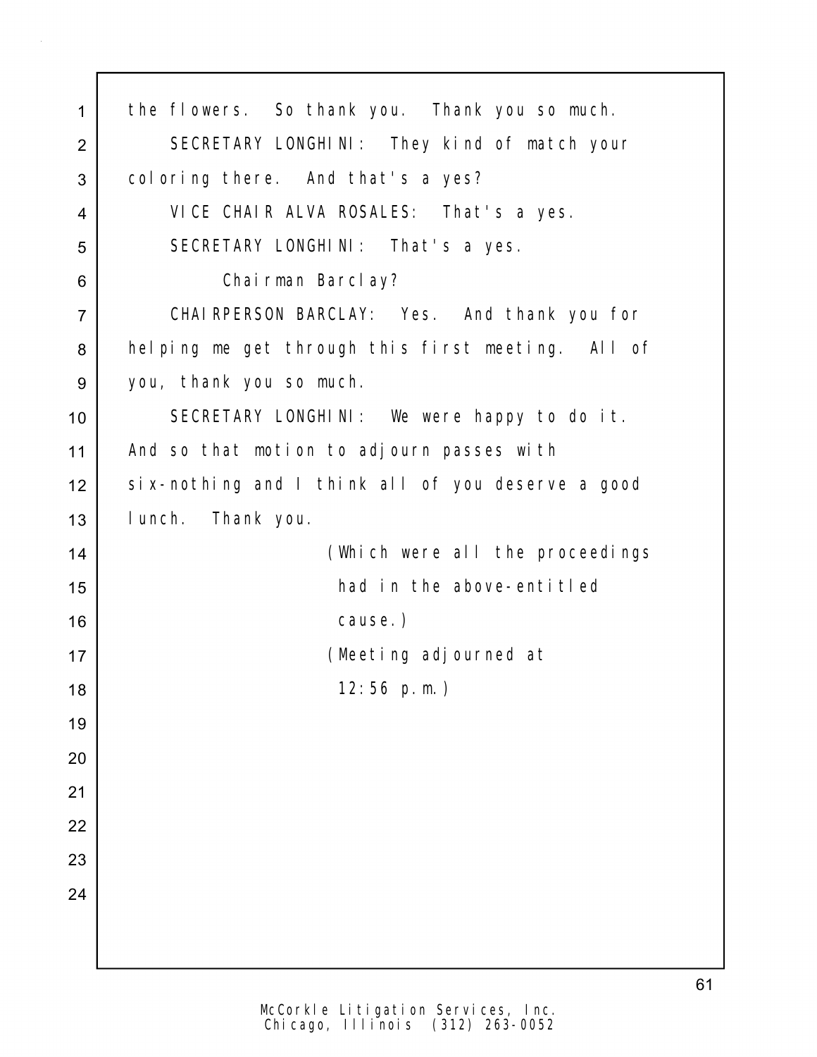the flowers. So thank you. Thank you so much.

SECRETARY LONGHINI: They kind of match your coloring there. And that's a yes?

VICE CHAIR ALVA ROSALES: That's a yes.

SECRETARY LONGHINI: That's a yes.

Chairman Barclay?

CHAIRPERSON BARCLAY: Yes. And thank you for helping me get through this first meeting. All of you, thank you so much.

SECRETARY LONGHINI: We were happy to do it. And so that motion to adjourn passes with six-nothing and I think all of you deserve a good lunch. Thank you.

(Which were all the proceedings had in the above-entitled cause.)

(Meeting adjourned at 12:56 p.m.)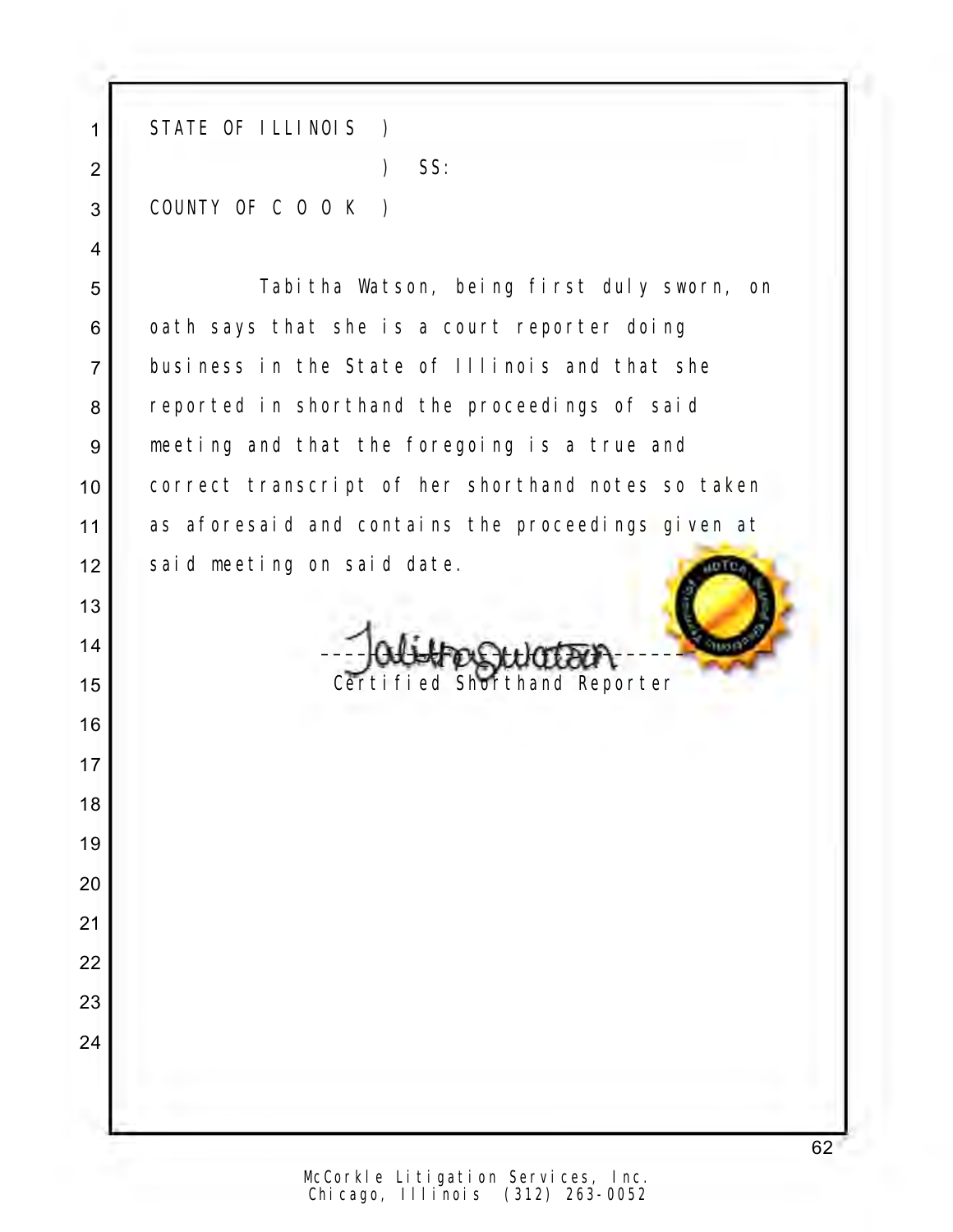STATE OF ILLINOIS )
) SS:
COUNTY OF C O O K )

Tabitha Watson, being first duly sworn, on oath says that she is a court reporter doing business in the State of Illinois and that she reported in shorthand the proceedings of said meeting and that the foregoing is a true and correct transcript of her shorthand notes so taken as aforesaid and contains the proceedings given at said meeting on said date.

Tabitha Watson
---------------------------------
Certified Shorthand Reporter

McCorkle Litigation Services, Inc.
Chicago, Illinois (312) 263-0052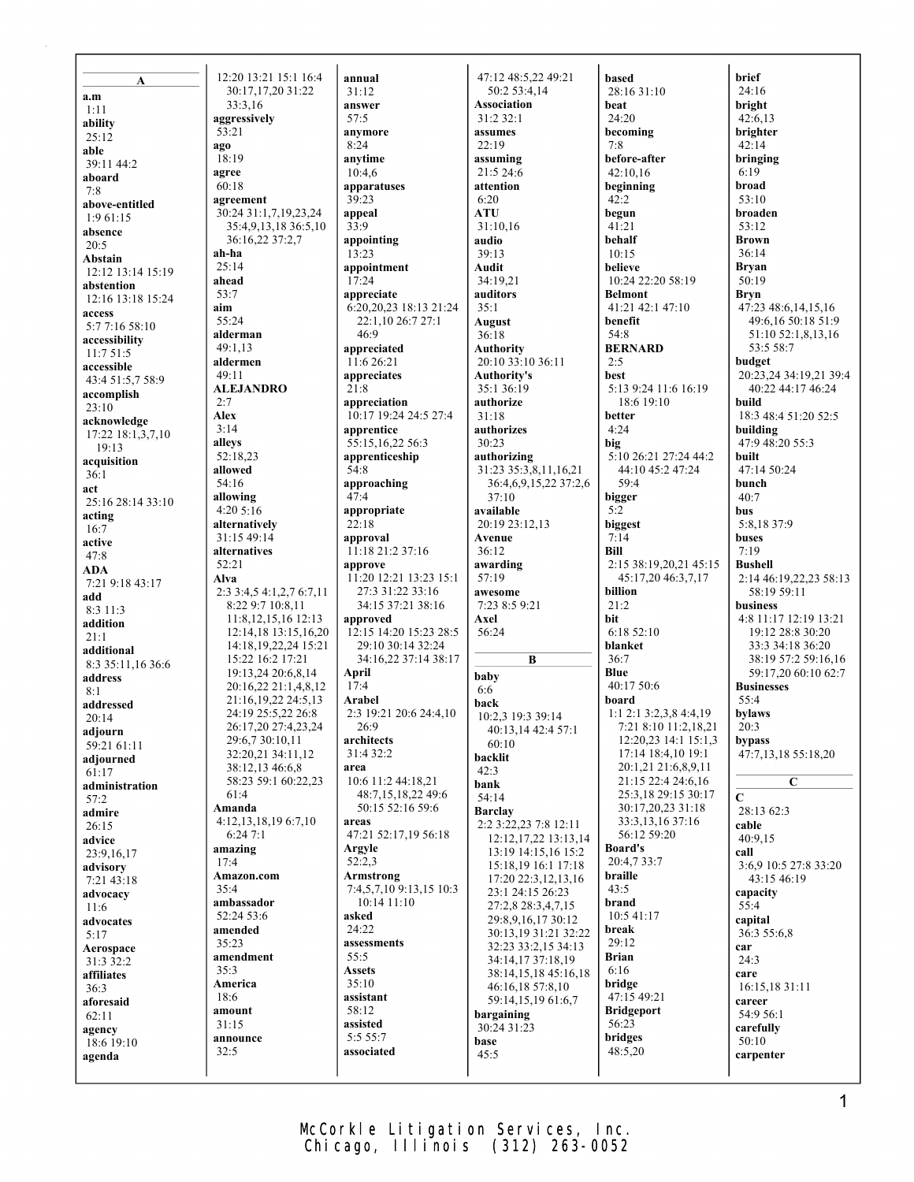## A

**a.m**
1:11

**ability**
25:12

**able**
39:11 44:2

**aboard**
7:8

**above-entitled**
1:9 61:15

**absence**
20:5

**Abstain**
12:12 13:14 15:19

**abstention**
12:16 13:18 15:24

**access**
5:7 7:16 58:10

**accessibility**
11:7 51:5

**accessible**
43:4 51:5,7 58:9

**accomplish**
23:10

**acknowledge**
17:22 18:1,3,7,10 19:13

**acquisition**
36:1

**act**
25:16 28:14 33:10

**acting**
16:7

**active**
47:8

**ADA**
7:21 9:18 43:17

**add**
8:3 11:3

**addition**
21:1

**additional**
8:3 35:11,16 36:6

**address**
8:1

**addressed**
20:14

**adjourn**
59:21 61:11

**adjourned**
61:17

**administration**
57:2

**admire**
26:15

**advice**
23:9,16,17

**advisory**
7:21 43:18

**advocacy**
11:6

**advocates**
5:17

**Aerospace**
31:3 32:2

**affiliates**
36:3

**aforesaid**
62:11

**agency**
18:6 19:10

**agenda**
12:20 13:21 15:1 16:4 30:17,17,20 31:22 33:3,16

**aggressively**
53:21

**ago**
18:19

**agree**
60:18

**agreement**
30:24 31:1,7,19,23,24 35:4,9,13,18 36:5,10 36:16,22 37:2,7

**ah-ha**
25:14

**ahead**
53:7

**aim**
55:24

**alderman**
49:1,13

**aldermen**
49:11

**ALEJANDRO**
2:7

**Alex**
3:14

**alleys**
52:18,23

**allowed**
54:16

**allowing**
4:20 5:16

**alternatively**
31:15 49:14

**alternatives**
52:21

**Alva**
2:3 3:4,5 4:1,2,7 6:7,11 8:22 9:7 10:8,11 11:8,12,15,16 12:13 12:14,18 13:15,16,20 14:18,19,22,24 15:21 15:22 16:2 17:21 19:13,24 20:6,8,14 20:16,22 21:1,4,8,12 21:16,19,22 24:5,13 24:19 25:5,22 26:8 26:17,20 27:4,23,24 29:6,7 30:10,11 32:20,21 34:11,12 38:12,13 46:6,8 58:23 59:1 60:22,23 61:4

**Amanda**
4:12,13,18,19 6:7,10 6:24 7:1

**amazing**
17:4

**Amazon.com**
35:4

**ambassador**
52:24 53:6

**amended**
35:23

**amendment**
35:3

**America**
18:6

**amount**
31:15

**announce**
32:5

**annual**
31:12

**answer**
57:5

**anymore**
8:24

**anytime**
10:4,6

**apparatuses**
39:23

**appeal**
33:9

**appointing**
13:23

**appointment**
17:24

**appreciate**
6:20,20,23 18:13 21:24 22:1,10 26:7 27:1 46:9

**appreciated**
11:6 26:21

**appreciates**
21:8

**appreciation**
10:17 19:24 24:5 27:4

**apprentice**
55:15,16,22 56:3

**apprenticeship**
54:8

**approaching**
47:4

**appropriate**
22:18

**approval**
11:18 21:2 37:16

**approve**
11:20 12:21 13:23 15:1 27:3 31:22 33:16 34:15 37:21 38:16

**approved**
12:15 14:20 15:23 28:5 29:10 30:14 32:24 34:16,22 37:14 38:17

**April**
17:4

**Arabel**
2:3 19:21 20:6 24:4,10 26:9

**architects**
31:4 32:2

**area**
10:6 11:2 44:18,21 48:7,15,18,22 49:6 50:15 52:16 59:6

**areas**
47:21 52:17,19 56:18

**Argyle**
52:2,3

**Armstrong**
7:4,5,7,10 9:13,15 10:3 10:14 11:10

**asked**
24:22

**assessments**
55:5

**Assets**
35:10

**assistant**
58:12

**assisted**
5:5 55:7

**associated**
47:12 48:5,22 49:21 50:2 53:4,14

**Association**
31:2 32:1

**assumes**
22:19

**assuming**
21:5 24:6

**attention**
6:20

**ATU**
31:10,16

**audio**
39:13

**Audit**
34:19,21

**auditors**
35:1

**August**
36:18

**Authority**
20:10 33:10 36:11

**Authority's**
35:1 36:19

**authorize**
31:18

**authorizes**
30:23

**authorizing**
31:23 35:3,8,11,16,21 36:4,6,9,15,22 37:2,6 37:10

**available**
20:19 23:12,13

**Avenue**
36:12

**awarding**
57:19

**awesome**
7:23 8:5 9:21

**Axel**
56:24

## B

**baby**
6:6

**back**
10:2,3 19:3 39:14 40:13,14 42:4 57:1 60:10

**backlit**
42:3

**bank**
54:14

**Barclay**
2:2 3:22,23 7:8 12:11 12:12,17,22 13:13,14 13:19 14:15,16 15:2 15:18,19 16:1 17:18 17:20 22:3,12,13,16 23:1 24:15 26:23 27:2,8 28:3,4,7,15 29:8,9,16,17 30:12 30:13,19 31:21 32:22 32:23 33:2,15 34:13 34:14,17 37:18,19 38:14,15,18 45:16,18 46:16,18 57:8,10 59:14,15,19 61:6,7

**bargaining**
30:24 31:23

**base**
45:5

**based**
28:16 31:10

**beat**
24:20

**becoming**
7:8

**before-after**
42:10,16

**beginning**
42:2

**begun**
41:21

**behalf**
10:15

**believe**
10:24 22:20 58:19

**Belmont**
41:21 42:1 47:10

**benefit**
54:8

**BERNARD**
2:5

**best**
5:13 9:24 11:6 16:19 18:6 19:10

**better**
4:24

**big**
5:10 26:21 27:24 44:2 44:10 45:2 47:24 59:4

**bigger**
5:2

**biggest**
7:14

**Bill**
2:15 38:19,20,21 45:15 45:17,20 46:3,7,17

**billion**
21:2

**bit**
6:18 52:10

**blanket**
36:7

**Blue**
40:17 50:6

**board**
1:1 2:1 3:2,3,8 4:4,19 7:21 8:10 11:2,18,21 12:20,23 14:1 15:1,3 17:14 18:4,10 19:1 20:1,21 21:6,8,9,11 21:15 22:4 24:6,16 25:3,18 29:15 30:17 30:17,20,23 31:18 33:3,13,16 37:16 56:12 59:20

**Board's**
20:4,7 33:7

**braille**
43:5

**brand**
10:5 41:17

**break**
29:12

**Brian**
6:16

**bridge**
47:15 49:21

**Bridgeport**
56:23

**bridges**
48:5,20

**brief**
24:16

**bright**
42:6,13

**brighter**
42:14

**bringing**
6:19

**broad**
53:10

**broaden**
53:12

**Brown**
36:14

**Bryan**
50:19

**Bryn**
47:23 48:6,14,15,16 49:6,16 50:18 51:9 51:10 52:1,8,13,16 53:5 58:7

**budget**
20:23,24 34:19,21 39:4 40:22 44:17 46:24

**build**
18:3 48:4 51:20 52:5

**building**
47:9 48:20 55:3

**built**
47:14 50:24

**bunch**
40:7

**bus**
5:8,18 37:9

**buses**
7:19

**Bushell**
2:14 46:19,22,23 58:13 58:19 59:11

**business**
4:8 11:17 12:19 13:21 19:12 28:8 30:20 33:3 34:18 36:20 38:19 57:2 59:16,16 59:17,20 60:10 62:7

**Businesses**
55:4

**bylaws**
20:3

**bypass**
47:7,13,18 55:18,20

## C

**C**
28:13 62:3

**cable**
40:9,15

**call**
3:6,9 10:5 27:8 33:20 43:15 46:19

**capacity**
55:4

**capital**
36:3 55:6,8

**car**
24:3

**care**
16:15,18 31:11

**career**
54:9 56:1

**carefully**
50:10

**carpenter**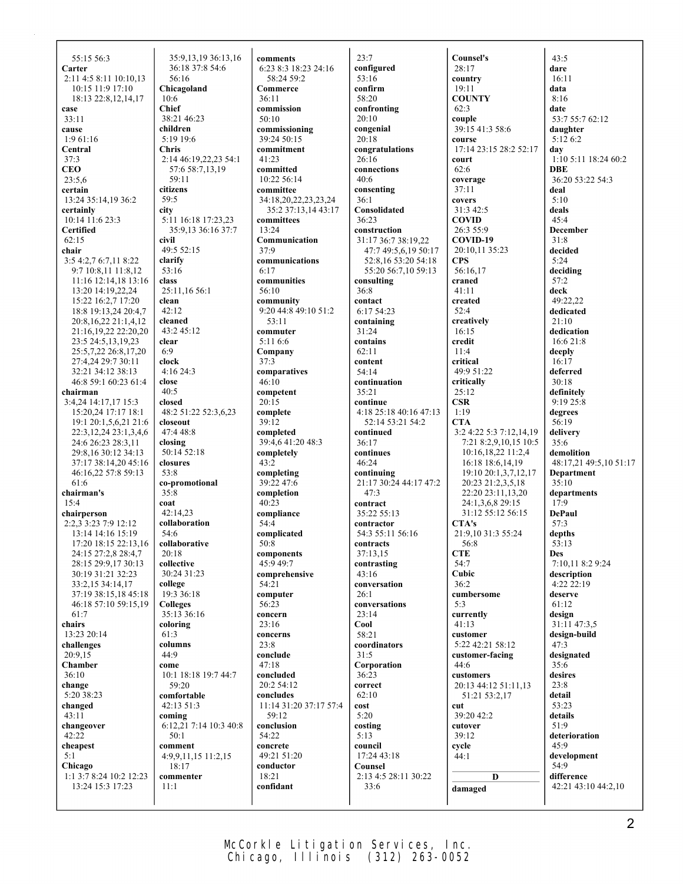55:15 56:3
**Carter**
2:11 4:5 8:11 10:10,13 10:15 11:9 17:10 18:13 22:8,12,14,17
**case**
33:11
**cause**
1:9 61:16
**Central**
37:3
**CEO**
23:5,6
**certain**
13:24 35:14,19 36:2
**certainly**
10:14 11:6 23:3
**Certified**
62:15
**chair**
3:5 4:2,7 6:7,11 8:22 9:7 10:8,11 11:8,12 11:16 12:14,18 13:16 13:20 14:19,22,24 15:22 16:2,7 17:20 18:8 19:13,24 20:4,7 20:8,16,22 21:1,4,12 21:16,19,22 22:20,20 23:5 24:5,13,19,23 25:5,7,22 26:8,17,20 27:4,24 29:7 30:11 32:21 34:12 38:13 46:8 59:1 60:23 61:4
**chairman**
3:4,24 14:17,17 15:3 15:20,24 17:17 18:1 19:1 20:1,5,6,21 21:6 22:3,12,24 23:1,3,4,6 24:6 26:23 28:3,11 29:8,16 30:12 34:13 37:17 38:14,20 45:16 46:16,22 57:8 59:13 61:6
**chairman's**
15:4
**chairperson**
2:2,3 3:23 7:9 12:12 13:14 14:16 15:19 17:20 18:15 22:13,16 24:15 27:2,8 28:4,7 28:15 29:9,17 30:13 30:19 31:21 32:23 33:2,15 34:14,17 37:19 38:15,18 45:18 46:18 57:10 59:15,19 61:7
**chairs**
13:23 20:14
**challenges**
20:9,15
**Chamber**
36:10
**change**
5:20 38:23
**changed**
43:11
**changeover**
42:22
**cheapest**
5:1
**Chicago**
1:1 3:7 8:24 10:2 12:23 13:24 15:3 17:23
35:9,13,19 36:13,16 36:18 37:8 54:6 56:16
**Chicagoland**
10:6
**Chief**
38:21 46:23
**children**
5:19 19:6
**Chris**
2:14 46:19,22,23 54:1 57:6 58:7,13,19 59:11
**citizens**
59:5
**city**
5:11 16:18 17:23,23 35:9,13 36:16 37:7
**civil**
49:5 52:15
**clarify**
53:16
**class**
25:11,16 56:1
**clean**
42:12
**cleaned**
43:2 45:12
**clear**
6:9
**clock**
4:16 24:3
**close**
40:5
**closed**
48:2 51:22 52:3,6,23
**closeout**
47:4 48:8
**closing**
50:14 52:18
**closures**
53:8
**co-promotional**
35:8
**coat**
42:14,23
**collaboration**
54:6
**collaborative**
20:18
**collective**
30:24 31:23
**college**
19:3 36:18
**Colleges**
35:13 36:16
**coloring**
61:3
**columns**
44:9
**come**
10:1 18:18 19:7 44:7 59:20
**comfortable**
42:13 51:3
**coming**
6:12,21 7:14 10:3 40:8 50:1
**comment**
4:9,9,11,15 11:2,15 18:17
**commenter**
11:1
**comments**
6:23 8:3 18:23 24:16 58:24 59:2
**Commerce**
36:11
**commission**
50:10
**commissioning**
39:24 50:15
**commitment**
41:23
**committed**
10:22 56:14
**committee**
34:18,20,22,23,23,24 35:2 37:13,14 43:17
**committees**
13:24
**Communication**
37:9
**communications**
6:17
**communities**
56:10
**community**
9:20 44:8 49:10 51:2 53:11
**commuter**
5:11 6:6
**Company**
37:3
**comparatives**
46:10
**competent**
20:15
**complete**
39:12
**completed**
39:4,6 41:20 48:3
**completely**
43:2
**completing**
39:22 47:6
**completion**
40:23
**compliance**
54:4
**complicated**
50:8
**components**
45:9 49:7
**comprehensive**
54:21
**computer**
56:23
**concern**
23:16
**concerns**
23:8
**conclude**
47:18
**concluded**
20:2 54:12
**concludes**
11:14 31:20 37:17 57:4 59:12
**conclusion**
54:22
**concrete**
49:21 51:20
**conductor**
18:21
**confidant**
23:7
**configured**
53:16
**confirm**
58:20
**confronting**
20:10
**congenial**
20:18
**congratulations**
26:16
**connections**
40:6
**consenting**
36:1
**Consolidated**
36:23
**construction**
31:17 36:7 38:19,22 47:7 49:5,6,19 50:17 52:8,16 53:20 54:18 55:20 56:7,10 59:13
**consulting**
36:8
**contact**
6:17 54:23
**containing**
31:24
**contains**
62:11
**content**
54:14
**continuation**
35:21
**continue**
4:18 25:18 40:16 47:13 52:14 53:21 54:2
**continued**
36:17
**continues**
46:24
**continuing**
21:17 30:24 44:17 47:2 47:3
**contract**
35:22 55:13
**contractor**
54:3 55:11 56:16
**contracts**
37:13,15
**contrasting**
43:16
**conversation**
26:1
**conversations**
23:14
**Cool**
58:21
**coordinators**
31:5
**Corporation**
36:23
**correct**
62:10
**cost**
5:20
**costing**
5:13
**council**
17:24 43:18
**Counsel**
2:13 4:5 28:11 30:22 33:6
**Counsel's**
28:17
**country**
19:11
**COUNTY**
62:3
**couple**
39:15 41:3 58:6
**course**
17:14 23:15 28:2 52:17
**court**
62:6
**coverage**
37:11
**covers**
31:3 42:5
**COVID**
26:3 55:9
**COVID-19**
20:10,11 35:23
**CPS**
56:16,17
**craned**
41:11
**created**
52:4
**creatively**
16:15
**credit**
11:4
**critical**
49:9 51:22
**critically**
25:12
**CSR**
1:19
**CTA**
3:2 4:22 5:3 7:12,14,19 7:21 8:2,9,10,15 10:5 10:16,18,22 11:2,4 16:18 18:6,14,19 19:10 20:1,3,7,12,17 20:23 21:2,3,5,18 22:20 23:11,13,20 24:1,3,6,8 29:15 31:12 55:12 56:15
**CTA's**
21:9,10 31:3 55:24 56:8
**CTE**
54:7
**Cubic**
36:2
**cumbersome**
5:3
**currently**
41:13
**customer**
5:22 42:21 58:12
**customer-facing**
44:6
**customers**
20:13 44:12 51:11,13 51:21 53:2,17
**cut**
39:20 42:2
**cutover**
39:12
**cycle**
44:1

## D

**damaged**
43:5
**dare**
16:11
**data**
8:16
**date**
53:7 55:7 62:12
**daughter**
5:12 6:2
**day**
1:10 5:11 18:24 60:2
**DBE**
36:20 53:22 54:3
**deal**
5:10
**deals**
45:4
**December**
31:8
**decided**
5:24
**deciding**
57:2
**deck**
49:22,22
**dedicated**
21:10
**dedication**
16:6 21:8
**deeply**
16:17
**deferred**
30:18
**definitely**
9:19 25:8
**degrees**
56:19
**delivery**
35:6
**demolition**
48:17,21 49:5,10 51:17
**Department**
35:10
**departments**
17:9
**DePaul**
57:3
**depths**
53:13
**Des**
7:10,11 8:2 9:24
**description**
4:22 22:19
**deserve**
61:12
**design**
31:11 47:3,5
**design-build**
47:3
**designated**
35:6
**desires**
23:8
**detail**
53:23
**details**
51:9
**deterioration**
45:9
**development**
54:9
**difference**
42:21 43:10 44:2,10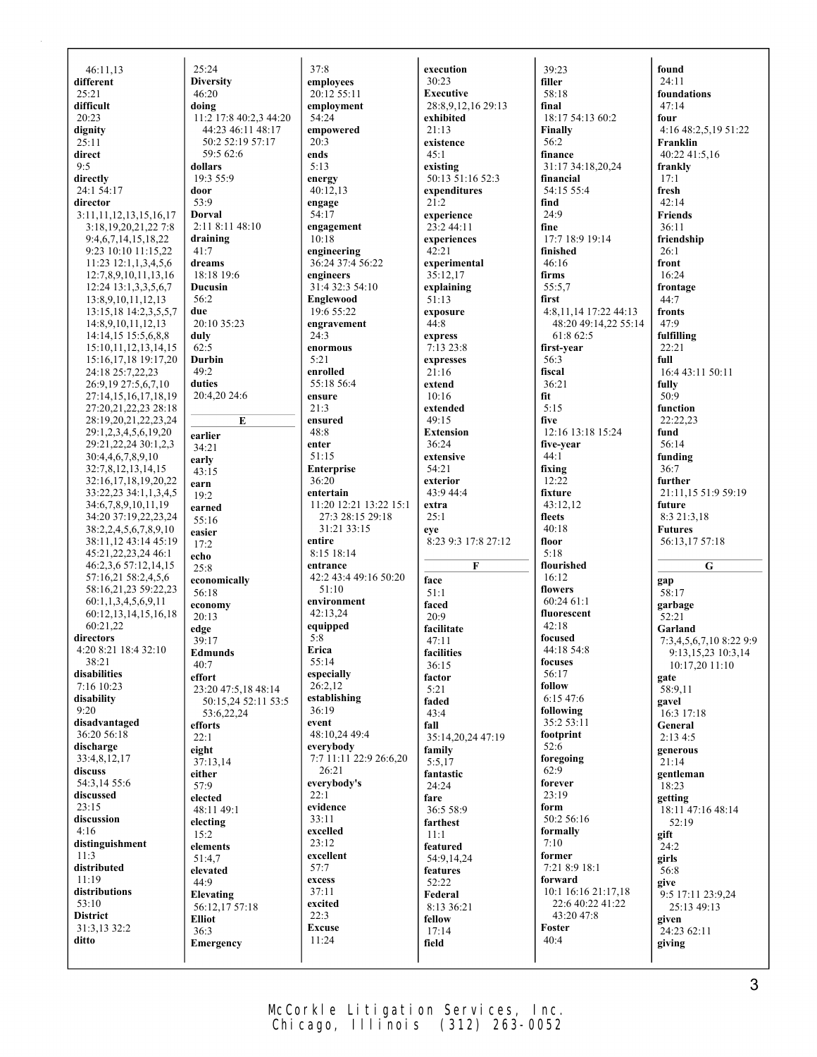46:11,13
**different**
25:21
**difficult**
20:23
**dignity**
25:11
**direct**
9:5
**directly**
24:1 54:17
**director**
3:11,11,12,13,15,16,17 3:18,19,20,21,22 7:8 9:4,6,7,14,15,18,22 9:23 10:10 11:15,22 11:23 12:1,1,3,4,5,6 12:7,8,9,10,11,13,16 12:24 13:1,3,3,5,6,7 13:8,9,10,11,12,13 13:15,18 14:2,3,5,5,7 14:8,9,10,11,12,13 14:14,15 15:5,6,8,8 15:10,11,12,13,14,15 15:16,17,18 19:17,20 24:18 25:7,22,23 26:9,19 27:5,6,7,10 27:14,15,16,17,18,19 27:20,21,22,23 28:18 28:19,20,21,22,23,24 29:1,2,3,4,5,6,19,20 29:21,22,24 30:1,2,3 30:4,4,6,7,8,9,10 32:7,8,12,13,14,15 32:16,17,18,19,20,22 33:22,23 34:1,1,3,4,5 34:6,7,8,9,10,11,19 34:20 37:19,22,23,24 38:2,2,4,5,6,7,8,9,10 38:11,12 43:14 45:19 45:21,22,23,24 46:1 46:2,3,6 57:12,14,15 57:16,21 58:2,4,5,6 58:16,21,23 59:22,23 60:1,1,3,4,5,6,9,11 60:12,13,14,15,16,18 60:21,22
**directors**
4:20 8:21 18:4 32:10 38:21
**disabilities**
7:16 10:23
**disability**
9:20
**disadvantaged**
36:20 56:18
**discharge**
33:4,8,12,17
**discuss**
54:3,14 55:6
**discussed**
23:15
**discussion**
4:16
**distinguishment**
11:3
**distributed**
11:19
**distributions**
53:10
**District**
31:3,13 32:2
**ditto**
25:24
**Diversity**
46:20
**doing**
11:2 17:8 40:2,3 44:20 44:23 46:11 48:17 50:2 52:19 57:17 59:5 62:6
**dollars**
19:3 55:9
**door**
53:9
**Dorval**
2:11 8:11 48:10
**draining**
41:7
**dreams**
18:18 19:6
**Ducusin**
56:2
**due**
20:10 35:23
**duly**
62:5
**Durbin**
49:2
**duties**
20:4,20 24:6

**E**

**earlier**
34:21
**early**
43:15
**earn**
19:2
**earned**
55:16
**easier**
17:2
**echo**
25:8
**economically**
56:18
**economy**
20:13
**edge**
39:17
**Edmunds**
40:7
**effort**
23:20 47:5,18 48:14 50:15,24 52:11 53:5 53:6,22,24
**efforts**
22:1
**eight**
37:13,14
**either**
57:9
**elected**
48:11 49:1
**electing**
15:2
**elements**
51:4,7
**elevated**
44:9
**Elevating**
56:12,17 57:18
**Elliot**
36:3
**Emergency**
37:8
**employees**
20:12 55:11
**employment**
54:24
**empowered**
20:3
**ends**
5:13
**energy**
40:12,13
**engage**
54:17
**engagement**
10:18
**engineering**
36:24 37:4 56:22
**engineers**
31:4 32:3 54:10
**Englewood**
19:6 55:22
**engravement**
24:3
**enormous**
5:21
**enrolled**
55:18 56:4
**ensure**
21:3
**ensured**
48:8
**enter**
51:15
**Enterprise**
36:20
**entertain**
11:20 12:21 13:22 15:1 27:3 28:15 29:18 31:21 33:15
**entire**
8:15 18:14
**entrance**
42:2 43:4 49:16 50:20 51:10
**environment**
42:13,24
**equipped**
5:8
**Erica**
55:14
**especially**
26:2,12
**establishing**
36:19
**event**
48:10,24 49:4
**everybody**
7:7 11:11 22:9 26:6,20 26:21
**everybody's**
22:1
**evidence**
33:11
**excelled**
23:12
**excellent**
57:7
**excess**
37:11
**excited**
22:3
**Excuse**
11:24
**execution**
30:23
**Executive**
28:8,9,12,16 29:13
**exhibited**
21:13
**existence**
45:1
**existing**
50:13 51:16 52:3
**expenditures**
21:2
**experience**
23:2 44:11
**experiences**
42:21
**experimental**
35:12,17
**explaining**
51:13
**exposure**
44:8
**express**
7:13 23:8
**expresses**
21:16
**extend**
10:16
**extended**
49:15
**Extension**
36:24
**extensive**
54:21
**exterior**
43:9 44:4
**extra**
25:1
**eye**
8:23 9:3 17:8 27:12

**F**

**face**
51:1
**faced**
20:9
**facilitate**
47:11
**facilities**
36:15
**factor**
5:21
**faded**
43:4
**fall**
35:14,20,24 47:19
**family**
5:5,17
**fantastic**
24:24
**fare**
36:5 58:9
**farthest**
11:1
**featured**
54:9,14,24
**features**
52:22
**Federal**
8:13 36:21
**fellow**
17:14
**field**
39:23
**filler**
58:18
**final**
18:17 54:13 60:2
**Finally**
56:2
**finance**
31:17 34:18,20,24
**financial**
54:15 55:4
**find**
24:9
**fine**
17:7 18:9 19:14
**finished**
46:16
**firms**
55:5,7
**first**
4:8,11,14 17:22 44:13 48:20 49:14,22 55:14 61:8 62:5
**first-year**
56:3
**fiscal**
36:21
**fit**
5:15
**five**
12:16 13:18 15:24
**five-year**
44:1
**fixing**
12:22
**fixture**
43:12,12
**fleets**
40:18
**floor**
5:18
**flourished**
16:12
**flowers**
60:24 61:1
**fluorescent**
42:18
**focused**
44:18 54:8
**focuses**
56:17
**follow**
6:15 47:6
**following**
35:2 53:11
**footprint**
52:6
**foregoing**
62:9
**forever**
23:19
**form**
50:2 56:16
**formally**
7:10
**former**
7:21 8:9 18:1
**forward**
10:1 16:16 21:17,18 22:6 40:22 41:22 43:20 47:8
**Foster**
40:4
**found**
24:11
**foundations**
47:14
**four**
4:16 48:2,5,19 51:22
**Franklin**
40:22 41:5,16
**frankly**
17:1
**fresh**
42:14
**Friends**
36:11
**friendship**
26:1
**front**
16:24
**frontage**
44:7
**fronts**
47:9
**fulfilling**
22:21
**full**
16:4 43:11 50:11
**fully**
50:9
**function**
22:22,23
**fund**
56:14
**funding**
36:7
**further**
21:11,15 51:9 59:19
**future**
8:3 21:3,18
**Futures**
56:13,17 57:18

**G**

**gap**
58:17
**garbage**
52:21
**Garland**
7:3,4,5,6,7,10 8:22 9:9 9:13,15,23 10:3,14 10:17,20 11:10
**gate**
58:9,11
**gavel**
16:3 17:18
**General**
2:13 4:5
**generous**
21:14
**gentleman**
18:23
**getting**
18:11 47:16 48:14 52:19
**gift**
24:2
**girls**
56:8
**give**
9:5 17:11 23:9,24 25:13 49:13
**given**
24:23 62:11
**giving**

McCorkle Litigation Services, Inc.
Chicago, Illinois (312) 263-0052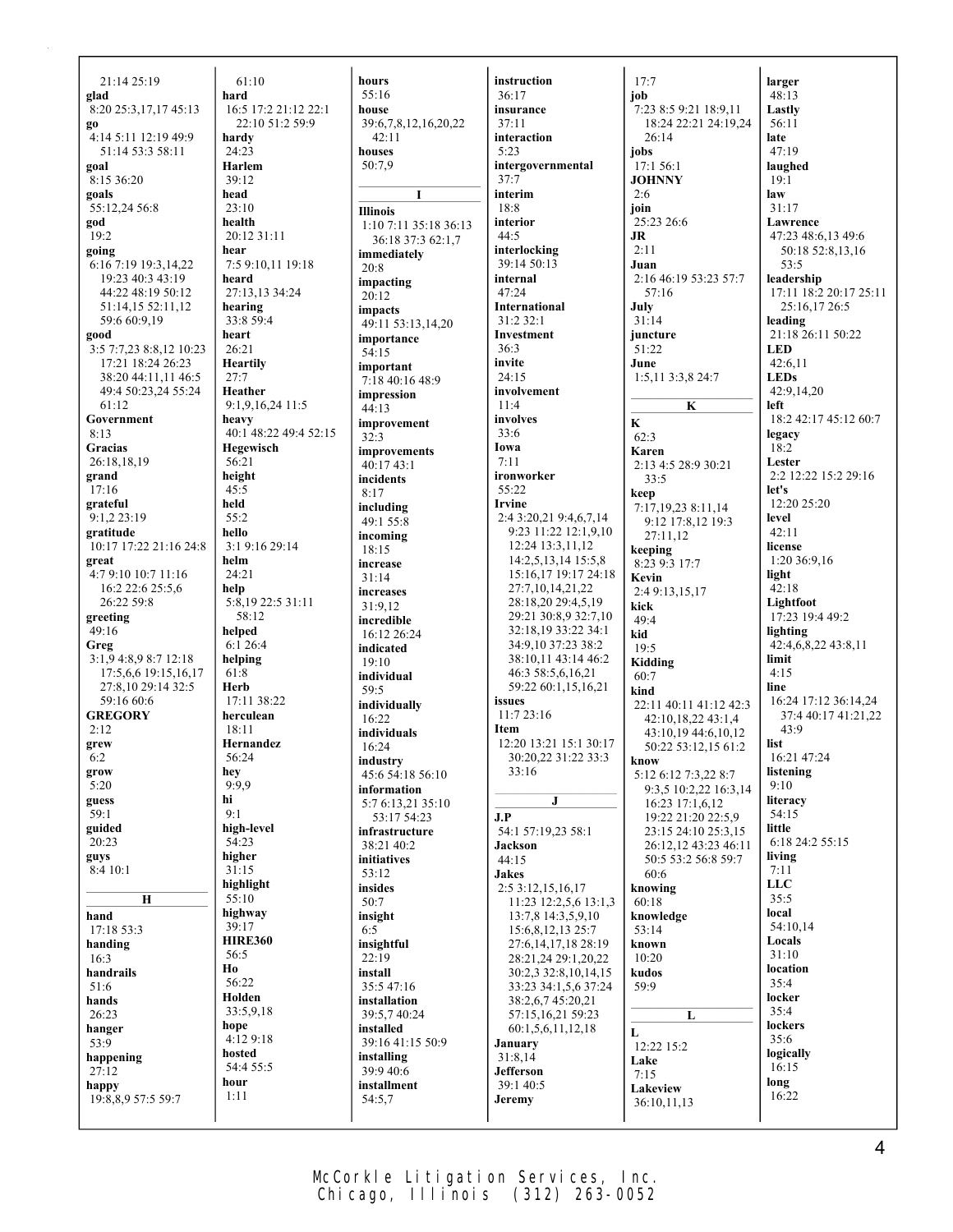21:14 25:19
**glad**
8:20 25:3,17,17 45:13
**go**
4:14 5:11 12:19 49:9
51:14 53:3 58:11
**goal**
8:15 36:20
**goals**
55:12,24 56:8
**god**
19:2
**going**
6:16 7:19 19:3,14,22
19:23 40:3 43:19
44:22 48:19 50:12
51:14,15 52:11,12
59:6 60:9,19
**good**
3:5 7:7,23 8:8,12 10:23
17:21 18:24 26:23
38:20 44:11,11 46:5
49:4 50:23,24 55:24
61:12
**Government**
8:13
**Gracias**
26:18,18,19
**grand**
17:16
**grateful**
9:1,2 23:19
**gratitude**
10:17 17:22 21:16 24:8
**great**
4:7 9:10 10:7 11:16
16:2 22:6 25:5,6
26:22 59:8
**greeting**
49:16
**Greg**
3:1,9 4:8,9 8:7 12:18
17:5,6,6 19:15,16,17
27:8,10 29:14 32:5
59:16 60:6
**GREGORY**
2:12
**grew**
6:2
**grow**
5:20
**guess**
59:1
**guided**
20:23
**guys**
8:4 10:1

**H**

**hand**
17:18 53:3
**handing**
16:3
**handrails**
51:6
**hands**
26:23
**hanger**
53:9
**happening**
27:12
**happy**
19:8,8,9 57:5 59:7

61:10
**hard**
16:5 17:2 21:12 22:1
22:10 51:2 59:9
**hardy**
24:23
**Harlem**
39:12
**head**
23:10
**health**
20:12 31:11
**hear**
7:5 9:10,11 19:18
**heard**
27:13,13 34:24
**hearing**
33:8 59:4
**heart**
26:21
**Heartily**
27:7
**Heather**
9:1,9,16,24 11:5
**heavy**
40:1 48:22 49:4 52:15
**Hegewisch**
56:21
**height**
45:5
**held**
55:2
**hello**
3:1 9:16 29:14
**helm**
24:21
**help**
5:8,19 22:5 31:11
58:12
**helped**
6:1 26:4
**helping**
61:8
**Herb**
17:11 38:22
**herculean**
18:11
**Hernandez**
56:24
**hey**
9:9,9
**hi**
9:1
**high-level**
54:23
**higher**
31:15
**highlight**
55:10
**highway**
39:17
**HIRE360**
56:5
**Ho**
56:22
**Holden**
33:5,9,18
**hope**
4:12 9:18
**hosted**
54:4 55:5
**hour**
1:11

**hours**
55:16
**house**
39:6,7,8,12,16,20,22
42:11
**houses**
50:7,9

**I**

**Illinois**
1:10 7:11 35:18 36:13
36:18 37:3 62:1,7
**immediately**
20:8
**impacting**
20:12
**impacts**
49:11 53:13,14,20
**importance**
54:15
**important**
7:18 40:16 48:9
**impression**
44:13
**improvement**
32:3
**improvements**
40:17 43:1
**incidents**
8:17
**including**
49:1 55:8
**incoming**
18:15
**increase**
31:14
**increases**
31:9,12
**incredible**
16:12 26:24
**indicated**
19:10
**individual**
59:5
**individually**
16:22
**individuals**
16:24
**industry**
45:6 54:18 56:10
**information**
5:7 6:13,21 35:10
53:17 54:23
**infrastructure**
38:21 40:2
**initiatives**
53:12
**insides**
50:7
**insight**
6:5
**insightful**
22:19
**install**
35:5 47:16
**installation**
39:5,7 40:24
**installed**
39:16 41:15 50:9
**installing**
39:9 40:6
**installment**
54:5,7

**instruction**
36:17
**insurance**
37:11
**interaction**
5:23
**intergovernmental**
37:7
**interim**
18:8
**interior**
44:5
**interlocking**
39:14 50:13
**internal**
47:24
**International**
31:2 32:1
**Investment**
36:3
**invite**
24:15
**involvement**
11:4
**involves**
33:6
**Iowa**
7:11
**ironworker**
55:22
**Irvine**
2:4 3:20,21 9:4,6,7,14
9:23 11:22 12:1,9,10
12:24 13:3,11,12
14:2,5,13,14 15:5,8
15:16,17 19:17 24:18
27:7,10,14,21,22
28:18,20 29:4,5,19
29:21 30:8,9 32:7,10
32:18,19 33:22 34:1
34:9,10 37:23 38:2
38:10,11 43:14 46:2
46:3 58:5,6,16,21
59:22 60:1,15,16,21
**issues**
11:7 23:16
**Item**
12:20 13:21 15:1 30:17
30:20,22 31:22 33:3
33:16

**J**

**J.P**
54:1 57:19,23 58:1
**Jackson**
44:15
**Jakes**
2:5 3:12,15,16,17
11:23 12:2,5,6 13:1,3
13:7,8 14:3,5,9,10
15:6,8,12,13 25:7
27:6,14,17,18 28:19
28:21,24 29:1,20,22
30:2,3 32:8,10,14,15
33:23 34:1,5,6 37:24
38:2,6,7 45:20,21
57:15,16,21 59:23
60:1,5,6,11,12,18
**January**
31:8,14
**Jefferson**
39:1 40:5
**Jeremy**

17:7
**job**
7:23 8:5 9:21 18:9,11
18:24 22:21 24:19,24
26:14
**jobs**
17:1 56:1
**JOHNNY**
2:6
**join**
25:23 26:6
**JR**
2:11
**Juan**
2:16 46:19 53:23 57:7
57:16
**July**
31:14
**juncture**
51:22
**June**
1:5,11 3:3,8 24:7

**K**

**K**
62:3
**Karen**
2:13 4:5 28:9 30:21
33:5
**keep**
7:17,19,23 8:11,14
9:12 17:8,12 19:3
27:11,12
**keeping**
8:23 9:3 17:7
**Kevin**
2:4 9:13,15,17
**kick**
49:4
**kid**
19:5
**Kidding**
60:7
**kind**
22:11 40:11 41:12 42:3
42:10,18,22 43:1,4
43:10,19 44:6,10,12
50:22 53:12,15 61:2
**know**
5:12 6:12 7:3,22 8:7
9:3,5 10:2,22 16:3,14
16:23 17:1,6,12
19:22 21:20 22:5,9
23:15 24:10 25:3,15
26:12,12 43:23 46:11
50:5 53:2 56:8 59:7
60:6
**knowing**
60:18
**knowledge**
53:14
**known**
10:20
**kudos**
59:9

**L**

**L**
12:22 15:2
**Lake**
7:15
**Lakeview**
36:10,11,13

**larger**
48:13
**Lastly**
56:11
**late**
47:19
**laughed**
19:1
**law**
31:17
**Lawrence**
47:23 48:6,13 49:6
50:18 52:8,13,16
53:5
**leadership**
17:11 18:2 20:17 25:11
25:16,17 26:5
**leading**
21:18 26:11 50:22
**LED**
42:6,11
**LEDs**
42:9,14,20
**left**
18:2 42:17 45:12 60:7
**legacy**
18:2
**Lester**
2:2 12:22 15:2 29:16
**let's**
12:20 25:20
**level**
42:11
**license**
1:20 36:9,16
**light**
42:18
**Lightfoot**
17:23 19:4 49:2
**lighting**
42:4,6,8,22 43:8,11
**limit**
4:15
**line**
16:24 17:12 36:14,24
37:4 40:17 41:21,22
43:9
**list**
16:21 47:24
**listening**
9:10
**literacy**
54:15
**little**
6:18 24:2 55:15
**living**
7:11
**LLC**
35:5
**local**
54:10,14
**Locals**
31:10
**location**
35:4
**locker**
35:4
**lockers**
35:6
**logically**
16:15
**long**
16:22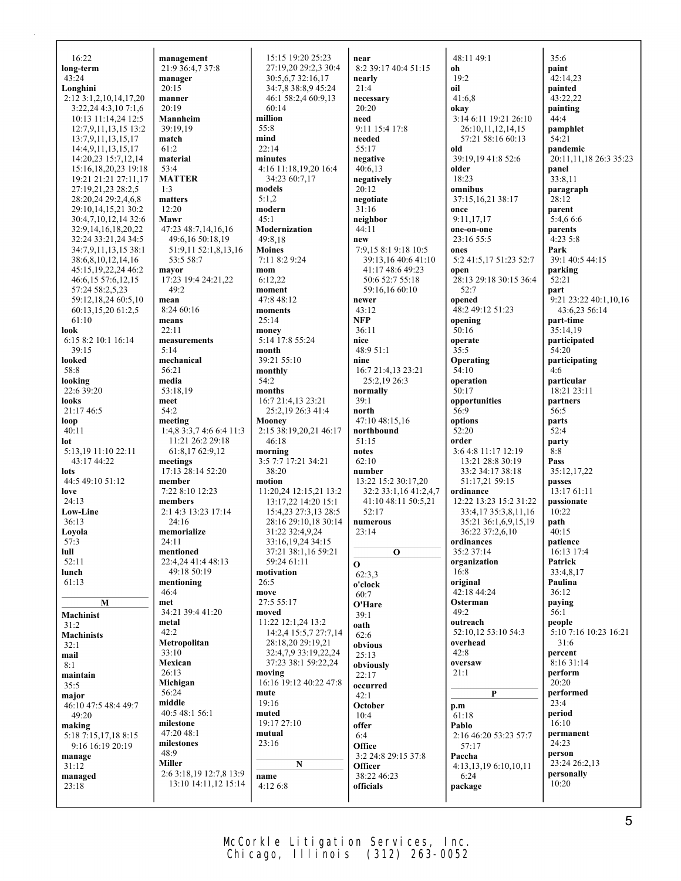16:22
**long-term**
43:24
**Longhini**
2:12 3:1,2,10,14,17,20
3:22,24 4:3,10 7:1,6
10:13 11:14,24 12:5
12:7,9,11,13,15 13:2
13:7,9,11,13,15,17
14:4,9,11,13,15,17
14:20,23 15:7,12,14
15:16,18,20,23 19:18
19:21 21:21 27:11,17
27:19,21,23 28:2,5
28:20,24 29:2,4,6,8
29:10,14,15,21 30:2
30:4,7,10,12,14 32:6
32:9,14,16,18,20,22
32:24 33:21,24 34:5
34:7,9,11,13,15 38:1
38:6,8,10,12,14,16
45:15,19,22,24 46:2
46:6,15 57:6,12,15
57:24 58:2,5,23
59:12,18,24 60:5,10
60:13,15,20 61:2,5
61:10
**look**
6:15 8:2 10:1 16:14
39:15
**looked**
58:8
**looking**
22:6 39:20
**looks**
21:17 46:5
**loop**
40:11
**lot**
5:13,19 11:10 22:11
43:17 44:22
**lots**
44:5 49:10 51:12
**love**
24:13
**Low-Line**
36:13
**Loyola**
57:3
**lull**
52:11
**lunch**
61:13

**M**

**Machinist**
31:2
**Machinists**
32:1
**mail**
8:1
**maintain**
35:5
**major**
46:10 47:5 48:4 49:7
49:20
**making**
5:18 7:15,17,18 8:15
9:16 16:19 20:19
**manage**
31:12
**managed**
23:18
**management**
21:9 36:4,7 37:8
**manager**
20:15
**manner**
20:19
**Mannheim**
39:19,19
**match**
61:2
**material**
53:4
**MATTER**
1:3
**matters**
12:20
**Mawr**
47:23 48:7,14,16,16
49:6,16 50:18,19
51:9,11 52:1,8,13,16
53:5 58:7
**mayor**
17:23 19:4 24:21,22
49:2
**mean**
8:24 60:16
**means**
22:11
**measurements**
5:14
**mechanical**
56:21
**media**
53:18,19
**meet**
54:2
**meeting**
1:4,8 3:3,7 4:6 6:4 11:3
11:21 26:2 29:18
61:8,17 62:9,12
**meetings**
17:13 28:14 52:20
**member**
7:22 8:10 12:23
**members**
2:1 4:3 13:23 17:14
24:16
**memorialize**
24:11
**mentioned**
22:4,24 41:4 48:13
49:18 50:19
**mentioning**
46:4
**met**
34:21 39:4 41:20
**metal**
42:2
**Metropolitan**
33:10
**Mexican**
26:13
**Michigan**
56:24
**middle**
40:5 48:1 56:1
**milestone**
47:20 48:1
**milestones**
48:9
**Miller**
2:6 3:18,19 12:7,8 13:9
13:10 14:11,12 15:14
15:15 19:20 25:23
27:19,20 29:2,3 30:4
30:5,6,7 32:16,17
34:7,8 38:8,9 45:24
46:1 58:2,4 60:9,13
60:14
**million**
55:8
**mind**
22:14
**minutes**
4:16 11:18,19,20 16:4
34:23 60:7,17
**models**
5:1,2
**modern**
45:1
**Modernization**
49:8,18
**Moines**
7:11 8:2 9:24
**mom**
6:12,22
**moment**
47:8 48:12
**moments**
25:14
**money**
5:14 17:8 55:24
**month**
39:21 55:10
**monthly**
54:2
**months**
16:7 21:4,13 23:21
25:2,19 26:3 41:4
**Mooney**
2:15 38:19,20,21 46:17
46:18
**morning**
3:5 7:7 17:21 34:21
38:20
**motion**
11:20,24 12:15,21 13:2
13:17,22 14:20 15:1
15:4,23 27:3,13 28:5
28:16 29:10,18 30:14
31:22 32:4,9,24
33:16,19,24 34:15
37:21 38:1,16 59:21
59:24 61:11
**motivation**
26:5
**move**
27:5 55:17
**moved**
11:22 12:1,24 13:2
14:2,4 15:5,7 27:7,14
28:18,20 29:19,21
32:4,7,9 33:19,22,24
37:23 38:1 59:22,24
**moving**
16:16 19:12 40:22 47:8
**mute**
19:16
**muted**
19:17 27:10
**mutual**
23:16

**N**

**name**
4:12 6:8
**near**
8:2 39:17 40:4 51:15
**nearly**
21:4
**necessary**
20:20
**need**
9:11 15:4 17:8
**needed**
55:17
**negative**
40:6,13
**negatively**
20:12
**negotiate**
31:16
**neighbor**
44:11
**new**
7:9,15 8:1 9:18 10:5
39:13,16 40:6 41:10
41:17 48:6 49:23
50:6 52:7 55:18
59:16,16 60:10
**newer**
43:12
**NFP**
36:11
**nice**
48:9 51:1
**nine**
16:7 21:4,13 23:21
25:2,19 26:3
**normally**
39:1
**north**
47:10 48:15,16
**northbound**
51:15
**notes**
62:10
**number**
13:22 15:2 30:17,20
32:2 33:1,16 41:2,4,7
41:10 48:11 50:5,21
52:17
**numerous**
23:14

**O**

**O**
62:3,3
**o'clock**
60:7
**O'Hare**
39:1
**oath**
62:6
**obvious**
25:13
**obviously**
22:17
**occurred**
42:1
**October**
10:4
**offer**
6:4
**Office**
3:2 24:8 29:15 37:8
**Officer**
38:22 46:23
**officials**
48:11 49:1
**oh**
19:2
**oil**
41:6,8
**okay**
3:14 6:11 19:21 26:10
26:10,11,12,14,15
57:21 58:16 60:13
**old**
39:19,19 41:8 52:6
**older**
18:23
**omnibus**
37:15,16,21 38:17
**once**
9:11,17,17
**one-on-one**
23:16 55:5
**ones**
5:2 41:5,17 51:23 52:7
**open**
28:13 29:18 30:15 36:4
52:7
**opened**
48:2 49:12 51:23
**opening**
50:16
**operate**
35:5
**Operating**
54:10
**operation**
50:17
**opportunities**
56:9
**options**
52:20
**order**
3:6 4:8 11:17 12:19
13:21 28:8 30:19
33:2 34:17 38:18
51:17,21 59:15
**ordinance**
12:22 13:23 15:2 31:22
33:4,17 35:3,8,11,16
35:21 36:1,6,9,15,19
36:22 37:2,6,10
**ordinances**
35:2 37:14
**organization**
16:8
**original**
42:18 44:24
**Osterman**
49:2
**outreach**
52:10,12 53:10 54:3
**overhead**
42:8
**oversaw**
21:1

**P**

**p.m**
61:18
**Pablo**
2:16 46:20 53:23 57:7
57:17
**Paccha**
4:13,13,19 6:10,10,11
6:24
**package**
35:6
**paint**
42:14,23
**painted**
43:22,22
**painting**
44:4
**pamphlet**
54:21
**pandemic**
20:11,11,18 26:3 35:23
**panel**
33:8,11
**paragraph**
28:12
**parent**
5:4,6 6:6
**parents**
4:23 5:8
**Park**
39:1 40:5 44:15
**parking**
52:21
**part**
9:21 23:22 40:1,10,16
43:6,23 56:14
**part-time**
35:14,19
**participated**
54:20
**participating**
4:6
**particular**
18:21 23:11
**partners**
56:5
**parts**
52:4
**party**
8:8
**Pass**
35:12,17,22
**passes**
13:17 61:11
**passionate**
10:22
**path**
40:15
**patience**
16:13 17:4
**Patrick**
33:4,8,17
**Paulina**
36:12
**paying**
56:1
**people**
5:10 7:16 10:23 16:21
31:6
**percent**
8:16 31:14
**perform**
20:20
**performed**
23:4
**period**
16:10
**permanent**
24:23
**person**
23:24 26:2,13
**personally**
10:20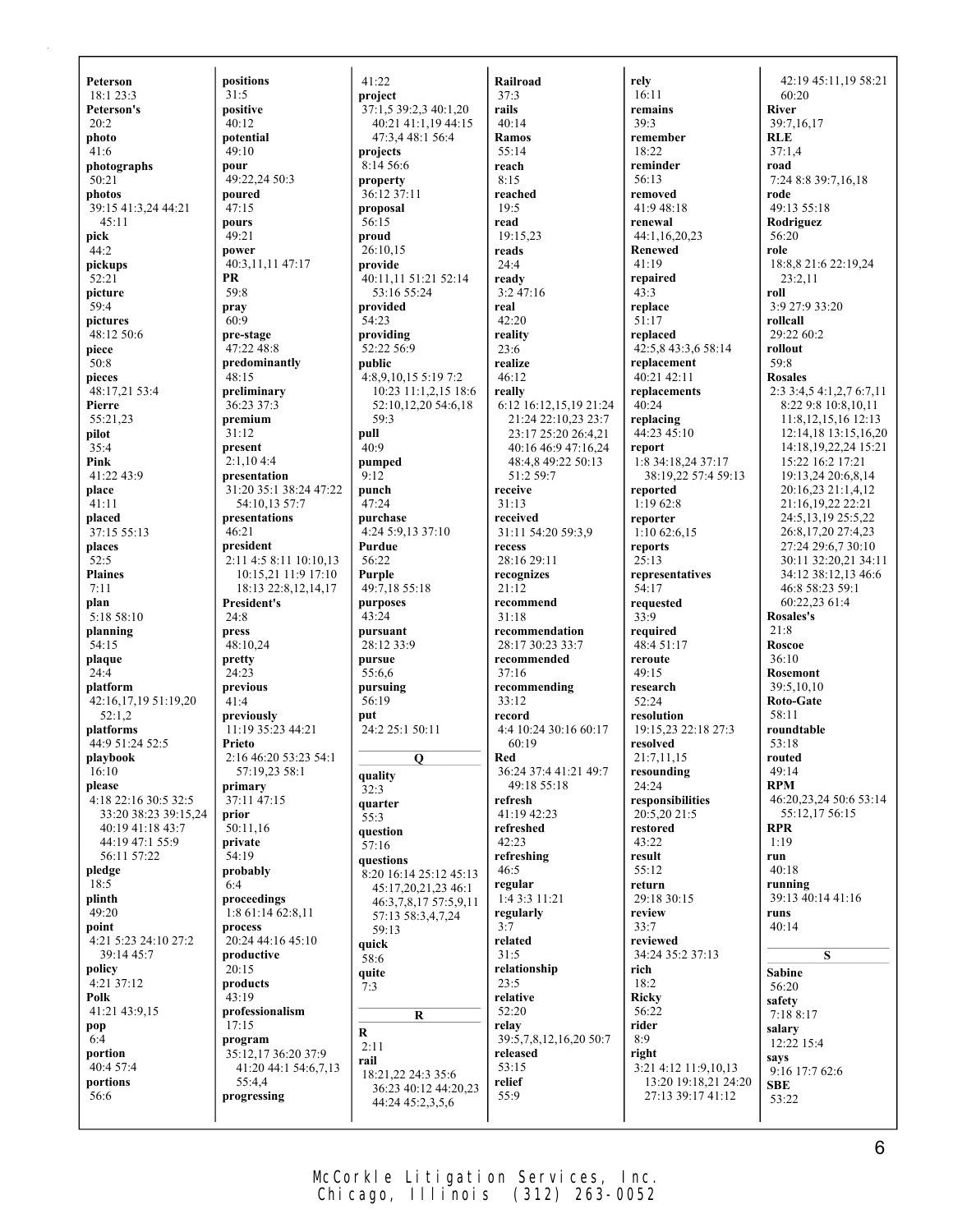**Peterson**
18:1 23:3
**Peterson's**
20:2
**photo**
41:6
**photographs**
50:21
**photos**
39:15 41:3,24 44:21 45:11
**pick**
44:2
**pickups**
52:21
**picture**
59:4
**pictures**
48:12 50:6
**piece**
50:8
**pieces**
48:17,21 53:4
**Pierre**
55:21,23
**pilot**
35:4
**Pink**
41:22 43:9
**place**
41:11
**placed**
37:15 55:13
**places**
52:5
**Plaines**
7:11
**plan**
5:18 58:10
**planning**
54:15
**plaque**
24:4
**platform**
42:16,17,19 51:19,20 52:1,2
**platforms**
44:9 51:24 52:5
**playbook**
16:10
**please**
4:18 22:16 30:5 32:5 33:20 38:23 39:15,24 40:19 41:18 43:7 44:19 47:1 55:9 56:11 57:22
**pledge**
18:5
**plinth**
49:20
**point**
4:21 5:23 24:10 27:2 39:14 45:7
**policy**
4:21 37:12
**Polk**
41:21 43:9,15
**pop**
6:4
**portion**
40:4 57:4
**portions**
56:6
**positions**
31:5
**positive**
40:12
**potential**
49:10
**pour**
49:22,24 50:3
**poured**
47:15
**pours**
49:21
**power**
40:3,11,11 47:17
**PR**
59:8
**pray**
60:9
**pre-stage**
47:22 48:8
**predominantly**
48:15
**preliminary**
36:23 37:3
**premium**
31:12
**present**
2:1,10 4:4
**presentation**
31:20 35:1 38:24 47:22 54:10,13 57:7
**presentations**
46:21
**president**
2:11 4:5 8:11 10:10,13 10:15,21 11:9 17:10 18:13 22:8,12,14,17
**President's**
24:8
**press**
48:10,24
**pretty**
24:23
**previous**
41:4
**previously**
11:19 35:23 44:21
**Prieto**
2:16 46:20 53:23 54:1 57:19,23 58:1
**primary**
37:11 47:15
**prior**
50:11,16
**private**
54:19
**probably**
6:4
**proceedings**
1:8 61:14 62:8,11
**process**
20:24 44:16 45:10
**productive**
20:15
**products**
43:19
**professionalism**
17:15
**program**
35:12,17 36:20 37:9 41:20 44:1 54:6,7,13 55:4,4
**progressing**
41:22
**project**
37:1,5 39:2,3 40:1,20 40:21 41:1,19 44:15 47:3,4 48:1 56:4
**projects**
8:14 56:6
**property**
36:12 37:11
**proposal**
56:15
**proud**
26:10,15
**provide**
40:11,11 51:21 52:14 53:16 55:24
**provided**
54:23
**providing**
52:22 56:9
**public**
4:8,9,10,15 5:19 7:2 10:23 11:1,2,15 18:6 52:10,12,20 54:6,18 59:3
**pull**
40:9
**pumped**
9:12
**punch**
47:24
**purchase**
4:24 5:9,13 37:10
**Purdue**
56:22
**Purple**
49:7,18 55:18
**purposes**
43:24
**pursuant**
28:12 33:9
**pursue**
55:6,6
**pursuing**
56:19
**put**
24:2 25:1 50:11

**Q**

**quality**
32:3
**quarter**
55:3
**question**
57:16
**questions**
8:20 16:14 25:12 45:13 45:17,20,21,23 46:1 46:3,7,8,17 57:5,9,11 57:13 58:3,4,7,24 59:13
**quick**
58:6
**quite**
7:3

**R**

**R**
2:11
**rail**
18:21,22 24:3 35:6 36:23 40:12 44:20,23 44:24 45:2,3,5,6
**Railroad**
37:3
**rails**
40:14
**Ramos**
55:14
**reach**
8:15
**reached**
19:5
**read**
19:15,23
**reads**
24:4
**ready**
3:2 47:16
**real**
42:20
**reality**
23:6
**realize**
46:12
**really**
6:12 16:12,15,19 21:24 21:24 22:10,23 23:7 23:17 25:20 26:4,21 40:16 46:9 47:16,24 48:4,8 49:22 50:13 51:2 59:7
**receive**
31:13
**received**
31:11 54:20 59:3,9
**recess**
28:16 29:11
**recognizes**
21:12
**recommend**
31:18
**recommendation**
28:17 30:23 33:7
**recommended**
37:16
**recommending**
33:12
**record**
4:4 10:24 30:16 60:17 60:19
**Red**
36:24 37:4 41:21 49:7 49:18 55:18
**refresh**
41:19 42:23
**refreshed**
42:23
**refreshing**
46:5
**regular**
1:4 3:3 11:21
**regularly**
3:7
**related**
31:5
**relationship**
23:5
**relative**
52:20
**relay**
39:5,7,8,12,16,20 50:7
**released**
53:15
**relief**
55:9
**rely**
16:11
**remains**
39:3
**remember**
18:22
**reminder**
56:13
**removed**
41:9 48:18
**renewal**
44:1,16,20,23
**Renewed**
41:19
**repaired**
43:3
**replace**
51:17
**replaced**
42:5,8 43:3,6 58:14
**replacement**
40:21 42:11
**replacements**
40:24
**replacing**
44:23 45:10
**report**
1:8 34:18,24 37:17 38:19,22 57:4 59:13
**reported**
1:19 62:8
**reporter**
1:10 62:6,15
**reports**
25:13
**representatives**
54:17
**requested**
33:9
**required**
48:4 51:17
**reroute**
49:15
**research**
52:24
**resolution**
19:15,23 22:18 27:3
**resolved**
21:7,11,15
**resounding**
24:24
**responsibilities**
20:5,20 21:5
**restored**
43:22
**result**
55:12
**return**
29:18 30:15
**review**
33:7
**reviewed**
34:24 35:2 37:13
**rich**
18:2
**Ricky**
56:22
**rider**
8:9
**right**
3:21 4:12 11:9,10,13 13:20 19:18,21 24:20 27:13 39:17 41:12 42:19 45:11,19 58:21 60:20
**River**
39:7,16,17
**RLE**
37:1,4
**road**
7:24 8:8 39:7,16,18
**rode**
49:13 55:18
**Rodriguez**
56:20
**role**
18:8,8 21:6 22:19,24 23:2,11
**roll**
3:9 27:9 33:20
**rollcall**
29:22 60:2
**rollout**
59:8
**Rosales**
2:3 3:4,5 4:1,2,7 6:7,11 8:22 9:8 10:8,10,11 11:8,12,15,16 12:13 12:14,18 13:15,16,20 14:18,19,22,24 15:21 15:22 16:2 17:21 19:13,24 20:6,8,14 20:16,23 21:1,4,12 21:16,19,22 22:21 24:5,13,19 25:5,22 26:8,17,20 27:4,23 27:24 29:6,7 30:10 30:11 32:20,21 34:11 34:12 38:12,13 46:6 46:8 58:23 59:1 60:22,23 61:4
**Rosales's**
21:8
**Roscoe**
36:10
**Rosemont**
39:5,10,10
**Roto-Gate**
58:11
**roundtable**
53:18
**routed**
49:14
**RPM**
46:20,23,24 50:6 53:14 55:12,17 56:15
**RPR**
1:19
**run**
40:18
**running**
39:13 40:14 41:16
**runs**
40:14

**S**

**Sabine**
56:20
**safety**
7:18 8:17
**salary**
12:22 15:4
**says**
9:16 17:7 62:6
**SBE**
53:22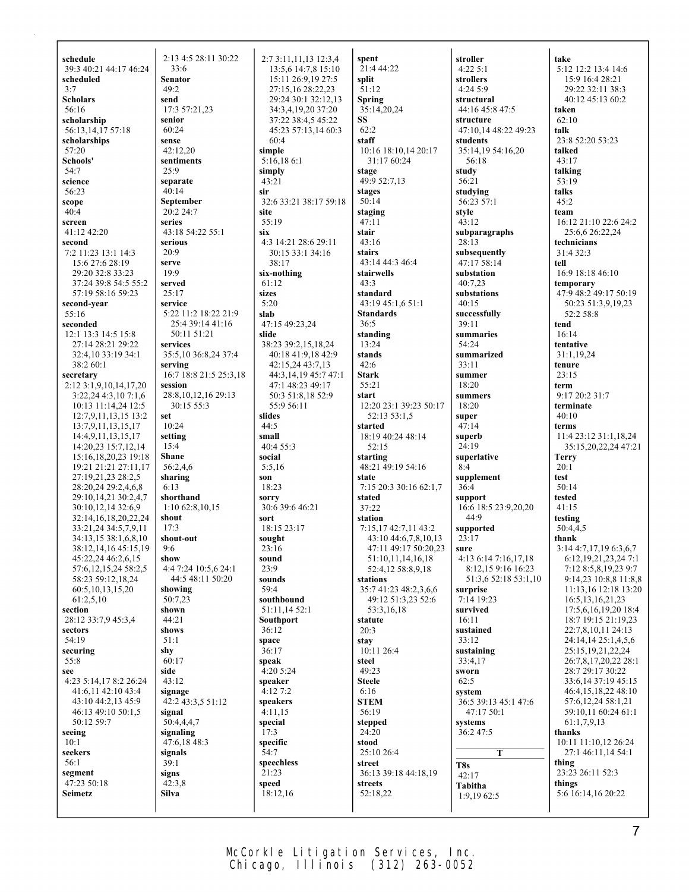**schedule**
39:3 40:21 44:17 46:24
**scheduled**
3:7
**Scholars**
56:16
**scholarship**
56:13,14,17 57:18
**scholarships**
57:20
**Schools'**
54:7
**science**
56:23
**scope**
40:4
**screen**
41:12 42:20
**second**
7:2 11:23 13:1 14:3 15:6 27:6 28:19 29:20 32:8 33:23 37:24 39:8 54:5 55:2 57:19 58:16 59:23
**second-year**
55:16
**seconded**
12:1 13:3 14:5 15:8 27:14 28:21 29:22 32:4,10 33:19 34:1 38:2 60:1
**secretary**
2:12 3:1,9,10,14,17,20 3:22,24 4:3,10 7:1,6 10:13 11:14,24 12:5 12:7,9,11,13,15 13:2 13:7,9,11,13,15,17 14:4,9,11,13,15,17 14:20,23 15:7,12,14 15:16,18,20,23 19:18 19:21 21:21 27:11,17 27:19,21,23 28:2,5 28:20,24 29:2,4,6,8 29:10,14,21 30:2,4,7 30:10,12,14 32:6,9 32:14,16,18,20,22,24 33:21,24 34:5,7,9,11 34:13,15 38:1,6,8,10 38:12,14,16 45:15,19 45:22,24 46:2,6,15 57:6,12,15,24 58:2,5 58:23 59:12,18,24 60:5,10,13,15,20 61:2,5,10
**section**
28:12 33:7,9 45:3,4
**sectors**
54:19
**securing**
55:8
**see**
4:23 5:14,17 8:2 26:24 41:6,11 42:10 43:4 43:10 44:2,13 45:9 46:13 49:10 50:1,5 50:12 59:7
**seeing**
10:1
**seekers**
56:1
**segment**
47:23 50:18
**Seimetz**
2:13 4:5 28:11 30:22 33:6
**Senator**
49:2
**send**
17:3 57:21,23
**senior**
60:24
**sense**
42:12,20
**sentiments**
25:9
**separate**
40:14
**September**
20:2 24:7
**series**
43:18 54:22 55:1
**serious**
20:9
**serve**
19:9
**served**
25:17
**service**
5:22 11:2 18:22 21:9 25:4 39:14 41:16 50:11 51:21
**services**
35:5,10 36:8,24 37:4
**serving**
16:7 18:8 21:5 25:3,18
**session**
28:8,10,12,16 29:13 30:15 55:3
**set**
10:24
**setting**
15:4
**Shane**
56:2,4,6
**sharing**
6:13
**shorthand**
1:10 62:8,10,15
**shout**
17:3
**shout-out**
9:6
**show**
4:4 7:24 10:5,6 24:1 44:5 48:11 50:20
**showing**
50:7,23
**shown**
44:21
**shows**
51:1
**shy**
60:17
**side**
43:12
**signage**
42:2 43:3,5 51:12
**signal**
50:4,4,4,7
**signaling**
47:6,18 48:3
**signals**
39:1
**signs**
42:3,8
**Silva**
2:7 3:11,11,13 12:3,4 13:5,6 14:7,8 15:10 15:11 26:9,19 27:5 27:15,16 28:22,23 29:24 30:1 32:12,13 34:3,4,19,20 37:20 37:22 38:4,5 45:22 45:23 57:13,14 60:3 60:4
**simple**
5:16,18 6:1
**simply**
43:21
**sir**
32:6 33:21 38:17 59:18
**site**
55:19
**six**
4:3 14:21 28:6 29:11 30:15 33:1 34:16 38:17
**six-nothing**
61:12
**sizes**
5:20
**slab**
47:15 49:23,24
**slide**
38:23 39:2,15,18,24 40:18 41:9,18 42:9 42:15,24 43:7,13 44:3,14,19 45:7 47:1 47:1 48:23 49:17 50:3 51:8,18 52:9 55:9 56:11
**slides**
44:5
**small**
40:4 55:3
**social**
5:5,16
**son**
18:23
**sorry**
30:6 39:6 46:21
**sort**
18:15 23:17
**sought**
23:16
**sound**
23:9
**sounds**
59:4
**southbound**
51:11,14 52:1
**Southport**
36:12
**space**
36:17
**speak**
4:20 5:24
**speaker**
4:12 7:2
**speakers**
4:11,15
**special**
17:3
**specific**
54:7
**speechless**
21:23
**speed**
18:12,16
**spent**
21:4 44:22
**split**
51:12
**Spring**
35:14,20,24
**SS**
62:2
**staff**
10:16 18:10,14 20:17 31:17 60:24
**stage**
49:9 52:7,13
**stages**
50:14
**staging**
47:11
**stair**
43:16
**stairs**
43:14 44:3 46:4
**stairwells**
43:3
**standard**
43:19 45:1,6 51:1
**Standards**
36:5
**standing**
13:24
**stands**
42:6
**Stark**
55:21
**start**
12:20 23:1 39:23 50:17 52:13 53:1,5
**started**
18:19 40:24 48:14 52:15
**starting**
48:21 49:19 54:16
**state**
7:15 20:3 30:16 62:1,7
**stated**
37:22
**station**
7:15,17 42:7,11 43:2 43:10 44:6,7,8,10,13 47:11 49:17 50:20,23 51:10,11,14,16,18 52:4,12 58:8,9,18
**stations**
35:7 41:23 48:2,3,6,6 49:12 51:3,23 52:6 53:3,16,18
**statute**
20:3
**stay**
10:11 26:4
**steel**
49:23
**Steele**
6:16
**STEM**
56:19
**stepped**
24:20
**stood**
25:10 26:4
**street**
36:13 39:18 44:18,19
**streets**
52:18,22
**stroller**
4:22 5:1
**strollers**
4:24 5:9
**structural**
44:16 45:8 47:5
**structure**
47:10,14 48:22 49:23
**students**
35:14,19 54:16,20 56:18
**study**
56:21
**studying**
56:23 57:1
**style**
43:12
**subparagraphs**
28:13
**subsequently**
47:17 58:14
**substation**
40:7,23
**substations**
40:15
**successfully**
39:11
**summaries**
54:24
**summarized**
33:11
**summer**
18:20
**summers**
18:20
**super**
47:14
**superb**
24:19
**superlative**
8:4
**supplement**
36:4
**support**
16:6 18:5 23:9,20,20 44:9
**supported**
23:17
**sure**
4:13 6:14 7:16,17,18 8:12,15 9:16 16:23 51:3,6 52:18 53:1,10
**surprise**
7:14 19:23
**survived**
16:11
**sustained**
33:12
**sustaining**
33:4,17
**sworn**
62:5
**system**
36:5 39:13 45:1 47:6 47:17 50:1
**systems**
36:2 47:5

**T**

**T8s**
42:17
**Tabitha**
1:9,19 62:5
**take**
5:12 12:2 13:4 14:6 15:9 16:4 28:21 29:22 32:11 38:3 40:12 45:13 60:2
**taken**
62:10
**talk**
23:8 52:20 53:23
**talked**
43:17
**talking**
53:19
**talks**
45:2
**team**
16:12 21:10 22:6 24:2 25:6,6 26:22,24
**technicians**
31:4 32:3
**tell**
16:9 18:18 46:10
**temporary**
47:9 48:2 49:17 50:19 50:23 51:3,9,19,23 52:2 58:8
**tend**
16:14
**tentative**
31:1,19,24
**tenure**
23:15
**term**
9:17 20:2 31:7
**terminate**
40:10
**terms**
11:4 23:12 31:1,18,24 35:15,20,22,24 47:21
**Terry**
20:1
**test**
50:14
**tested**
41:15
**testing**
50:4,4,5
**thank**
3:14 4:7,17,19 6:3,6,7 6:12,19,21,23,24 7:1 7:12 8:5,8,19,23 9:7 9:14,23 10:8,8 11:8,8 11:13,16 12:18 13:20 16:5,13,16,21,23 17:5,6,16,19,20 18:4 18:7 19:15 21:19,23 22:7,8,10,11 24:13 24:14,14 25:1,4,5,6 25:15,19,21,22,24 26:7,8,17,20,22 28:1 28:7 29:17 30:22 33:6,14 37:19 45:15 46:4,15,18,22 48:10 57:6,12,24 58:1,21 59:10,11 60:24 61:1 61:1,7,9,13
**thanks**
10:11 11:10,12 26:24 27:1 46:11,14 54:1
**thing**
23:23 26:11 52:3
**things**
5:6 16:14,16 20:22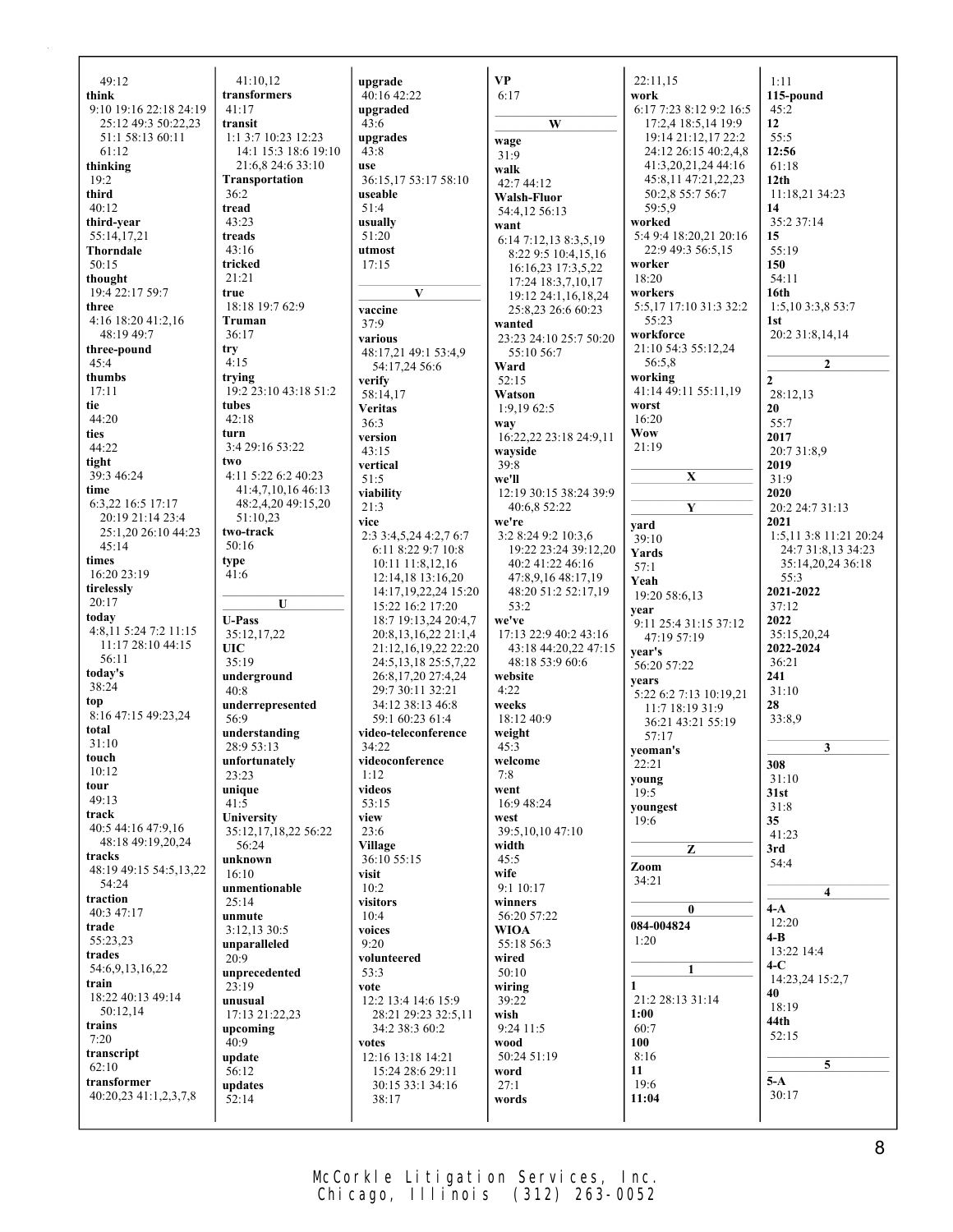49:12
**think**
9:10 19:16 22:18 24:19 25:12 49:3 50:22,23 51:1 58:13 60:11 61:12
**thinking**
19:2
**third**
40:12
**third-year**
55:14,17,21
**Thorndale**
50:15
**thought**
19:4 22:17 59:7
**three**
4:16 18:20 41:2,16 48:19 49:7
**three-pound**
45:4
**thumbs**
17:11
**tie**
44:20
**ties**
44:22
**tight**
39:3 46:24
**time**
6:3,22 16:5 17:17 20:19 21:14 23:4 25:1,20 26:10 44:23 45:14
**times**
16:20 23:19
**tirelessly**
20:17
**today**
4:8,11 5:24 7:2 11:15 11:17 28:10 44:15 56:11
**today's**
38:24
**top**
8:16 47:15 49:23,24
**total**
31:10
**touch**
10:12
**tour**
49:13
**track**
40:5 44:16 47:9,16 48:18 49:19,20,24
**tracks**
48:19 49:15 54:5,13,22 54:24
**traction**
40:3 47:17
**trade**
55:23,23
**trades**
54:6,9,13,16,22
**train**
18:22 40:13 49:14 50:12,14
**trains**
7:20
**transcript**
62:10
**transformer**
40:20,23 41:1,2,3,7,8

41:10,12
**transformers**
41:17
**transit**
1:1 3:7 10:23 12:23 14:1 15:3 18:6 19:10 21:6,8 24:6 33:10
**Transportation**
36:2
**tread**
43:23
**treads**
43:16
**tricked**
21:21
**true**
18:18 19:7 62:9
**Truman**
36:17
**try**
4:15
**trying**
19:2 23:10 43:18 51:2
**tubes**
42:18
**turn**
3:4 29:16 53:22
**two**
4:11 5:22 6:2 40:23 41:4,7,10,16 46:13 48:2,4,20 49:15,20 51:10,23
**two-track**
50:16
**type**
41:6

**U**

**U-Pass**
35:12,17,22
**UIC**
35:19
**underground**
40:8
**underrepresented**
56:9
**understanding**
28:9 53:13
**unfortunately**
23:23
**unique**
41:5
**University**
35:12,17,18,22 56:22 56:24
**unknown**
16:10
**unmentionable**
25:14
**unmute**
3:12,13 30:5
**unparalleled**
20:9
**unprecedented**
23:19
**unusual**
17:13 21:22,23
**upcoming**
40:9
**update**
56:12
**updates**
52:14

**upgrade**
40:16 42:22
**upgraded**
43:6
**upgrades**
43:8
**use**
36:15,17 53:17 58:10
**useable**
51:4
**usually**
51:20
**utmost**
17:15

**V**

**vaccine**
37:9
**various**
48:17,21 49:1 53:4,9 54:17,24 56:6
**verify**
58:14,17
**Veritas**
36:3
**version**
43:15
**vertical**
51:5
**viability**
21:3
**vice**
2:3 3:4,5,24 4:2,7 6:7 6:11 8:22 9:7 10:8 10:11 11:8,12,16 12:14,18 13:16,20 14:17,19,22,24 15:20 15:22 16:2 17:20 18:7 19:13,24 20:4,7 20:8,13,16,22 21:1,4 21:12,16,19,22 22:20 24:5,13,18 25:5,7,22 26:8,17,20 27:4,24 29:7 30:11 32:21 34:12 38:13 46:8 59:1 60:23 61:4
**video-teleconference**
34:22
**videoconference**
1:12
**videos**
53:15
**view**
23:6
**Village**
36:10 55:15
**visit**
10:2
**visitors**
10:4
**voices**
9:20
**volunteered**
53:3
**vote**
12:2 13:4 14:6 15:9 28:21 29:23 32:5,11 34:2 38:3 60:2
**votes**
12:16 13:18 14:21 15:24 28:6 29:11 30:15 33:1 34:16 38:17

**VP**
6:17

**W**

**wage**
31:9
**walk**
42:7 44:12
**Walsh-Fluor**
54:4,12 56:13
**want**
6:14 7:12,13 8:3,5,19 8:22 9:5 10:4,15,16 16:16,23 17:3,5,22 17:24 18:3,7,10,17 19:12 24:1,16,18,24 25:8,23 26:6 60:23
**wanted**
23:23 24:10 25:7 50:20 55:10 56:7
**Ward**
52:15
**Watson**
1:9,19 62:5
**way**
16:22,22 23:18 24:9,11
**wayside**
39:8
**we'll**
12:19 30:15 38:24 39:9 40:6,8 52:22
**we're**
3:2 8:24 9:2 10:3,6 19:22 23:24 39:12,20 40:2 41:22 46:16 47:8,9,16 48:17,19 48:20 51:2 52:17,19 53:2
**we've**
17:13 22:9 40:2 43:16 43:18 44:20,22 47:15 48:18 53:9 60:6
**website**
4:22
**weeks**
18:12 40:9
**weight**
45:3
**welcome**
7:8
**went**
16:9 48:24
**west**
39:5,10,10 47:10
**width**
45:5
**wife**
9:1 10:17
**winners**
56:20 57:22
**WIOA**
55:18 56:3
**wired**
50:10
**wiring**
39:22
**wish**
9:24 11:5
**wood**
50:24 51:19
**word**
27:1
**words**

22:11,15
**work**
6:17 7:23 8:12 9:2 16:5 17:2,4 18:5,14 19:9 19:14 21:12,17 22:2 24:12 26:15 40:2,4,8 41:3,20,21,24 44:16 45:8,11 47:21,22,23 50:2,8 55:7 56:7 59:5,9
**worked**
5:4 9:4 18:20,21 20:16 22:9 49:3 56:5,15
**worker**
18:20
**workers**
5:5,17 17:10 31:3 32:2 55:23
**workforce**
21:10 54:3 55:12,24 56:5,8
**working**
41:14 49:11 55:11,19
**worst**
16:20
**Wow**
21:19

**X**

**Y**

**yard**
39:10
**Yards**
57:1
**Yeah**
19:20 58:6,13
**year**
9:11 25:4 31:15 37:12 47:19 57:19
**year's**
56:20 57:22
**years**
5:22 6:2 7:13 10:19,21 11:7 18:19 31:9 36:21 43:21 55:19 57:17
**yeoman's**
22:21
**young**
19:5
**youngest**
19:6

**Z**

**Zoom**
34:21

**0**

**084-004824**
1:20

**1**

**1**
21:2 28:13 31:14
**1:00**
60:7
**100**
8:16
**11**
19:6
**11:04**

1:11
**115-pound**
45:2
**12**
55:5
**12:56**
61:18
**12th**
11:18,21 34:23
**14**
35:2 37:14
**15**
55:19
**150**
54:11
**16th**
1:5,10 3:3,8 53:7
**1st**
20:2 31:8,14,14

**2**

**2**
28:12,13
**20**
55:7
**2017**
20:7 31:8,9
**2019**
31:9
**2020**
20:2 24:7 31:13
**2021**
1:5,11 3:8 11:21 20:24 24:7 31:8,13 34:23 35:14,20,24 36:18 55:3
**2021-2022**
37:12
**2022**
35:15,20,24
**2022-2024**
36:21
**241**
31:10
**28**
33:8,9

**3**

**308**
31:10
**31st**
31:8
**35**
41:23
**3rd**
54:4

**4**

**4-A**
12:20
**4-B**
13:22 14:4
**4-C**
14:23,24 15:2,7
**40**
18:19
**44th**
52:15

**5**

**5-A**
30:17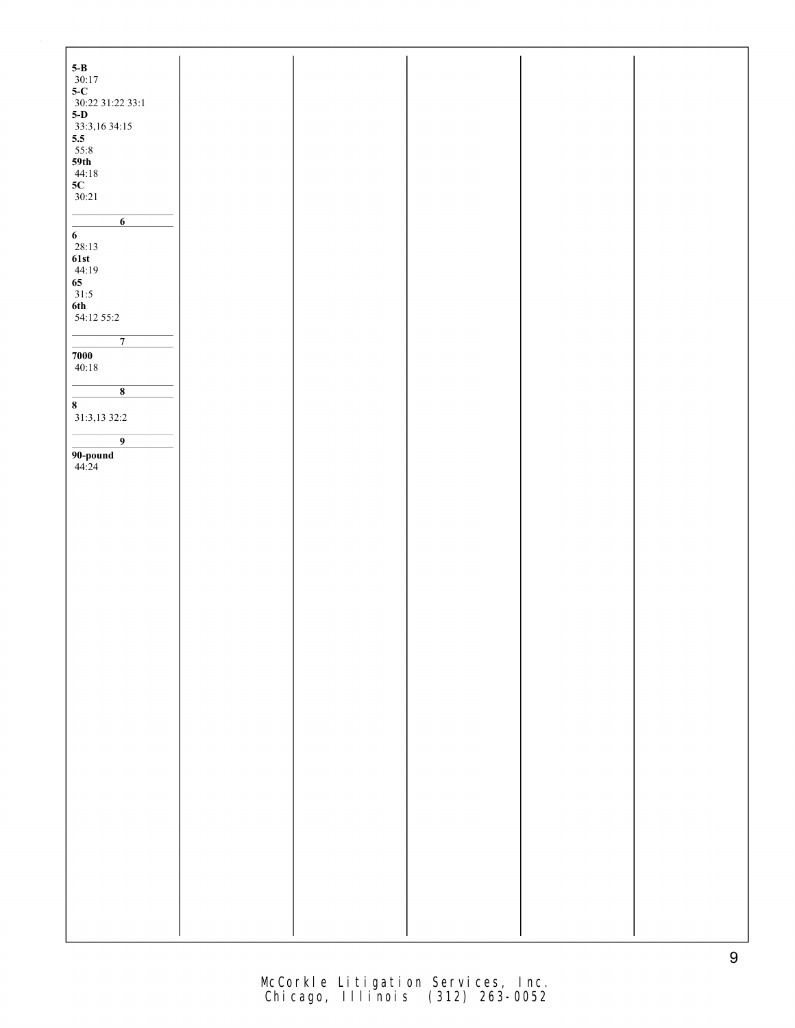**5-B**
30:17
**5-C**
30:22 31:22 33:1
**5-D**
33:3,16 34:15
**5.5**
55:8
**59th**
44:18
**5C**
30:21

**6**

**6**
28:13
**61st**
44:19
**65**
31:5
**6th**
54:12 55:2

**7**

**7000**
40:18

**8**

**8**
31:3,13 32:2

**9**

**90-pound**
44:24

McCorkle Litigation Services, Inc.
Chicago, Illinois (312) 263-0052